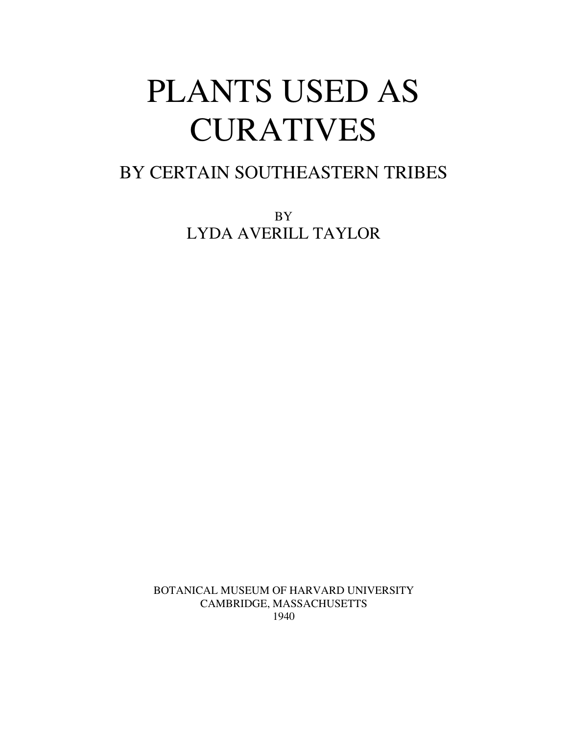# PLANTS USED AS CURATIVES

## BY CERTAIN SOUTHEASTERN TRIBES

BY

LYDA AVERILL TAYLOR

BOTANICAL MUSEUM OF HARVARD UNIVERSITY
CAMBRIDGE, MASSACHUSETTS
1940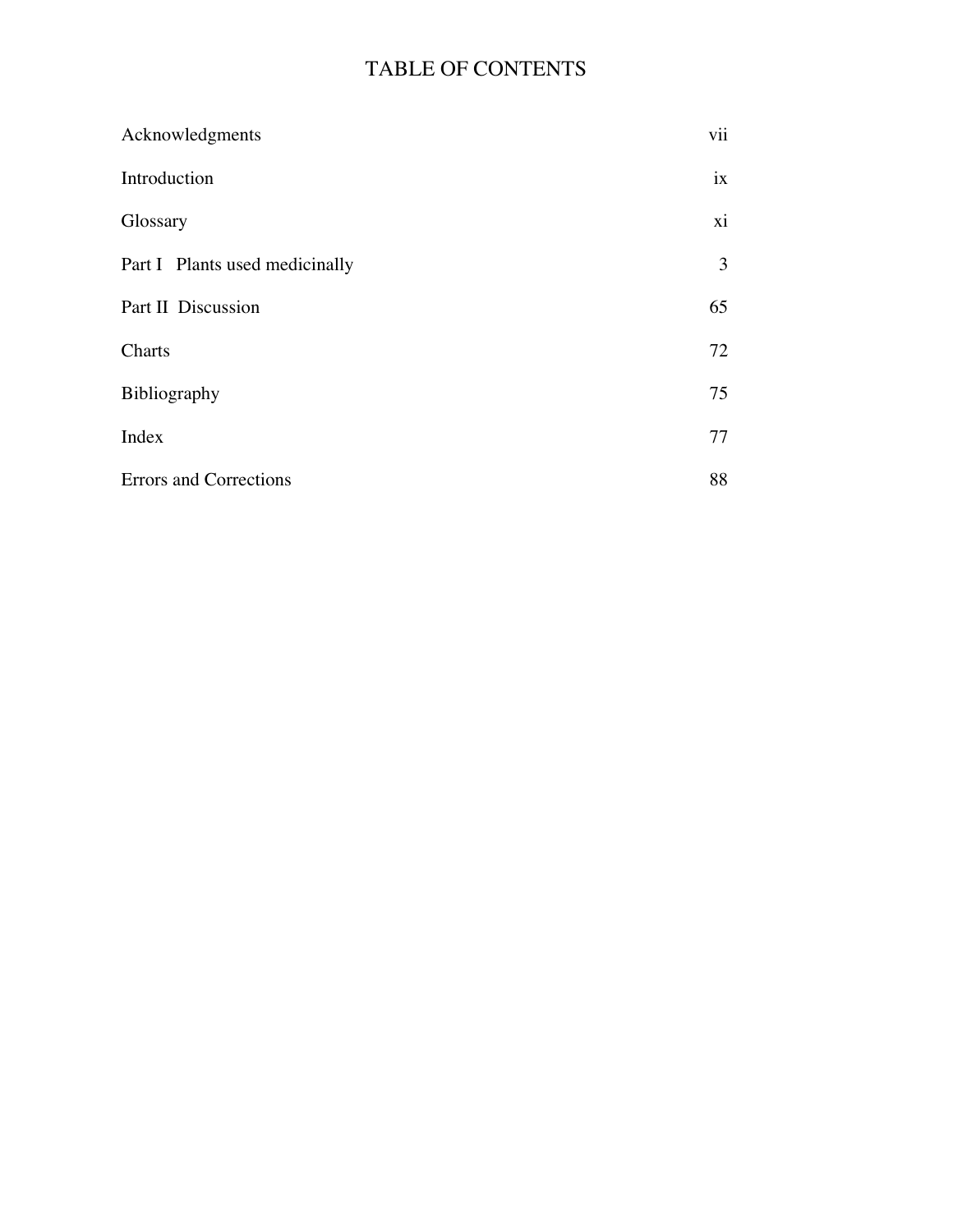# TABLE OF CONTENTS

| | |
|---|---|
| Acknowledgments | vii |
| Introduction | ix |
| Glossary | xi |
| Part I Plants used medicinally | 3 |
| Part II Discussion | 65 |
| Charts | 72 |
| Bibliography | 75 |
| Index | 77 |
| Errors and Corrections | 88 |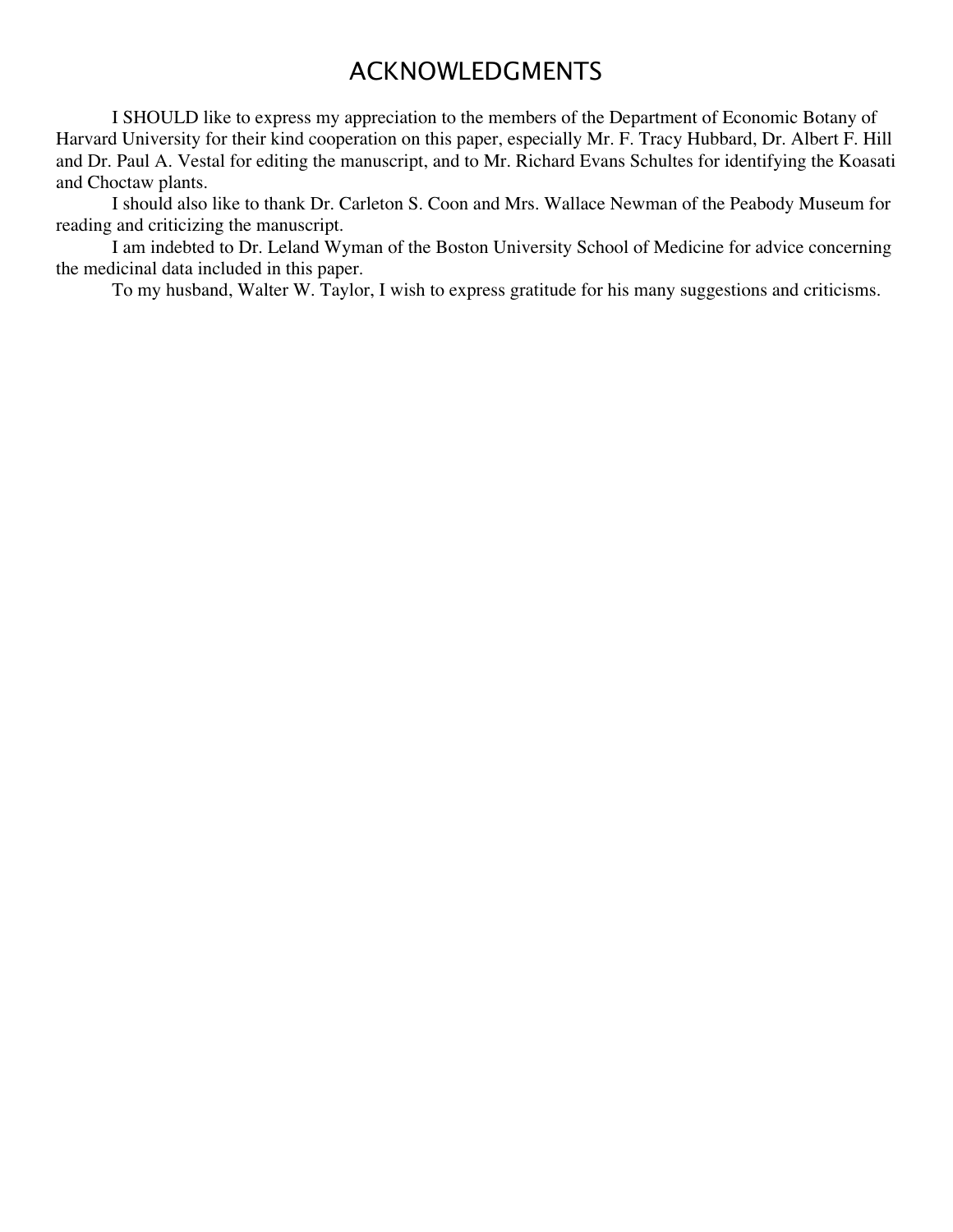# ACKNOWLEDGMENTS

I SHOULD like to express my appreciation to the members of the Department of Economic Botany of Harvard University for their kind cooperation on this paper, especially Mr. F. Tracy Hubbard, Dr. Albert F. Hill and Dr. Paul A. Vestal for editing the manuscript, and to Mr. Richard Evans Schultes for identifying the Koasati and Choctaw plants.

I should also like to thank Dr. Carleton S. Coon and Mrs. Wallace Newman of the Peabody Museum for reading and criticizing the manuscript.

I am indebted to Dr. Leland Wyman of the Boston University School of Medicine for advice concerning the medicinal data included in this paper.

To my husband, Walter W. Taylor, I wish to express gratitude for his many suggestions and criticisms.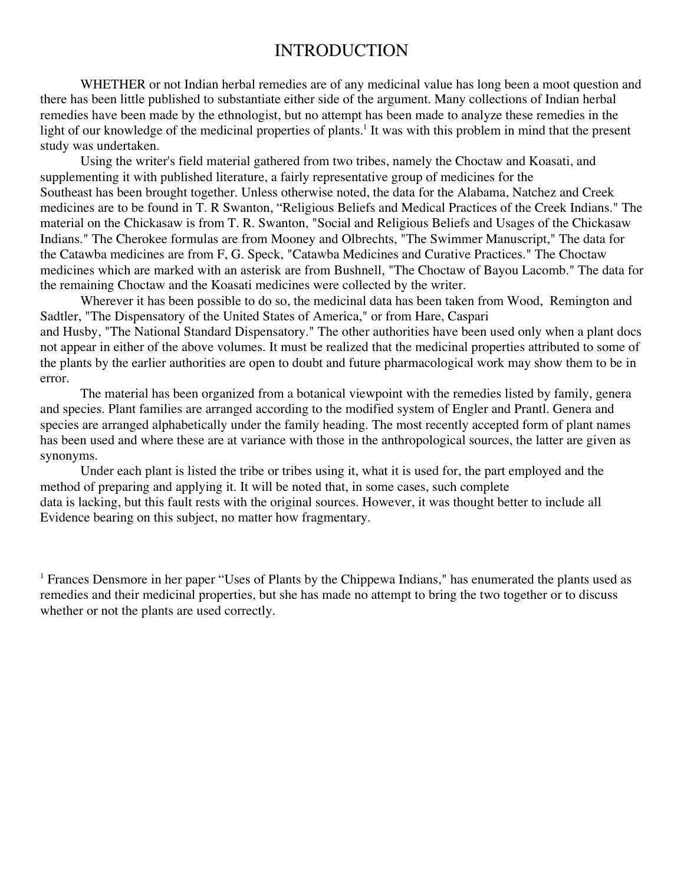# INTRODUCTION

WHETHER or not Indian herbal remedies are of any medicinal value has long been a moot question and there has been little published to substantiate either side of the argument. Many collections of Indian herbal remedies have been made by the ethnologist, but no attempt has been made to analyze these remedies in the light of our knowledge of the medicinal properties of plants.[1] It was with this problem in mind that the present study was undertaken.

Using the writer's field material gathered from two tribes, namely the Choctaw and Koasati, and supplementing it with published literature, a fairly representative group of medicines for the Southeast has been brought together. Unless otherwise noted, the data for the Alabama, Natchez and Creek medicines are to be found in T. R Swanton, "Religious Beliefs and Medical Practices of the Creek Indians." The material on the Chickasaw is from T. R. Swanton, "Social and Religious Beliefs and Usages of the Chickasaw Indians." The Cherokee formulas are from Mooney and Olbrechts, "The Swimmer Manuscript," The data for the Catawba medicines are from F, G. Speck, "Catawba Medicines and Curative Practices." The Choctaw medicines which are marked with an asterisk are from Bushnell, "The Choctaw of Bayou Lacomb." The data for the remaining Choctaw and the Koasati medicines were collected by the writer.

Wherever it has been possible to do so, the medicinal data has been taken from Wood, Remington and Sadtler, "The Dispensatory of the United States of America," or from Hare, Caspari and Husby, "The National Standard Dispensatory." The other authorities have been used only when a plant docs not appear in either of the above volumes. It must be realized that the medicinal properties attributed to some of the plants by the earlier authorities are open to doubt and future pharmacological work may show them to be in error.

The material has been organized from a botanical viewpoint with the remedies listed by family, genera and species. Plant families are arranged according to the modified system of Engler and Prantl. Genera and species are arranged alphabetically under the family heading. The most recently accepted form of plant names has been used and where these are at variance with those in the anthropological sources, the latter are given as synonyms.

Under each plant is listed the tribe or tribes using it, what it is used for, the part employed and the method of preparing and applying it. It will be noted that, in some cases, such complete data is lacking, but this fault rests with the original sources. However, it was thought better to include all Evidence bearing on this subject, no matter how fragmentary.

[1] Frances Densmore in her paper "Uses of Plants by the Chippewa Indians," has enumerated the plants used as remedies and their medicinal properties, but she has made no attempt to bring the two together or to discuss whether or not the plants are used correctly.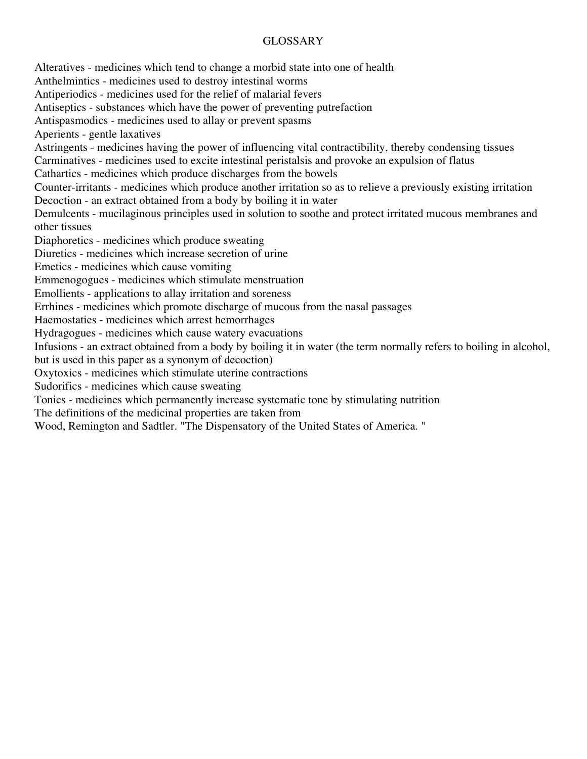# GLOSSARY

Alteratives - medicines which tend to change a morbid state into one of health
Anthelmintics - medicines used to destroy intestinal worms
Antiperiodics - medicines used for the relief of malarial fevers
Antiseptics - substances which have the power of preventing putrefaction
Antispasmodics - medicines used to allay or prevent spasms
Aperients - gentle laxatives
Astringents - medicines having the power of influencing vital contractibility, thereby condensing tissues
Carminatives - medicines used to excite intestinal peristalsis and provoke an expulsion of flatus
Cathartics - medicines which produce discharges from the bowels
Counter-irritants - medicines which produce another irritation so as to relieve a previously existing irritation
Decoction - an extract obtained from a body by boiling it in water
Demulcents - mucilaginous principles used in solution to soothe and protect irritated mucous membranes and other tissues
Diaphoretics - medicines which produce sweating
Diuretics - medicines which increase secretion of urine
Emetics - medicines which cause vomiting
Emmenogogues - medicines which stimulate menstruation
Emollients - applications to allay irritation and soreness
Errhines - medicines which promote discharge of mucous from the nasal passages
Haemostaties - medicines which arrest hemorrhages
Hydragogues - medicines which cause watery evacuations
Infusions - an extract obtained from a body by boiling it in water (the term normally refers to boiling in alcohol, but is used in this paper as a synonym of decoction)
Oxytoxics - medicines which stimulate uterine contractions
Sudorifics - medicines which cause sweating
Tonics - medicines which permanently increase systematic tone by stimulating nutrition
The definitions of the medicinal properties are taken from
Wood, Remington and Sadtler. "The Dispensatory of the United States of America. "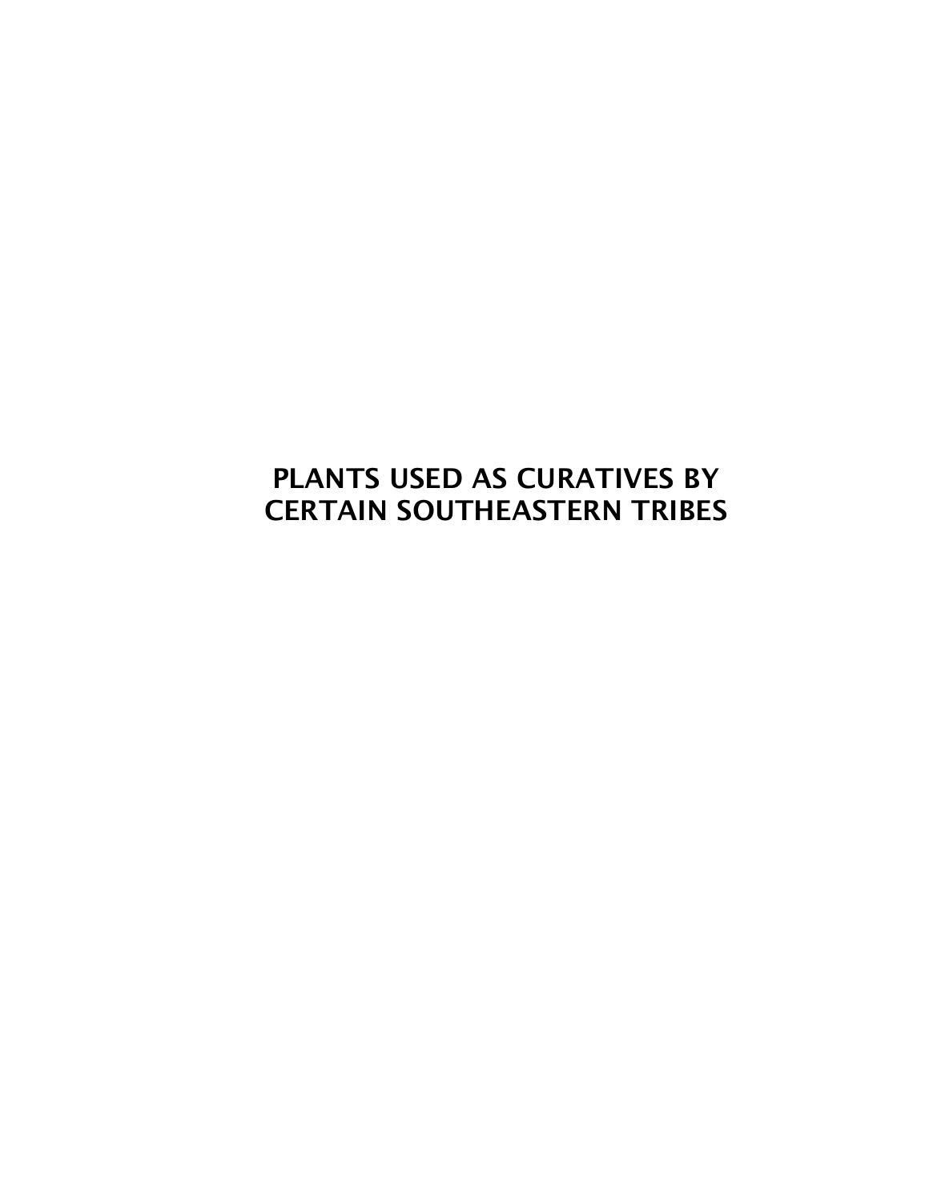# PLANTS USED AS CURATIVES BY CERTAIN SOUTHEASTERN TRIBES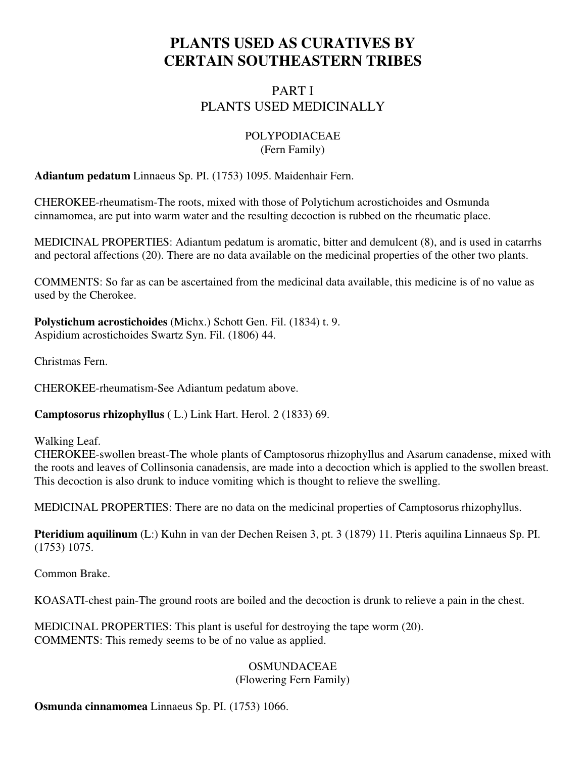# PLANTS USED AS CURATIVES BY CERTAIN SOUTHEASTERN TRIBES

## PART I
## PLANTS USED MEDICINALLY

### POLYPODIACEAE
(Fern Family)

**Adiantum pedatum** Linnaeus Sp. PI. (1753) 1095. Maidenhair Fern.

CHEROKEE-rheumatism-The roots, mixed with those of Polytichum acrostichoides and Osmunda cinnamomea, are put into warm water and the resulting decoction is rubbed on the rheumatic place.

MEDICINAL PROPERTIES: Adiantum pedatum is aromatic, bitter and demulcent (8), and is used in catarrhs and pectoral affections (20). There are no data available on the medicinal properties of the other two plants.

COMMENTS: So far as can be ascertained from the medicinal data available, this medicine is of no value as used by the Cherokee.

**Polystichum acrostichoides** (Michx.) Schott Gen. Fil. (1834) t. 9.
Aspidium acrostichoides Swartz Syn. Fil. (1806) 44.

Christmas Fern.

CHEROKEE-rheumatism-See Adiantum pedatum above.

**Camptosorus rhizophyllus** ( L.) Link Hart. Herol. 2 (1833) 69.

Walking Leaf.
CHEROKEE-swollen breast-The whole plants of Camptosorus rhizophyllus and Asarum canadense, mixed with the roots and leaves of Collinsonia canadensis, are made into a decoction which is applied to the swollen breast. This decoction is also drunk to induce vomiting which is thought to relieve the swelling.

MEDlCINAL PROPERTIES: There are no data on the medicinal properties of Camptosorus rhizophyllus.

**Pteridium aquilinum** (L:) Kuhn in van der Dechen Reisen 3, pt. 3 (1879) 11. Pteris aquilina Linnaeus Sp. PI. (1753) 1075.

Common Brake.

KOASATI-chest pain-The ground roots are boiled and the decoction is drunk to relieve a pain in the chest.

MEDlCINAL PROPERTIES: This plant is useful for destroying the tape worm (20).
COMMENTS: This remedy seems to be of no value as applied.

### OSMUNDACEAE
(Flowering Fern Family)

**Osmunda cinnamomea** Linnaeus Sp. PI. (1753) 1066.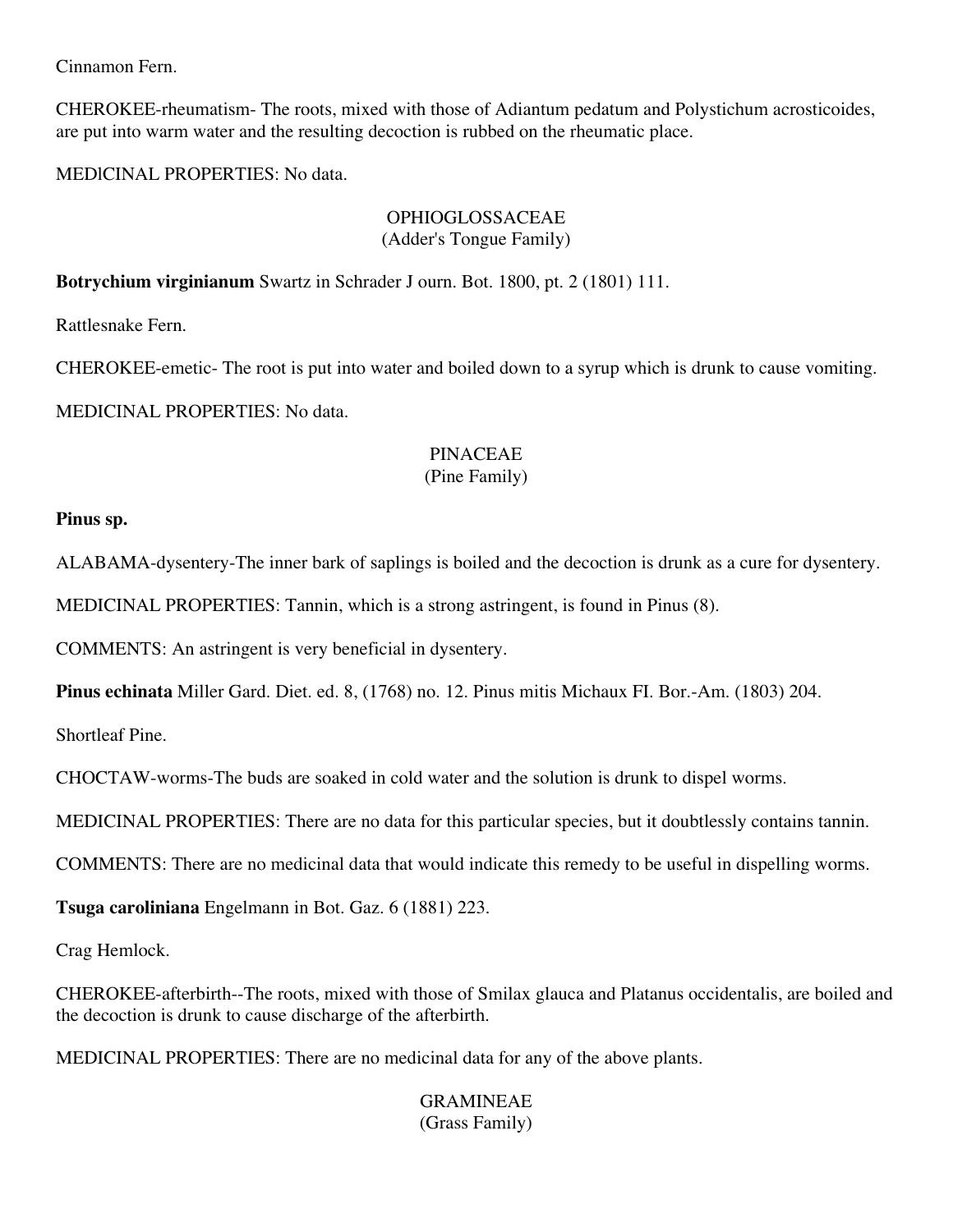Cinnamon Fern.

CHEROKEE-rheumatism- The roots, mixed with those of Adiantum pedatum and Polystichum acrosticoides, are put into warm water and the resulting decoction is rubbed on the rheumatic place.

MEDICINAL PROPERTIES: No data.

## OPHIOGLOSSACEAE
(Adder's Tongue Family)

**Botrychium virginianum** Swartz in Schrader J ourn. Bot. 1800, pt. 2 (1801) 111.

Rattlesnake Fern.

CHEROKEE-emetic- The root is put into water and boiled down to a syrup which is drunk to cause vomiting.

MEDICINAL PROPERTIES: No data.

## PINACEAE
(Pine Family)

**Pinus sp.**

ALABAMA-dysentery-The inner bark of saplings is boiled and the decoction is drunk as a cure for dysentery.

MEDICINAL PROPERTIES: Tannin, which is a strong astringent, is found in Pinus (8).

COMMENTS: An astringent is very beneficial in dysentery.

**Pinus echinata** Miller Gard. Diet. ed. 8, (1768) no. 12. Pinus mitis Michaux FI. Bor.-Am. (1803) 204.

Shortleaf Pine.

CHOCTAW-worms-The buds are soaked in cold water and the solution is drunk to dispel worms.

MEDICINAL PROPERTIES: There are no data for this particular species, but it doubtlessly contains tannin.

COMMENTS: There are no medicinal data that would indicate this remedy to be useful in dispelling worms.

**Tsuga caroliniana** Engelmann in Bot. Gaz. 6 (1881) 223.

Crag Hemlock.

CHEROKEE-afterbirth--The roots, mixed with those of Smilax glauca and Platanus occidentalis, are boiled and the decoction is drunk to cause discharge of the afterbirth.

MEDICINAL PROPERTIES: There are no medicinal data for any of the above plants.

## GRAMINEAE
(Grass Family)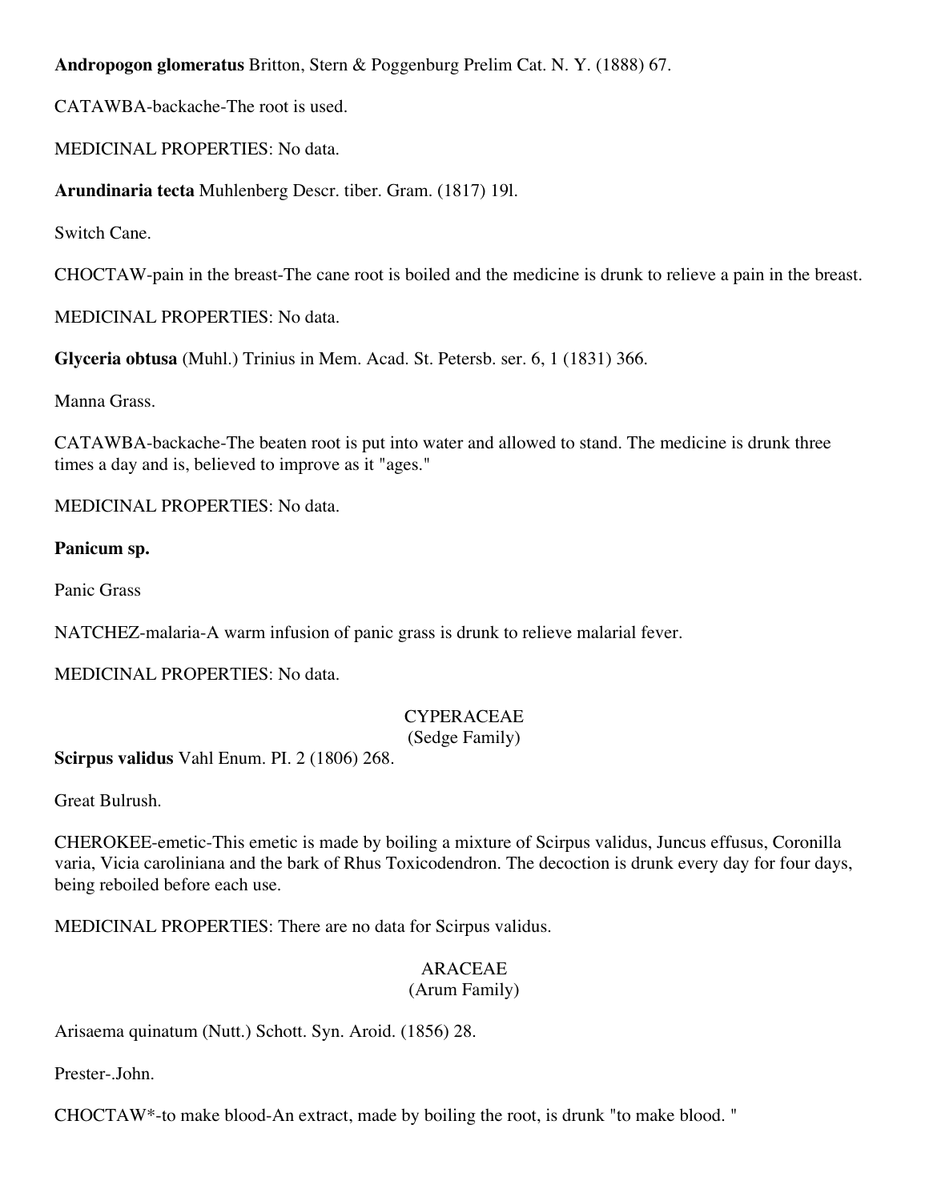**Andropogon glomeratus** Britton, Stern & Poggenburg Prelim Cat. N. Y. (1888) 67.

CATAWBA-backache-The root is used.

MEDICINAL PROPERTIES: No data.

**Arundinaria tecta** Muhlenberg Descr. tiber. Gram. (1817) 19l.

Switch Cane.

CHOCTAW-pain in the breast-The cane root is boiled and the medicine is drunk to relieve a pain in the breast.

MEDICINAL PROPERTIES: No data.

**Glyceria obtusa** (Muhl.) Trinius in Mem. Acad. St. Petersb. ser. 6, 1 (1831) 366.

Manna Grass.

CATAWBA-backache-The beaten root is put into water and allowed to stand. The medicine is drunk three times a day and is, believed to improve as it "ages."

MEDICINAL PROPERTIES: No data.

**Panicum sp.**

Panic Grass

NATCHEZ-malaria-A warm infusion of panic grass is drunk to relieve malarial fever.

MEDICINAL PROPERTIES: No data.

## CYPERACEAE
(Sedge Family)

**Scirpus validus** Vahl Enum. PI. 2 (1806) 268.

Great Bulrush.

CHEROKEE-emetic-This emetic is made by boiling a mixture of Scirpus validus, Juncus effusus, Coronilla varia, Vicia caroliniana and the bark of Rhus Toxicodendron. The decoction is drunk every day for four days, being reboiled before each use.

MEDICINAL PROPERTIES: There are no data for Scirpus validus.

## ARACEAE
(Arum Family)

Arisaema quinatum (Nutt.) Schott. Syn. Aroid. (1856) 28.

Prester-.John.

CHOCTAW*-to make blood-An extract, made by boiling the root, is drunk "to make blood. "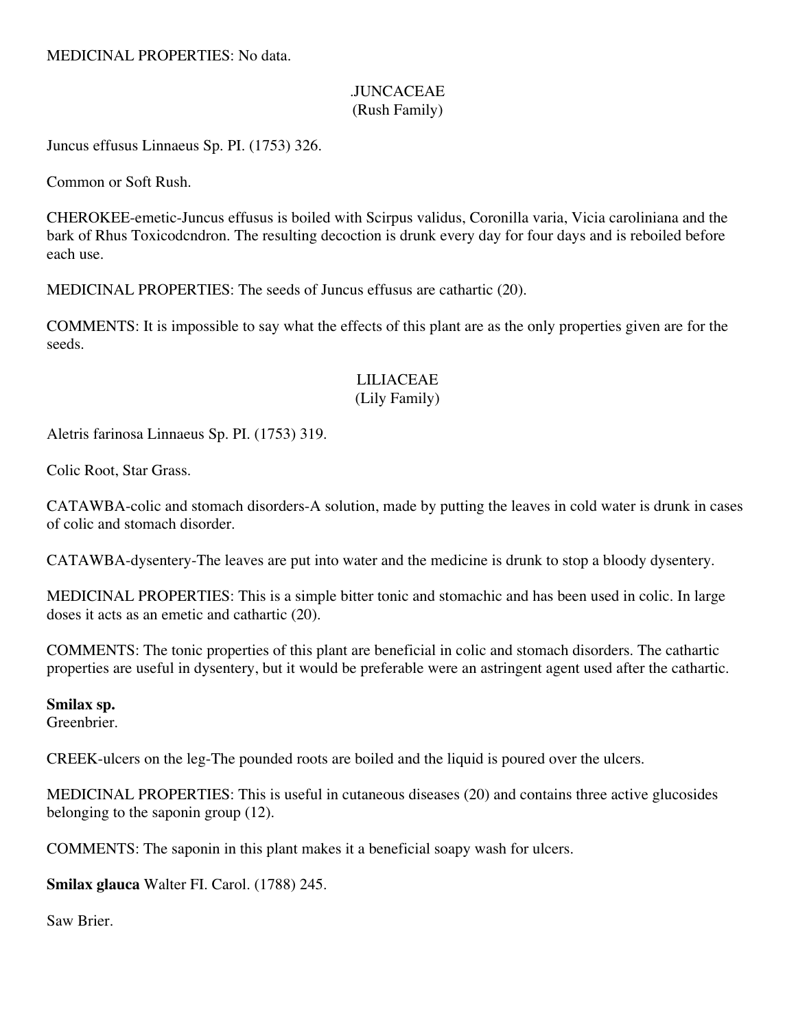MEDICINAL PROPERTIES: No data.

## .JUNCACEAE
(Rush Family)

Juncus effusus Linnaeus Sp. PI. (1753) 326.

Common or Soft Rush.

CHEROKEE-emetic-Juncus effusus is boiled with Scirpus validus, Coronilla varia, Vicia caroliniana and the bark of Rhus Toxicodcndron. The resulting decoction is drunk every day for four days and is reboiled before each use.

MEDICINAL PROPERTIES: The seeds of Juncus effusus are cathartic (20).

COMMENTS: It is impossible to say what the effects of this plant are as the only properties given are for the seeds.

## LILIACEAE
(Lily Family)

Aletris farinosa Linnaeus Sp. PI. (1753) 319.

Colic Root, Star Grass.

CATAWBA-colic and stomach disorders-A solution, made by putting the leaves in cold water is drunk in cases of colic and stomach disorder.

CATAWBA-dysentery-The leaves are put into water and the medicine is drunk to stop a bloody dysentery.

MEDICINAL PROPERTIES: This is a simple bitter tonic and stomachic and has been used in colic. In large doses it acts as an emetic and cathartic (20).

COMMENTS: The tonic properties of this plant are beneficial in colic and stomach disorders. The cathartic properties are useful in dysentery, but it would be preferable were an astringent agent used after the cathartic.

**Smilax sp.**
Greenbrier.

CREEK-ulcers on the leg-The pounded roots are boiled and the liquid is poured over the ulcers.

MEDICINAL PROPERTIES: This is useful in cutaneous diseases (20) and contains three active glucosides belonging to the saponin group (12).

COMMENTS: The saponin in this plant makes it a beneficial soapy wash for ulcers.

**Smilax glauca** Walter FI. Carol. (1788) 245.

Saw Brier.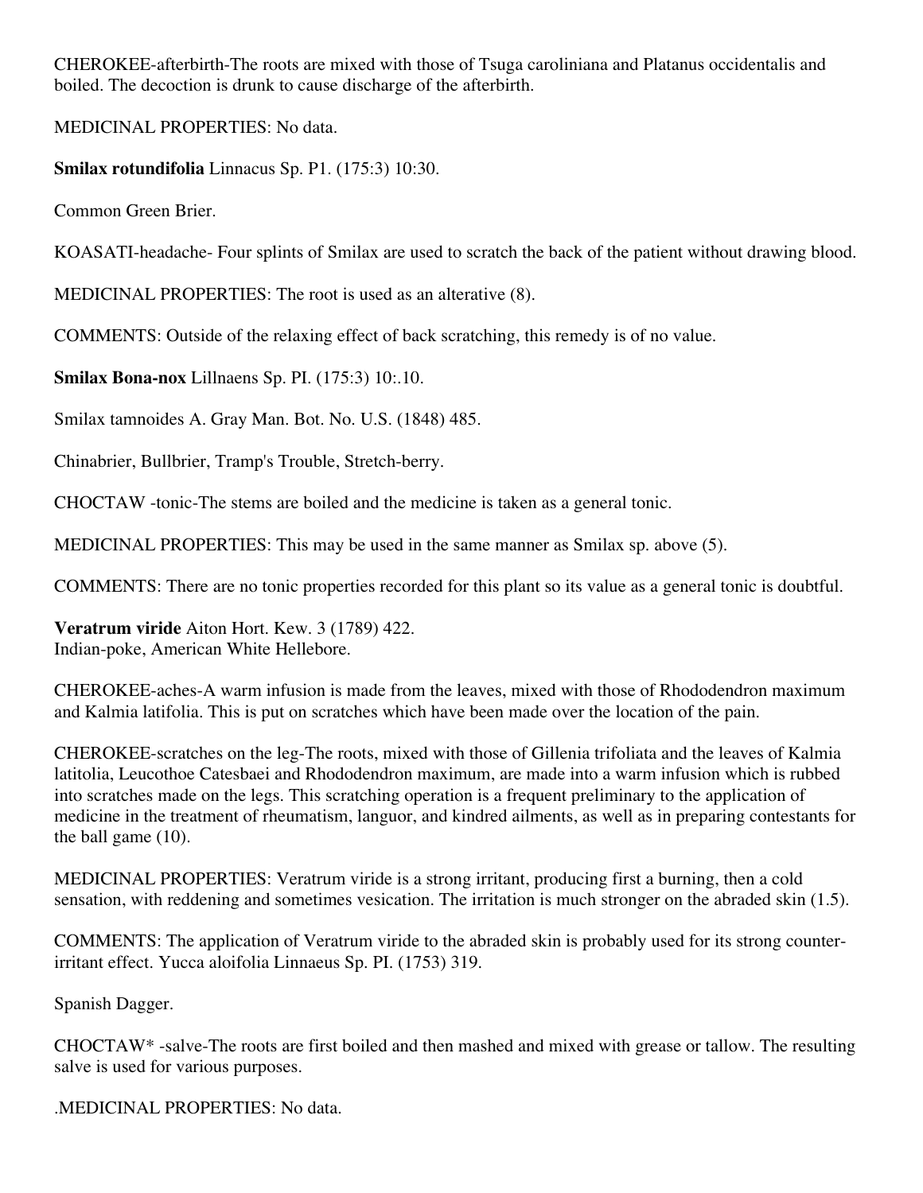CHEROKEE-afterbirth-The roots are mixed with those of Tsuga caroliniana and Platanus occidentalis and boiled. The decoction is drunk to cause discharge of the afterbirth.

MEDICINAL PROPERTIES: No data.

**Smilax rotundifolia** Linnacus Sp. P1. (175:3) 10:30.

Common Green Brier.

KOASATI-headache- Four splints of Smilax are used to scratch the back of the patient without drawing blood.

MEDICINAL PROPERTIES: The root is used as an alterative (8).

COMMENTS: Outside of the relaxing effect of back scratching, this remedy is of no value.

**Smilax Bona-nox** Lillnaens Sp. PI. (175:3) 10:.10.

Smilax tamnoides A. Gray Man. Bot. No. U.S. (1848) 485.

Chinabrier, Bullbrier, Tramp's Trouble, Stretch-berry.

CHOCTAW -tonic-The stems are boiled and the medicine is taken as a general tonic.

MEDICINAL PROPERTIES: This may be used in the same manner as Smilax sp. above (5).

COMMENTS: There are no tonic properties recorded for this plant so its value as a general tonic is doubtful.

**Veratrum viride** Aiton Hort. Kew. 3 (1789) 422.
Indian-poke, American White Hellebore.

CHEROKEE-aches-A warm infusion is made from the leaves, mixed with those of Rhododendron maximum and Kalmia latifolia. This is put on scratches which have been made over the location of the pain.

CHEROKEE-scratches on the leg-The roots, mixed with those of Gillenia trifoliata and the leaves of Kalmia latitolia, Leucothoe Catesbaei and Rhododendron maximum, are made into a warm infusion which is rubbed into scratches made on the legs. This scratching operation is a frequent preliminary to the application of medicine in the treatment of rheumatism, languor, and kindred ailments, as well as in preparing contestants for the ball game (10).

MEDICINAL PROPERTIES: Veratrum viride is a strong irritant, producing first a burning, then a cold sensation, with reddening and sometimes vesication. The irritation is much stronger on the abraded skin (1.5).

COMMENTS: The application of Veratrum viride to the abraded skin is probably used for its strong counter-irritant effect. Yucca aloifolia Linnaeus Sp. PI. (1753) 319.

Spanish Dagger.

CHOCTAW* -salve-The roots are first boiled and then mashed and mixed with grease or tallow. The resulting salve is used for various purposes.

.MEDICINAL PROPERTIES: No data.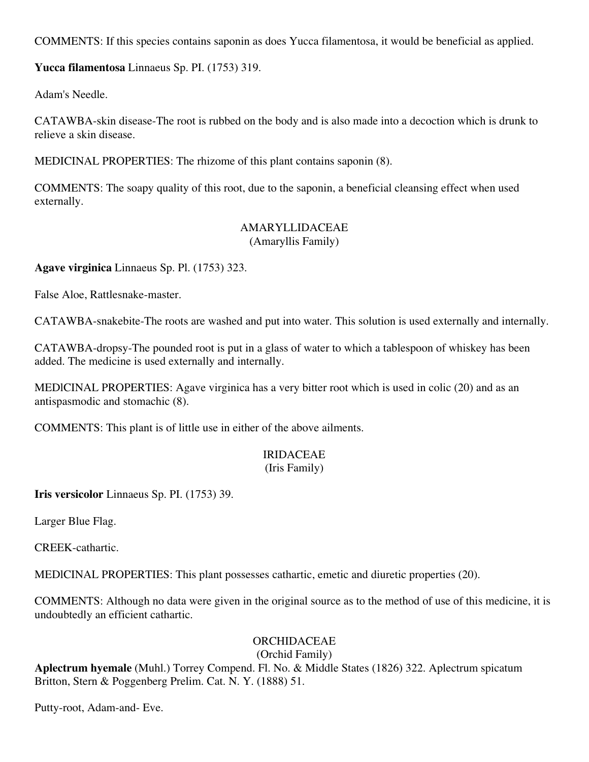COMMENTS: If this species contains saponin as does Yucca filamentosa, it would be beneficial as applied.

**Yucca filamentosa** Linnaeus Sp. PI. (1753) 319.

Adam's Needle.

CATAWBA-skin disease-The root is rubbed on the body and is also made into a decoction which is drunk to relieve a skin disease.

MEDICINAL PROPERTIES: The rhizome of this plant contains saponin (8).

COMMENTS: The soapy quality of this root, due to the saponin, a beneficial cleansing effect when used externally.

## AMARYLLIDACEAE
(Amaryllis Family)

**Agave virginica** Linnaeus Sp. Pl. (1753) 323.

False Aloe, Rattlesnake-master.

CATAWBA-snakebite-The roots are washed and put into water. This solution is used externally and internally.

CATAWBA-dropsy-The pounded root is put in a glass of water to which a tablespoon of whiskey has been added. The medicine is used externally and internally.

MEDICINAL PROPERTIES: Agave virginica has a very bitter root which is used in colic (20) and as an antispasmodic and stomachic (8).

COMMENTS: This plant is of little use in either of the above ailments.

## IRIDACEAE
(Iris Family)

**Iris versicolor** Linnaeus Sp. PI. (1753) 39.

Larger Blue Flag.

CREEK-cathartic.

MEDICINAL PROPERTIES: This plant possesses cathartic, emetic and diuretic properties (20).

COMMENTS: Although no data were given in the original source as to the method of use of this medicine, it is undoubtedly an efficient cathartic.

## ORCHIDACEAE
(Orchid Family)

**Aplectrum hyemale** (Muhl.) Torrey Compend. Fl. No. & Middle States (1826) 322. Aplectrum spicatum Britton, Stern & Poggenberg Prelim. Cat. N. Y. (1888) 51.

Putty-root, Adam-and- Eve.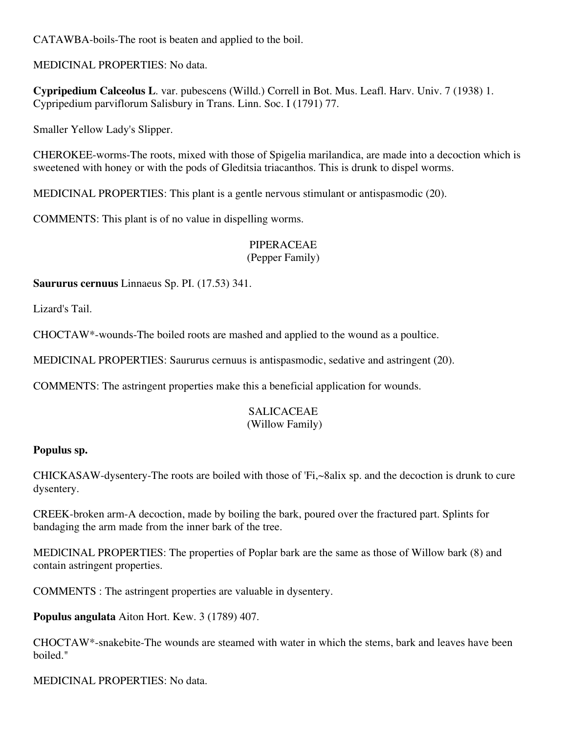CATAWBA-boils-The root is beaten and applied to the boil.

MEDICINAL PROPERTIES: No data.

**Cypripedium Calceolus L**. var. pubescens (Willd.) Correll in Bot. Mus. Leafl. Harv. Univ. 7 (1938) 1. Cypripedium parviflorum Salisbury in Trans. Linn. Soc. I (1791) 77.

Smaller Yellow Lady's Slipper.

CHEROKEE-worms-The roots, mixed with those of Spigelia marilandica, are made into a decoction which is sweetened with honey or with the pods of Gleditsia triacanthos. This is drunk to dispel worms.

MEDICINAL PROPERTIES: This plant is a gentle nervous stimulant or antispasmodic (20).

COMMENTS: This plant is of no value in dispelling worms.

## PIPERACEAE
(Pepper Family)

**Saururus cernuus** Linnaeus Sp. PI. (17.53) 341.

Lizard's Tail.

CHOCTAW*-wounds-The boiled roots are mashed and applied to the wound as a poultice.

MEDICINAL PROPERTIES: Saururus cernuus is antispasmodic, sedative and astringent (20).

COMMENTS: The astringent properties make this a beneficial application for wounds.

## SALICACEAE
(Willow Family)

**Populus sp.**

CHICKASAW-dysentery-The roots are boiled with those of 'Fi,~8alix sp. and the decoction is drunk to cure dysentery.

CREEK-broken arm-A decoction, made by boiling the bark, poured over the fractured part. Splints for bandaging the arm made from the inner bark of the tree.

MEDICINAL PROPERTIES: The properties of Poplar bark are the same as those of Willow bark (8) and contain astringent properties.

COMMENTS : The astringent properties are valuable in dysentery.

**Populus angulata** Aiton Hort. Kew. 3 (1789) 407.

CHOCTAW*-snakebite-The wounds are steamed with water in which the stems, bark and leaves have been boiled."

MEDICINAL PROPERTIES: No data.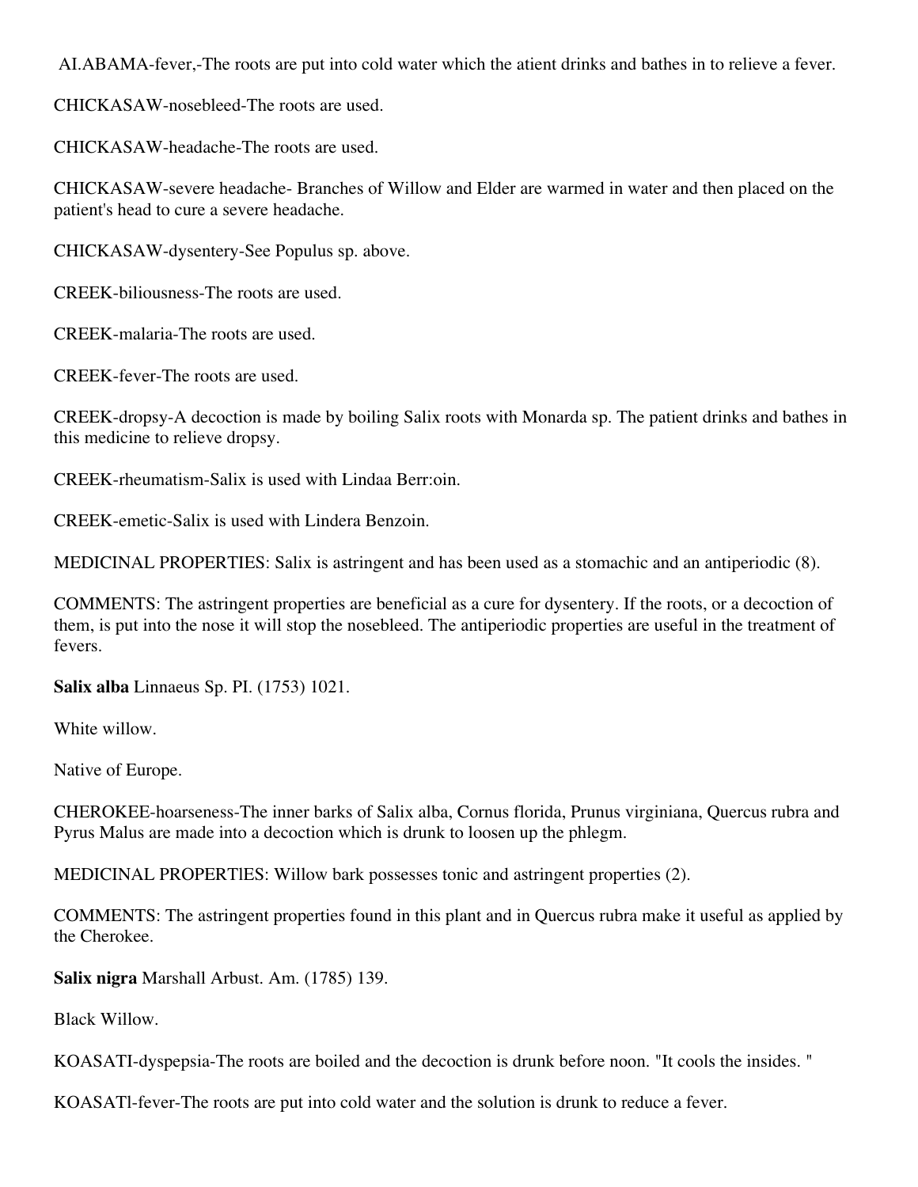AI.ABAMA-fever,-The roots are put into cold water which the atient drinks and bathes in to relieve a fever.

CHICKASAW-nosebleed-The roots are used.

CHICKASAW-headache-The roots are used.

CHICKASAW-severe headache- Branches of Willow and Elder are warmed in water and then placed on the patient's head to cure a severe headache.

CHICKASAW-dysentery-See Populus sp. above.

CREEK-biliousness-The roots are used.

CREEK-malaria-The roots are used.

CREEK-fever-The roots are used.

CREEK-dropsy-A decoction is made by boiling Salix roots with Monarda sp. The patient drinks and bathes in this medicine to relieve dropsy.

CREEK-rheumatism-Salix is used with Lindaa Berr:oin.

CREEK-emetic-Salix is used with Lindera Benzoin.

MEDICINAL PROPERTIES: Salix is astringent and has been used as a stomachic and an antiperiodic (8).

COMMENTS: The astringent properties are beneficial as a cure for dysentery. If the roots, or a decoction of them, is put into the nose it will stop the nosebleed. The antiperiodic properties are useful in the treatment of fevers.

**Salix alba** Linnaeus Sp. PI. (1753) 1021.

White willow.

Native of Europe.

CHEROKEE-hoarseness-The inner barks of Salix alba, Cornus florida, Prunus virginiana, Quercus rubra and Pyrus Malus are made into a decoction which is drunk to loosen up the phlegm.

MEDICINAL PROPERTlES: Willow bark possesses tonic and astringent properties (2).

COMMENTS: The astringent properties found in this plant and in Quercus rubra make it useful as applied by the Cherokee.

**Salix nigra** Marshall Arbust. Am. (1785) 139.

Black Willow.

KOASATI-dyspepsia-The roots are boiled and the decoction is drunk before noon. "It cools the insides. "

KOASATl-fever-The roots are put into cold water and the solution is drunk to reduce a fever.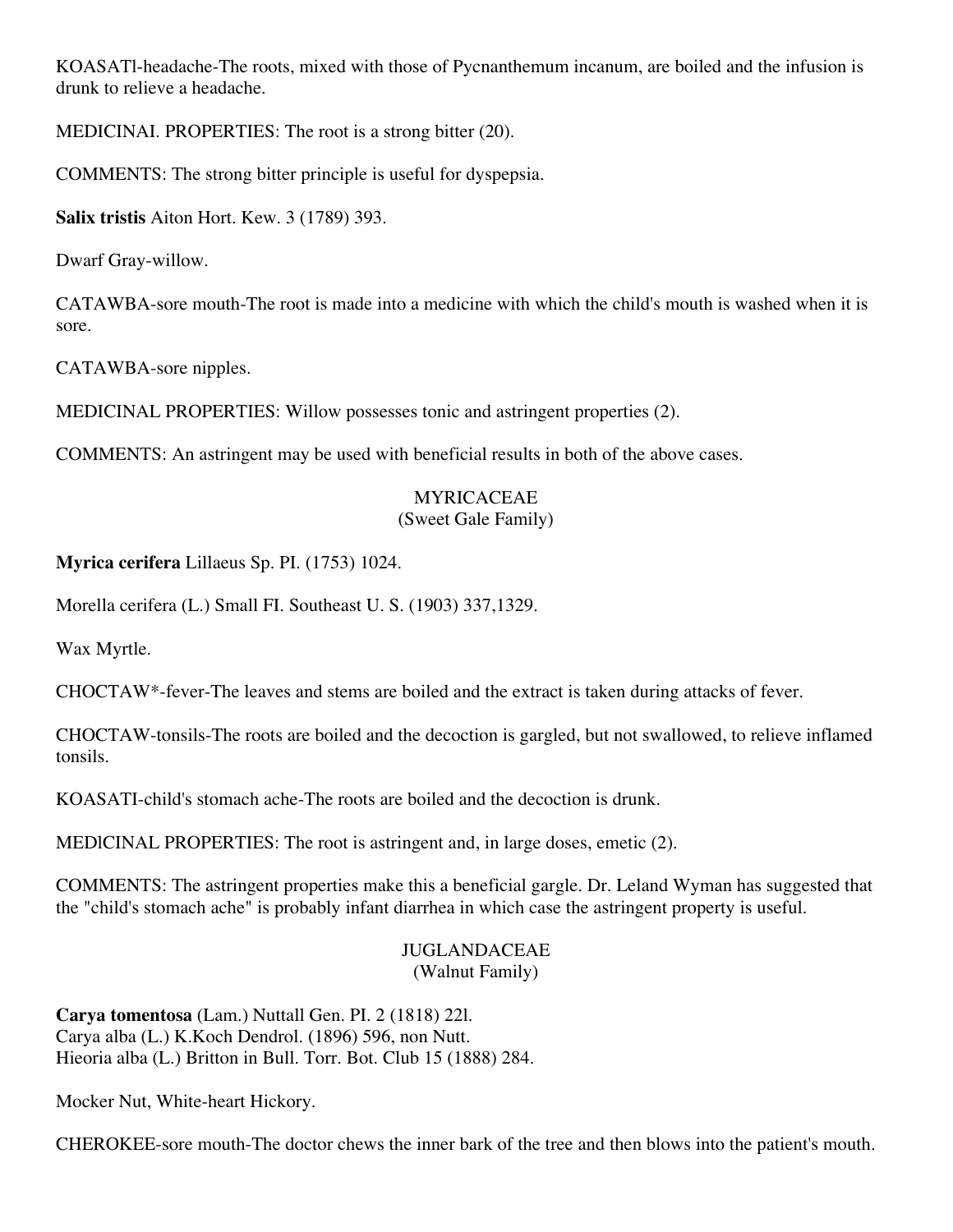KOASATl-headache-The roots, mixed with those of Pycnanthemum incanum, are boiled and the infusion is drunk to relieve a headache.

MEDICINAI. PROPERTIES: The root is a strong bitter (20).

COMMENTS: The strong bitter principle is useful for dyspepsia.

**Salix tristis** Aiton Hort. Kew. 3 (1789) 393.

Dwarf Gray-willow.

CATAWBA-sore mouth-The root is made into a medicine with which the child's mouth is washed when it is sore.

CATAWBA-sore nipples.

MEDICINAL PROPERTIES: Willow possesses tonic and astringent properties (2).

COMMENTS: An astringent may be used with beneficial results in both of the above cases.

## MYRICACEAE
(Sweet Gale Family)

**Myrica cerifera** Lillaeus Sp. PI. (1753) 1024.

Morella cerifera (L.) Small FI. Southeast U. S. (1903) 337,1329.

Wax Myrtle.

CHOCTAW*-fever-The leaves and stems are boiled and the extract is taken during attacks of fever.

CHOCTAW-tonsils-The roots are boiled and the decoction is gargled, but not swallowed, to relieve inflamed tonsils.

KOASATI-child's stomach ache-The roots are boiled and the decoction is drunk.

MEDlCINAL PROPERTIES: The root is astringent and, in large doses, emetic (2).

COMMENTS: The astringent properties make this a beneficial gargle. Dr. Leland Wyman has suggested that the "child's stomach ache" is probably infant diarrhea in which case the astringent property is useful.

## JUGLANDACEAE
(Walnut Family)

**Carya tomentosa** (Lam.) Nuttall Gen. PI. 2 (1818) 22l.
Carya alba (L.) K.Koch Dendrol. (1896) 596, non Nutt.
Hieoria alba (L.) Britton in Bull. Torr. Bot. Club 15 (1888) 284.

Mocker Nut, White-heart Hickory.

CHEROKEE-sore mouth-The doctor chews the inner bark of the tree and then blows into the patient's mouth.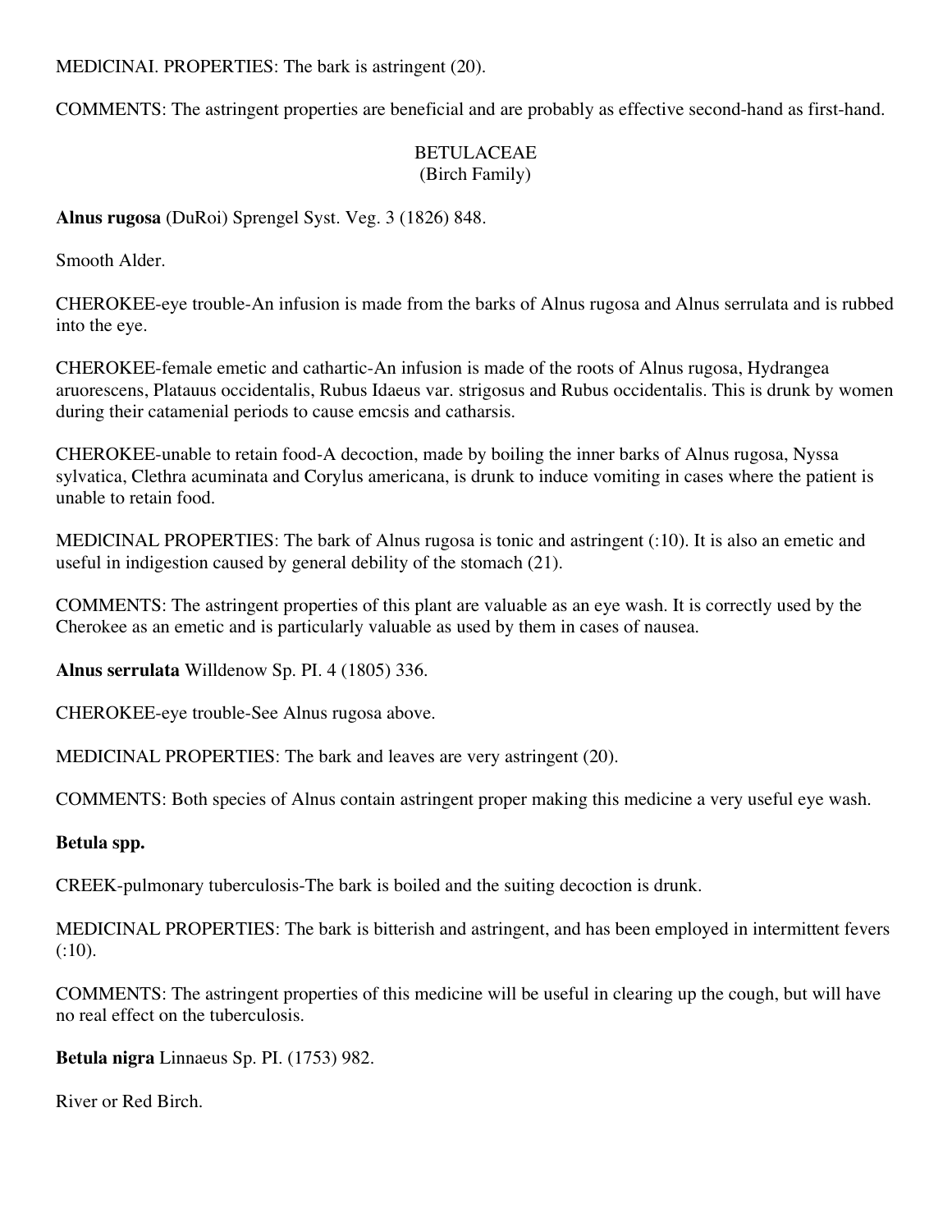MEDlCINAI. PROPERTIES: The bark is astringent (20).

COMMENTS: The astringent properties are beneficial and are probably as effective second-hand as first-hand.

## BETULACEAE
### (Birch Family)

**Alnus rugosa** (DuRoi) Sprengel Syst. Veg. 3 (1826) 848.

Smooth Alder.

CHEROKEE-eye trouble-An infusion is made from the barks of Alnus rugosa and Alnus serrulata and is rubbed into the eye.

CHEROKEE-female emetic and cathartic-An infusion is made of the roots of Alnus rugosa, Hydrangea aruorescens, Platauus occidentalis, Rubus Idaeus var. strigosus and Rubus occidentalis. This is drunk by women during their catamenial periods to cause emcsis and catharsis.

CHEROKEE-unable to retain food-A decoction, made by boiling the inner barks of Alnus rugosa, Nyssa sylvatica, Clethra acuminata and Corylus americana, is drunk to induce vomiting in cases where the patient is unable to retain food.

MEDlCINAL PROPERTIES: The bark of Alnus rugosa is tonic and astringent (:10). It is also an emetic and useful in indigestion caused by general debility of the stomach (21).

COMMENTS: The astringent properties of this plant are valuable as an eye wash. It is correctly used by the Cherokee as an emetic and is particularly valuable as used by them in cases of nausea.

**Alnus serrulata** Willdenow Sp. PI. 4 (1805) 336.

CHEROKEE-eye trouble-See Alnus rugosa above.

MEDlCINAL PROPERTIES: The bark and leaves are very astringent (20).

COMMENTS: Both species of Alnus contain astringent proper making this medicine a very useful eye wash.

**Betula spp.**

CREEK-pulmonary tuberculosis-The bark is boiled and the suiting decoction is drunk.

MEDICINAL PROPERTIES: The bark is bitterish and astringent, and has been employed in intermittent fevers (:10).

COMMENTS: The astringent properties of this medicine will be useful in clearing up the cough, but will have no real effect on the tuberculosis.

**Betula nigra** Linnaeus Sp. PI. (1753) 982.

River or Red Birch.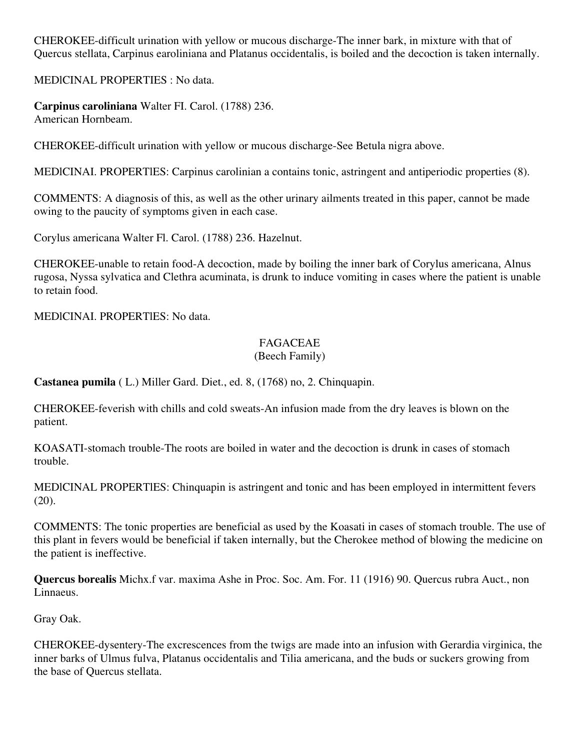CHEROKEE-difficult urination with yellow or mucous discharge-The inner bark, in mixture with that of Quercus stellata, Carpinus earoliniana and Platanus occidentalis, is boiled and the decoction is taken internally.

MEDlCINAL PROPERTIES : No data.

**Carpinus caroliniana** Walter FI. Carol. (1788) 236.
American Hornbeam.

CHEROKEE-difficult urination with yellow or mucous discharge-See Betula nigra above.

MEDlCINAl. PROPERTlES: Carpinus carolinian a contains tonic, astringent and antiperiodic properties (8).

COMMENTS: A diagnosis of this, as well as the other urinary ailments treated in this paper, cannot be made owing to the paucity of symptoms given in each case.

Corylus americana Walter Fl. Carol. (1788) 236. Hazelnut.

CHEROKEE-unable to retain food-A decoction, made by boiling the inner bark of Corylus americana, Alnus rugosa, Nyssa sylvatica and Clethra acuminata, is drunk to induce vomiting in cases where the patient is unable to retain food.

MEDlCINAl. PROPERTlES: No data.

## FAGACEAE
(Beech Family)

**Castanea pumila** ( L.) Miller Gard. Diet., ed. 8, (1768) no, 2. Chinquapin.

CHEROKEE-feverish with chills and cold sweats-An infusion made from the dry leaves is blown on the patient.

KOASATI-stomach trouble-The roots are boiled in water and the decoction is drunk in cases of stomach trouble.

MEDlCINAL PROPERTlES: Chinquapin is astringent and tonic and has been employed in intermittent fevers (20).

COMMENTS: The tonic properties are beneficial as used by the Koasati in cases of stomach trouble. The use of this plant in fevers would be beneficial if taken internally, but the Cherokee method of blowing the medicine on the patient is ineffective.

**Quercus borealis** Michx.f var. maxima Ashe in Proc. Soc. Am. For. 11 (1916) 90. Quercus rubra Auct., non Linnaeus.

Gray Oak.

CHEROKEE-dysentery-The excrescences from the twigs are made into an infusion with Gerardia virginica, the inner barks of Ulmus fulva, Platanus occidentalis and Tilia americana, and the buds or suckers growing from the base of Quercus stellata.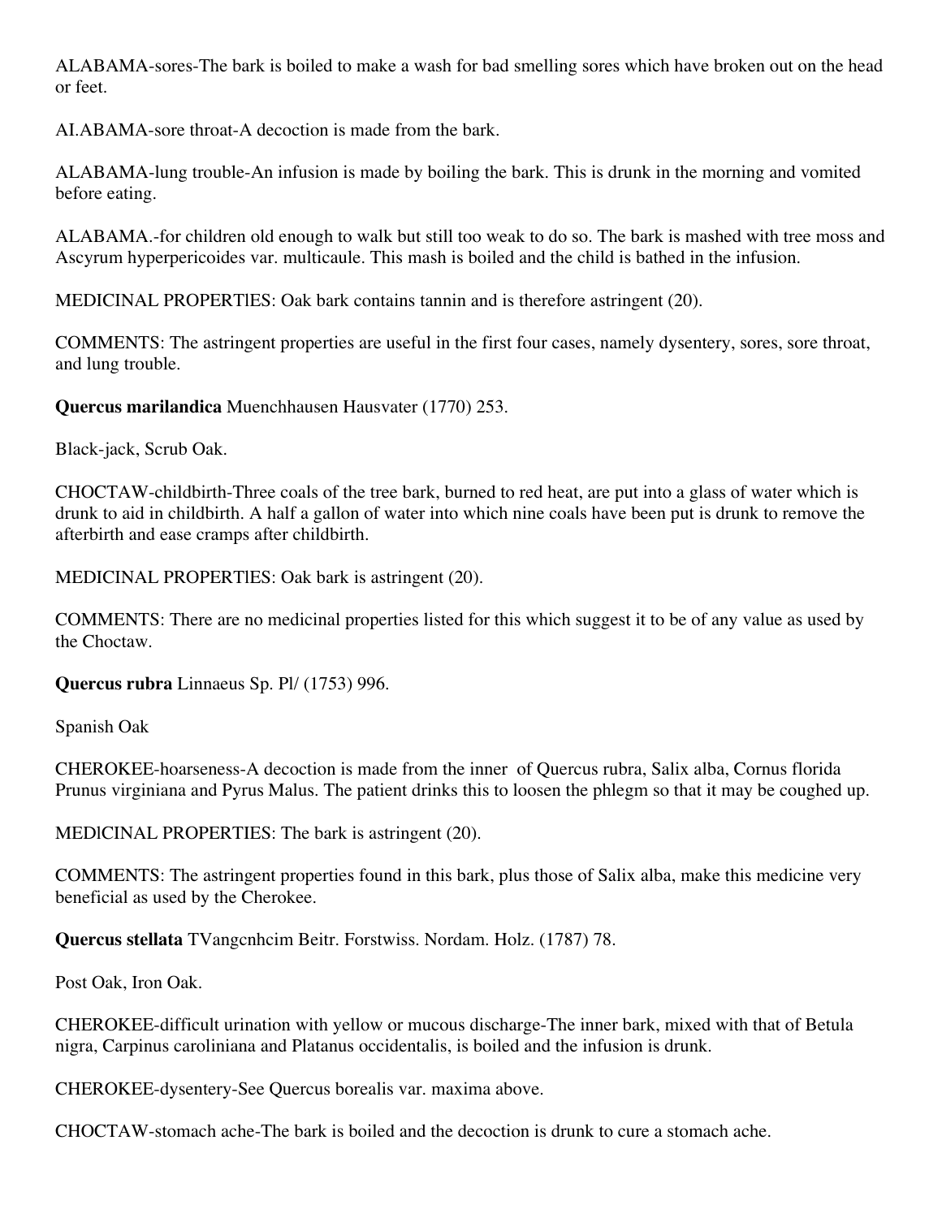ALABAMA-sores-The bark is boiled to make a wash for bad smelling sores which have broken out on the head or feet.

AI.ABAMA-sore throat-A decoction is made from the bark.

ALABAMA-lung trouble-An infusion is made by boiling the bark. This is drunk in the morning and vomited before eating.

ALABAMA.-for children old enough to walk but still too weak to do so. The bark is mashed with tree moss and Ascyrum hyperpericoides var. multicaule. This mash is boiled and the child is bathed in the infusion.

MEDICINAL PROPERTlES: Oak bark contains tannin and is therefore astringent (20).

COMMENTS: The astringent properties are useful in the first four cases, namely dysentery, sores, sore throat, and lung trouble.

**Quercus marilandica** Muenchhausen Hausvater (1770) 253.

Black-jack, Scrub Oak.

CHOCTAW-childbirth-Three coals of the tree bark, burned to red heat, are put into a glass of water which is drunk to aid in childbirth. A half a gallon of water into which nine coals have been put is drunk to remove the afterbirth and ease cramps after childbirth.

MEDICINAL PROPERTlES: Oak bark is astringent (20).

COMMENTS: There are no medicinal properties listed for this which suggest it to be of any value as used by the Choctaw.

**Quercus rubra** Linnaeus Sp. Pl/ (1753) 996.

Spanish Oak

CHEROKEE-hoarseness-A decoction is made from the inner of Quercus rubra, Salix alba, Cornus florida Prunus virginiana and Pyrus Malus. The patient drinks this to loosen the phlegm so that it may be coughed up.

MEDlCINAL PROPERTIES: The bark is astringent (20).

COMMENTS: The astringent properties found in this bark, plus those of Salix alba, make this medicine very beneficial as used by the Cherokee.

**Quercus stellata** TVangcnhcim Beitr. Forstwiss. Nordam. Holz. (1787) 78.

Post Oak, Iron Oak.

CHEROKEE-difficult urination with yellow or mucous discharge-The inner bark, mixed with that of Betula nigra, Carpinus caroliniana and Platanus occidentalis, is boiled and the infusion is drunk.

CHEROKEE-dysentery-See Quercus borealis var. maxima above.

CHOCTAW-stomach ache-The bark is boiled and the decoction is drunk to cure a stomach ache.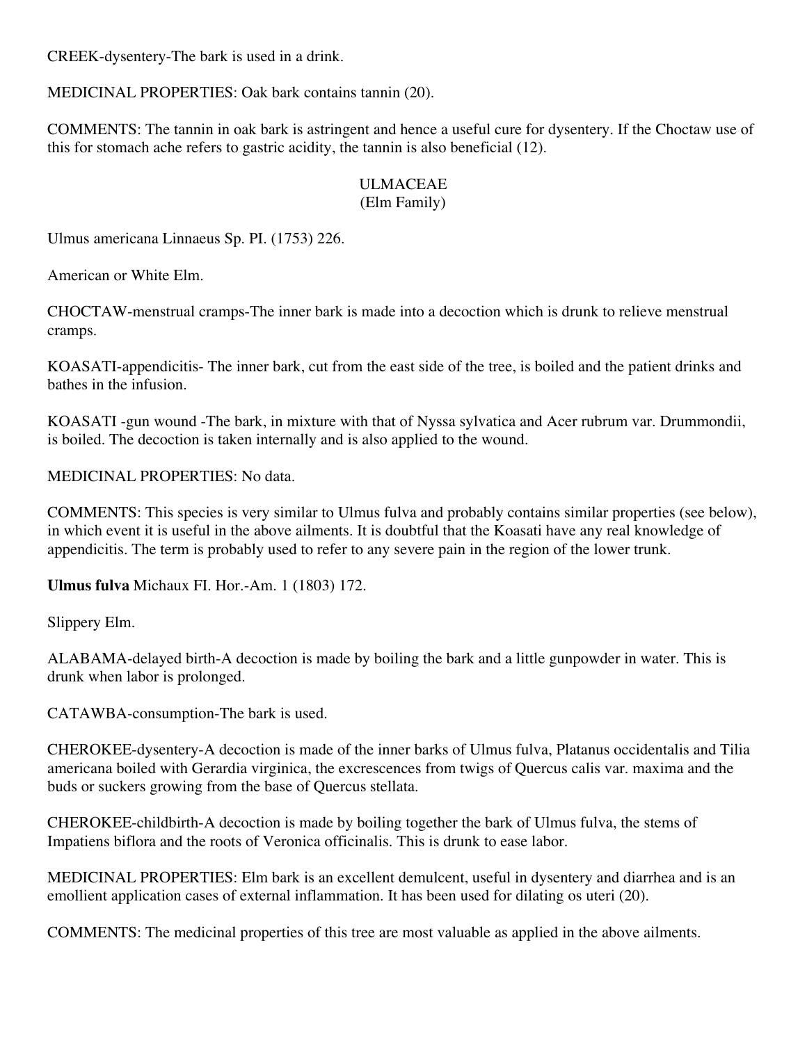CREEK-dysentery-The bark is used in a drink.

MEDICINAL PROPERTIES: Oak bark contains tannin (20).

COMMENTS: The tannin in oak bark is astringent and hence a useful cure for dysentery. If the Choctaw use of this for stomach ache refers to gastric acidity, the tannin is also beneficial (12).

## ULMACEAE
## (Elm Family)

Ulmus americana Linnaeus Sp. PI. (1753) 226.

American or White Elm.

CHOCTAW-menstrual cramps-The inner bark is made into a decoction which is drunk to relieve menstrual cramps.

KOASATI-appendicitis- The inner bark, cut from the east side of the tree, is boiled and the patient drinks and bathes in the infusion.

KOASATI -gun wound -The bark, in mixture with that of Nyssa sylvatica and Acer rubrum var. Drummondii, is boiled. The decoction is taken internally and is also applied to the wound.

MEDICINAL PROPERTIES: No data.

COMMENTS: This species is very similar to Ulmus fulva and probably contains similar properties (see below), in which event it is useful in the above ailments. It is doubtful that the Koasati have any real knowledge of appendicitis. The term is probably used to refer to any severe pain in the region of the lower trunk.

**Ulmus fulva** Michaux FI. Hor.-Am. 1 (1803) 172.

Slippery Elm.

ALABAMA-delayed birth-A decoction is made by boiling the bark and a little gunpowder in water. This is drunk when labor is prolonged.

CATAWBA-consumption-The bark is used.

CHEROKEE-dysentery-A decoction is made of the inner barks of Ulmus fulva, Platanus occidentalis and Tilia americana boiled with Gerardia virginica, the excrescences from twigs of Quercus calis var. maxima and the buds or suckers growing from the base of Quercus stellata.

CHEROKEE-childbirth-A decoction is made by boiling together the bark of Ulmus fulva, the stems of Impatiens biflora and the roots of Veronica officinalis. This is drunk to ease labor.

MEDICINAL PROPERTIES: Elm bark is an excellent demulcent, useful in dysentery and diarrhea and is an emollient application cases of external inflammation. It has been used for dilating os uteri (20).

COMMENTS: The medicinal properties of this tree are most valuable as applied in the above ailments.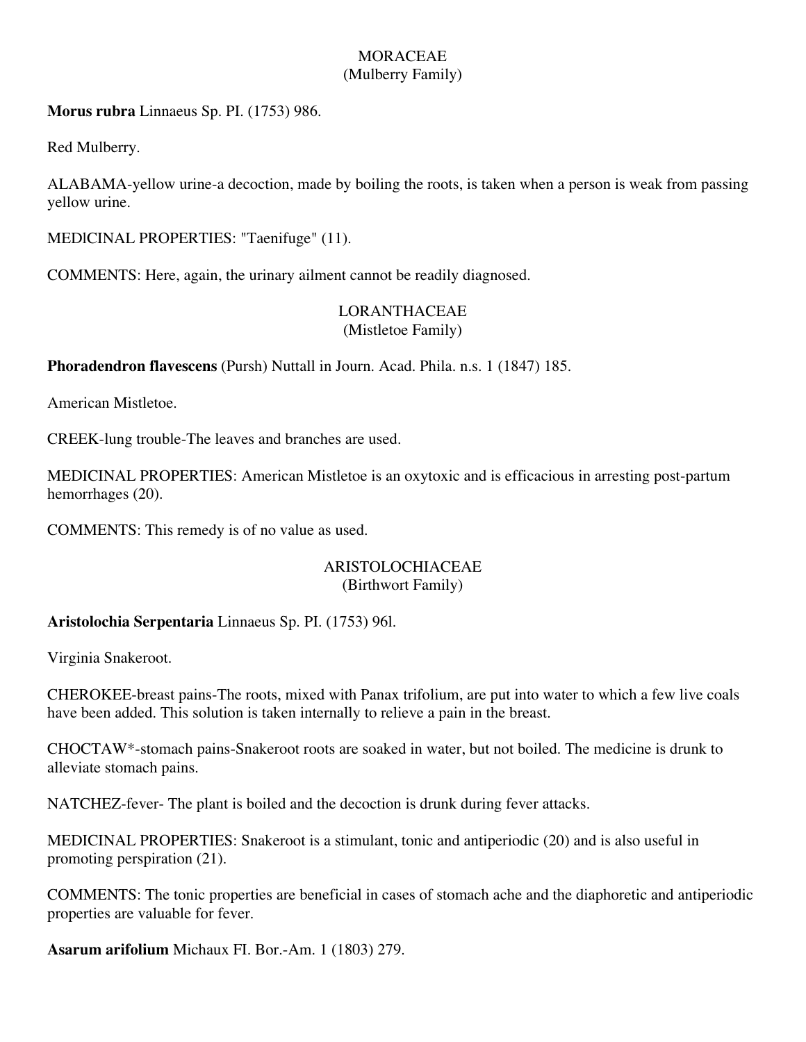## MORACEAE
(Mulberry Family)

**Morus rubra** Linnaeus Sp. PI. (1753) 986.

Red Mulberry.

ALABAMA-yellow urine-a decoction, made by boiling the roots, is taken when a person is weak from passing yellow urine.

MEDlCINAL PROPERTIES: "Taenifuge" (11).

COMMENTS: Here, again, the urinary ailment cannot be readily diagnosed.

## LORANTHACEAE
(Mistletoe Family)

**Phoradendron flavescens** (Pursh) Nuttall in Journ. Acad. Phila. n.s. 1 (1847) 185.

American Mistletoe.

CREEK-lung trouble-The leaves and branches are used.

MEDICINAL PROPERTIES: American Mistletoe is an oxytoxic and is efficacious in arresting post-partum hemorrhages (20).

COMMENTS: This remedy is of no value as used.

## ARISTOLOCHIACEAE
(Birthwort Family)

**Aristolochia Serpentaria** Linnaeus Sp. PI. (1753) 96l.

Virginia Snakeroot.

CHEROKEE-breast pains-The roots, mixed with Panax trifolium, are put into water to which a few live coals have been added. This solution is taken internally to relieve a pain in the breast.

CHOCTAW*-stomach pains-Snakeroot roots are soaked in water, but not boiled. The medicine is drunk to alleviate stomach pains.

NATCHEZ-fever- The plant is boiled and the decoction is drunk during fever attacks.

MEDICINAL PROPERTIES: Snakeroot is a stimulant, tonic and antiperiodic (20) and is also useful in promoting perspiration (21).

COMMENTS: The tonic properties are beneficial in cases of stomach ache and the diaphoretic and antiperiodic properties are valuable for fever.

**Asarum arifolium** Michaux FI. Bor.-Am. 1 (1803) 279.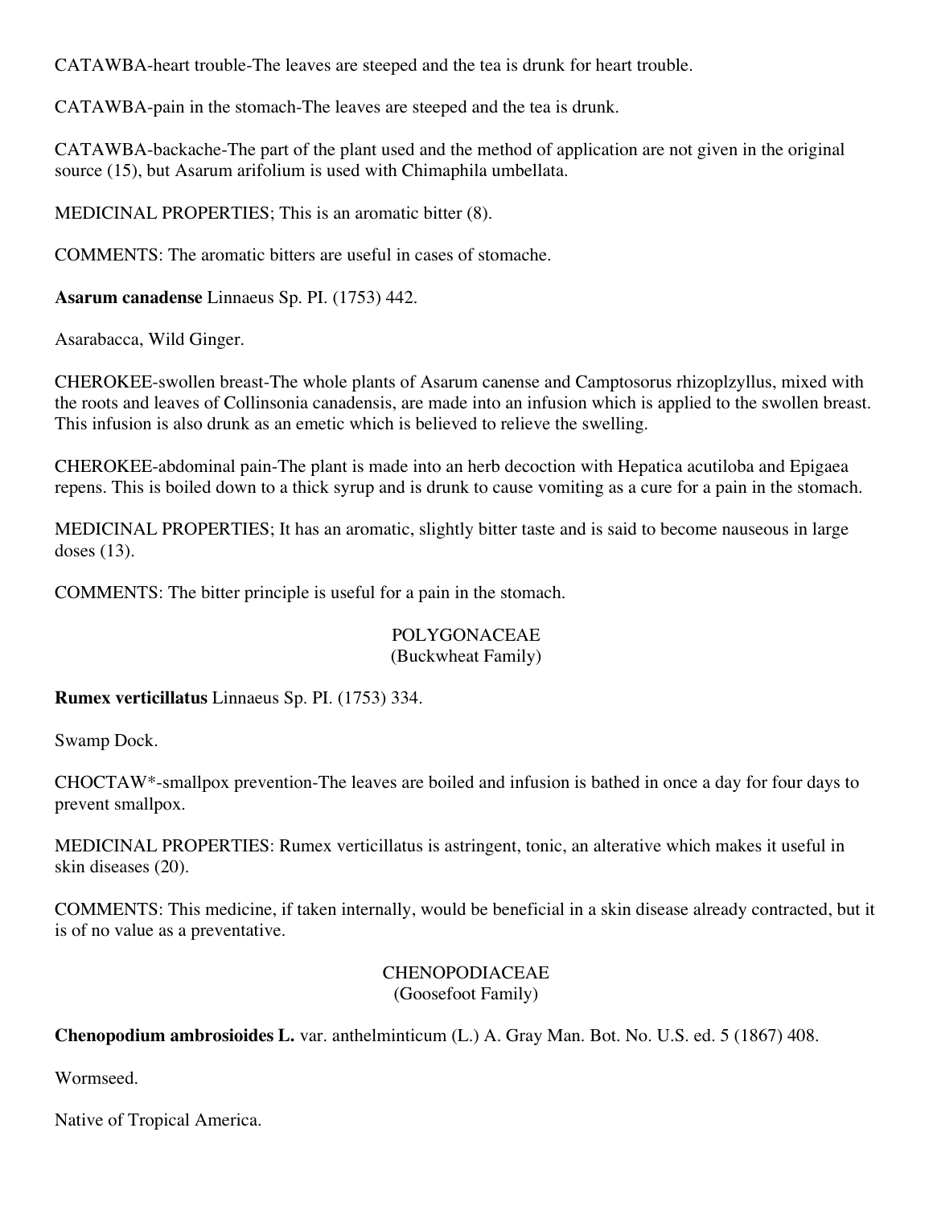CATAWBA-heart trouble-The leaves are steeped and the tea is drunk for heart trouble.

CATAWBA-pain in the stomach-The leaves are steeped and the tea is drunk.

CATAWBA-backache-The part of the plant used and the method of application are not given in the original source (15), but Asarum arifolium is used with Chimaphila umbellata.

MEDICINAL PROPERTIES; This is an aromatic bitter (8).

COMMENTS: The aromatic bitters are useful in cases of stomache.

**Asarum canadense** Linnaeus Sp. PI. (1753) 442.

Asarabacca, Wild Ginger.

CHEROKEE-swollen breast-The whole plants of Asarum canense and Camptosorus rhizoplzyllus, mixed with the roots and leaves of Collinsonia canadensis, are made into an infusion which is applied to the swollen breast. This infusion is also drunk as an emetic which is believed to relieve the swelling.

CHEROKEE-abdominal pain-The plant is made into an herb decoction with Hepatica acutiloba and Epigaea repens. This is boiled down to a thick syrup and is drunk to cause vomiting as a cure for a pain in the stomach.

MEDICINAL PROPERTIES; It has an aromatic, slightly bitter taste and is said to become nauseous in large doses (13).

COMMENTS: The bitter principle is useful for a pain in the stomach.

## POLYGONACEAE
(Buckwheat Family)

**Rumex verticillatus** Linnaeus Sp. PI. (1753) 334.

Swamp Dock.

CHOCTAW*-smallpox prevention-The leaves are boiled and infusion is bathed in once a day for four days to prevent smallpox.

MEDICINAL PROPERTIES: Rumex verticillatus is astringent, tonic, an alterative which makes it useful in skin diseases (20).

COMMENTS: This medicine, if taken internally, would be beneficial in a skin disease already contracted, but it is of no value as a preventative.

## CHENOPODIACEAE
(Goosefoot Family)

**Chenopodium ambrosioides L.** var. anthelminticum (L.) A. Gray Man. Bot. No. U.S. ed. 5 (1867) 408.

Wormseed.

Native of Tropical America.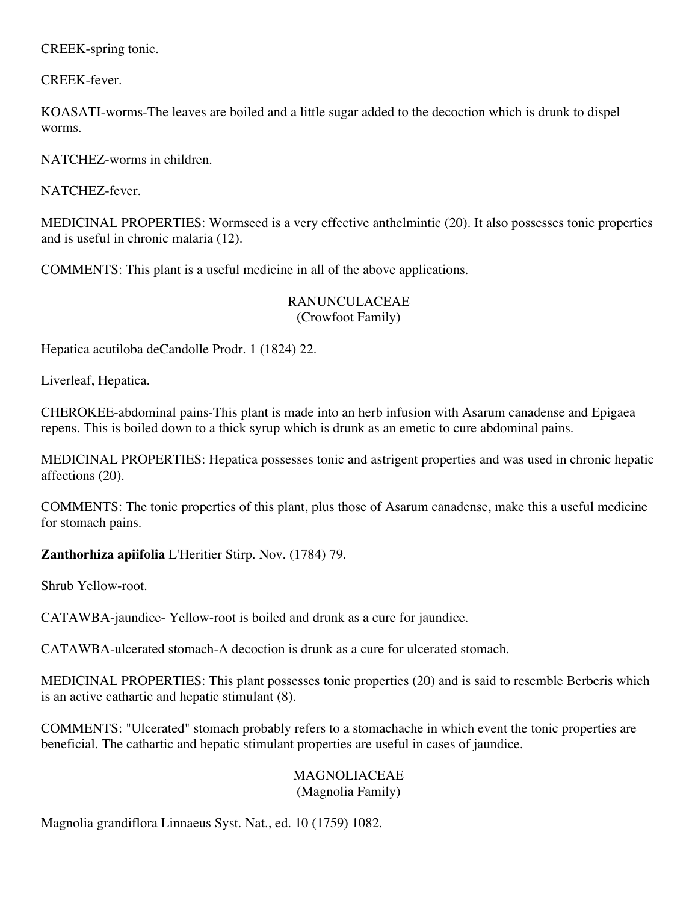CREEK-spring tonic.

CREEK-fever.

KOASATI-worms-The leaves are boiled and a little sugar added to the decoction which is drunk to dispel worms.

NATCHEZ-worms in children.

NATCHEZ-fever.

MEDICINAL PROPERTIES: Wormseed is a very effective anthelmintic (20). It also possesses tonic properties and is useful in chronic malaria (12).

COMMENTS: This plant is a useful medicine in all of the above applications.

## RANUNCULACEAE
(Crowfoot Family)

Hepatica acutiloba deCandolle Prodr. 1 (1824) 22.

Liverleaf, Hepatica.

CHEROKEE-abdominal pains-This plant is made into an herb infusion with Asarum canadense and Epigaea repens. This is boiled down to a thick syrup which is drunk as an emetic to cure abdominal pains.

MEDICINAL PROPERTIES: Hepatica possesses tonic and astrigent properties and was used in chronic hepatic affections (20).

COMMENTS: The tonic properties of this plant, plus those of Asarum canadense, make this a useful medicine for stomach pains.

**Zanthorhiza apiifolia** L'Heritier Stirp. Nov. (1784) 79.

Shrub Yellow-root.

CATAWBA-jaundice- Yellow-root is boiled and drunk as a cure for jaundice.

CATAWBA-ulcerated stomach-A decoction is drunk as a cure for ulcerated stomach.

MEDICINAL PROPERTIES: This plant possesses tonic properties (20) and is said to resemble Berberis which is an active cathartic and hepatic stimulant (8).

COMMENTS: "Ulcerated" stomach probably refers to a stomachache in which event the tonic properties are beneficial. The cathartic and hepatic stimulant properties are useful in cases of jaundice.

## MAGNOLIACEAE
(Magnolia Family)

Magnolia grandiflora Linnaeus Syst. Nat., ed. 10 (1759) 1082.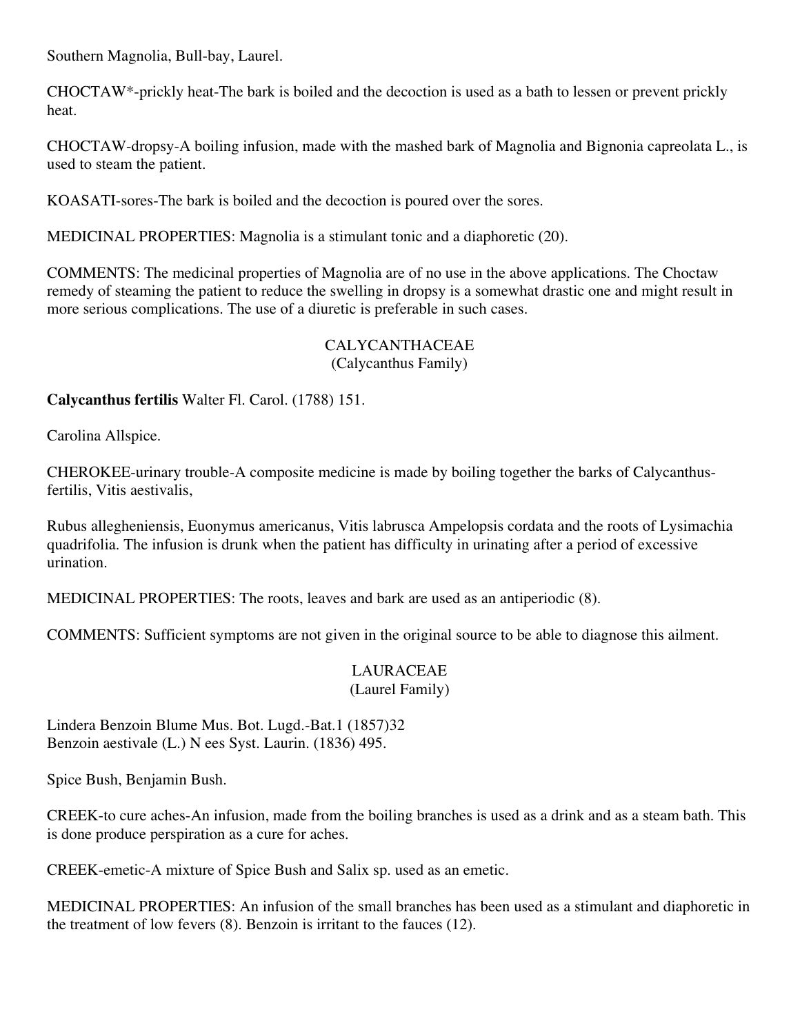Southern Magnolia, Bull-bay, Laurel.

CHOCTAW*-prickly heat-The bark is boiled and the decoction is used as a bath to lessen or prevent prickly heat.

CHOCTAW-dropsy-A boiling infusion, made with the mashed bark of Magnolia and Bignonia capreolata L., is used to steam the patient.

KOASATI-sores-The bark is boiled and the decoction is poured over the sores.

MEDICINAL PROPERTIES: Magnolia is a stimulant tonic and a diaphoretic (20).

COMMENTS: The medicinal properties of Magnolia are of no use in the above applications. The Choctaw remedy of steaming the patient to reduce the swelling in dropsy is a somewhat drastic one and might result in more serious complications. The use of a diuretic is preferable in such cases.

## CALYCANTHACEAE
(Calycanthus Family)

**Calycanthus fertilis** Walter Fl. Carol. (1788) 151.

Carolina Allspice.

CHEROKEE-urinary trouble-A composite medicine is made by boiling together the barks of Calycanthus-fertilis, Vitis aestivalis,

Rubus allegheniensis, Euonymus americanus, Vitis labrusca Ampelopsis cordata and the roots of Lysimachia quadrifolia. The infusion is drunk when the patient has difficulty in urinating after a period of excessive urination.

MEDICINAL PROPERTIES: The roots, leaves and bark are used as an antiperiodic (8).

COMMENTS: Sufficient symptoms are not given in the original source to be able to diagnose this ailment.

## LAURACEAE
(Laurel Family)

Lindera Benzoin Blume Mus. Bot. Lugd.-Bat.1 (1857)32
Benzoin aestivale (L.) N ees Syst. Laurin. (1836) 495.

Spice Bush, Benjamin Bush.

CREEK-to cure aches-An infusion, made from the boiling branches is used as a drink and as a steam bath. This is done produce perspiration as a cure for aches.

CREEK-emetic-A mixture of Spice Bush and Salix sp. used as an emetic.

MEDICINAL PROPERTIES: An infusion of the small branches has been used as a stimulant and diaphoretic in the treatment of low fevers (8). Benzoin is irritant to the fauces (12).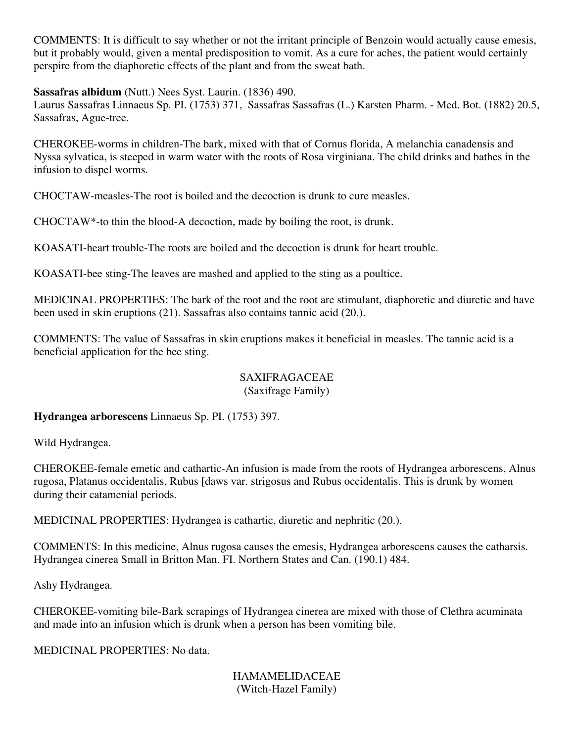COMMENTS: It is difficult to say whether or not the irritant principle of Benzoin would actually cause emesis, but it probably would, given a mental predisposition to vomit. As a cure for aches, the patient would certainly perspire from the diaphoretic effects of the plant and from the sweat bath.

**Sassafras albidum** (Nutt.) Nees Syst. Laurin. (1836) 490.
Laurus Sassafras Linnaeus Sp. PI. (1753) 371, Sassafras Sassafras (L.) Karsten Pharm. - Med. Bot. (1882) 20.5, Sassafras, Ague-tree.

CHEROKEE-worms in children-The bark, mixed with that of Cornus florida, A melanchia canadensis and Nyssa sylvatica, is steeped in warm water with the roots of Rosa virginiana. The child drinks and bathes in the infusion to dispel worms.

CHOCTAW-measles-The root is boiled and the decoction is drunk to cure measles.

CHOCTAW*-to thin the blood-A decoction, made by boiling the root, is drunk.

KOASATI-heart trouble-The roots are boiled and the decoction is drunk for heart trouble.

KOASATI-bee sting-The leaves are mashed and applied to the sting as a poultice.

MEDICINAL PROPERTIES: The bark of the root and the root are stimulant, diaphoretic and diuretic and have been used in skin eruptions (21). Sassafras also contains tannic acid (20.).

COMMENTS: The value of Sassafras in skin eruptions makes it beneficial in measles. The tannic acid is a beneficial application for the bee sting.

## SAXIFRAGACEAE
(Saxifrage Family)

**Hydrangea arborescens** Linnaeus Sp. PI. (1753) 397.

Wild Hydrangea.

CHEROKEE-female emetic and cathartic-An infusion is made from the roots of Hydrangea arborescens, Alnus rugosa, Platanus occidentalis, Rubus [daws var. strigosus and Rubus occidentalis. This is drunk by women during their catamenial periods.

MEDICINAL PROPERTIES: Hydrangea is cathartic, diuretic and nephritic (20.).

COMMENTS: In this medicine, Alnus rugosa causes the emesis, Hydrangea arborescens causes the catharsis.
Hydrangea cinerea Small in Britton Man. FI. Northern States and Can. (190.1) 484.

Ashy Hydrangea.

CHEROKEE-vomiting bile-Bark scrapings of Hydrangea cinerea are mixed with those of Clethra acuminata and made into an infusion which is drunk when a person has been vomiting bile.

MEDICINAL PROPERTIES: No data.

## HAMAMELIDACEAE
(Witch-Hazel Family)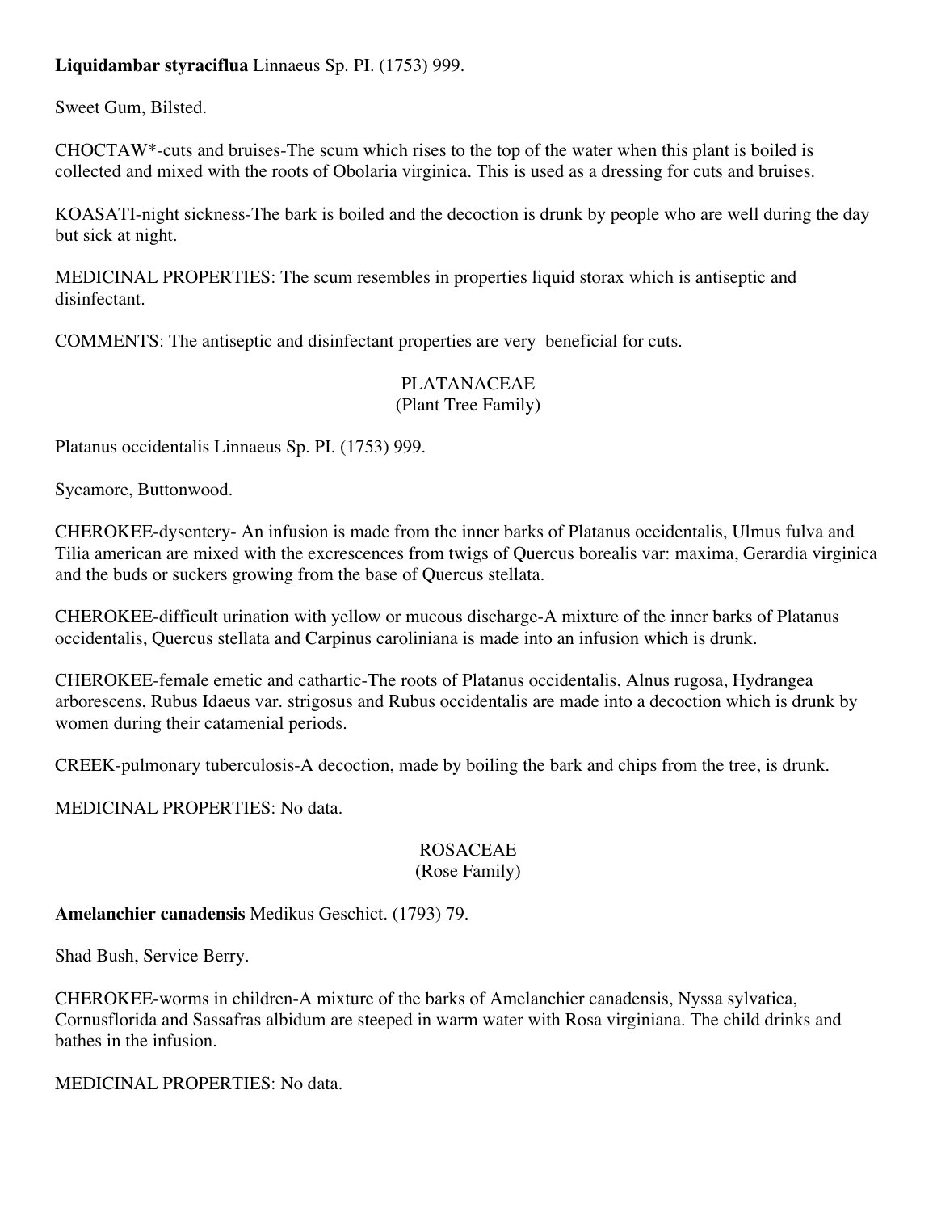**Liquidambar styraciflua** Linnaeus Sp. PI. (1753) 999.

Sweet Gum, Bilsted.

CHOCTAW*-cuts and bruises-The scum which rises to the top of the water when this plant is boiled is collected and mixed with the roots of Obolaria virginica. This is used as a dressing for cuts and bruises.

KOASATI-night sickness-The bark is boiled and the decoction is drunk by people who are well during the day but sick at night.

MEDICINAL PROPERTIES: The scum resembles in properties liquid storax which is antiseptic and disinfectant.

COMMENTS: The antiseptic and disinfectant properties are very beneficial for cuts.

## PLATANACEAE
(Plant Tree Family)

Platanus occidentalis Linnaeus Sp. PI. (1753) 999.

Sycamore, Buttonwood.

CHEROKEE-dysentery- An infusion is made from the inner barks of Platanus oceidentalis, Ulmus fulva and Tilia american are mixed with the excrescences from twigs of Quercus borealis var: maxima, Gerardia virginica and the buds or suckers growing from the base of Quercus stellata.

CHEROKEE-difficult urination with yellow or mucous discharge-A mixture of the inner barks of Platanus occidentalis, Quercus stellata and Carpinus caroliniana is made into an infusion which is drunk.

CHEROKEE-female emetic and cathartic-The roots of Platanus occidentalis, Alnus rugosa, Hydrangea arborescens, Rubus Idaeus var. strigosus and Rubus occidentalis are made into a decoction which is drunk by women during their catamenial periods.

CREEK-pulmonary tuberculosis-A decoction, made by boiling the bark and chips from the tree, is drunk.

MEDICINAL PROPERTIES: No data.

## ROSACEAE
(Rose Family)

**Amelanchier canadensis** Medikus Geschict. (1793) 79.

Shad Bush, Service Berry.

CHEROKEE-worms in children-A mixture of the barks of Amelanchier canadensis, Nyssa sylvatica, Cornusflorida and Sassafras albidum are steeped in warm water with Rosa virginiana. The child drinks and bathes in the infusion.

MEDICINAL PROPERTIES: No data.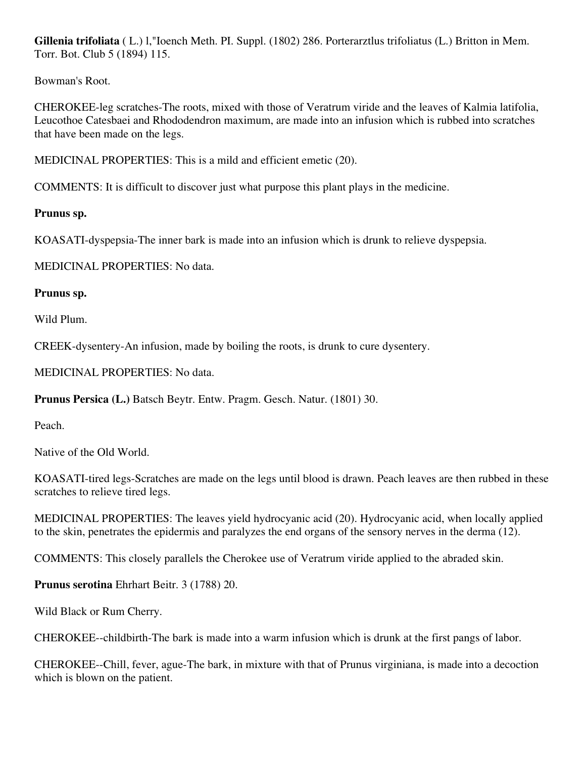**Gillenia trifoliata** ( L.) l,"Ioench Meth. PI. Suppl. (1802) 286. Porterarztlus trifoliatus (L.) Britton in Mem. Torr. Bot. Club 5 (1894) 115.

Bowman's Root.

CHEROKEE-leg scratches-The roots, mixed with those of Veratrum viride and the leaves of Kalmia latifolia, Leucothoe Catesbaei and Rhododendron maximum, are made into an infusion which is rubbed into scratches that have been made on the legs.

MEDICINAL PROPERTIES: This is a mild and efficient emetic (20).

COMMENTS: It is difficult to discover just what purpose this plant plays in the medicine.

**Prunus sp.**

KOASATI-dyspepsia-The inner bark is made into an infusion which is drunk to relieve dyspepsia.

MEDICINAL PROPERTIES: No data.

**Prunus sp.**

Wild Plum.

CREEK-dysentery-An infusion, made by boiling the roots, is drunk to cure dysentery.

MEDICINAL PROPERTIES: No data.

**Prunus Persica (L.)** Batsch Beytr. Entw. Pragm. Gesch. Natur. (1801) 30.

Peach.

Native of the Old World.

KOASATI-tired legs-Scratches are made on the legs until blood is drawn. Peach leaves are then rubbed in these scratches to relieve tired legs.

MEDICINAL PROPERTIES: The leaves yield hydrocyanic acid (20). Hydrocyanic acid, when locally applied to the skin, penetrates the epidermis and paralyzes the end organs of the sensory nerves in the derma (12).

COMMENTS: This closely parallels the Cherokee use of Veratrum viride applied to the abraded skin.

**Prunus serotina** Ehrhart Beitr. 3 (1788) 20.

Wild Black or Rum Cherry.

CHEROKEE--childbirth-The bark is made into a warm infusion which is drunk at the first pangs of labor.

CHEROKEE--Chill, fever, ague-The bark, in mixture with that of Prunus virginiana, is made into a decoction which is blown on the patient.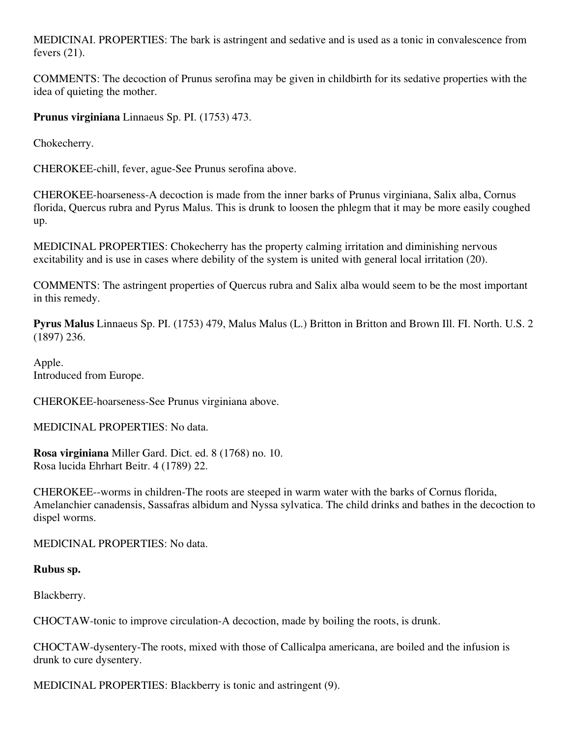MEDICINAI. PROPERTIES: The bark is astringent and sedative and is used as a tonic in convalescence from fevers (21).

COMMENTS: The decoction of Prunus serofina may be given in childbirth for its sedative properties with the idea of quieting the mother.

**Prunus virginiana** Linnaeus Sp. PI. (1753) 473.

Chokecherry.

CHEROKEE-chill, fever, ague-See Prunus serofina above.

CHEROKEE-hoarseness-A decoction is made from the inner barks of Prunus virginiana, Salix alba, Cornus florida, Quercus rubra and Pyrus Malus. This is drunk to loosen the phlegm that it may be more easily coughed up.

MEDICINAL PROPERTIES: Chokecherry has the property calming irritation and diminishing nervous excitability and is use in cases where debility of the system is united with general local irritation (20).

COMMENTS: The astringent properties of Quercus rubra and Salix alba would seem to be the most important in this remedy.

**Pyrus Malus** Linnaeus Sp. PI. (1753) 479, Malus Malus (L.) Britton in Britton and Brown Ill. FI. North. U.S. 2 (1897) 236.

Apple.
Introduced from Europe.

CHEROKEE-hoarseness-See Prunus virginiana above.

MEDICINAL PROPERTIES: No data.

**Rosa virginiana** Miller Gard. Dict. ed. 8 (1768) no. 10.
Rosa lucida Ehrhart Beitr. 4 (1789) 22.

CHEROKEE--worms in children-The roots are steeped in warm water with the barks of Cornus florida, Amelanchier canadensis, Sassafras albidum and Nyssa sylvatica. The child drinks and bathes in the decoction to dispel worms.

MEDICINAL PROPERTIES: No data.

**Rubus sp.**

Blackberry.

CHOCTAW-tonic to improve circulation-A decoction, made by boiling the roots, is drunk.

CHOCTAW-dysentery-The roots, mixed with those of Callicalpa americana, are boiled and the infusion is drunk to cure dysentery.

MEDICINAL PROPERTIES: Blackberry is tonic and astringent (9).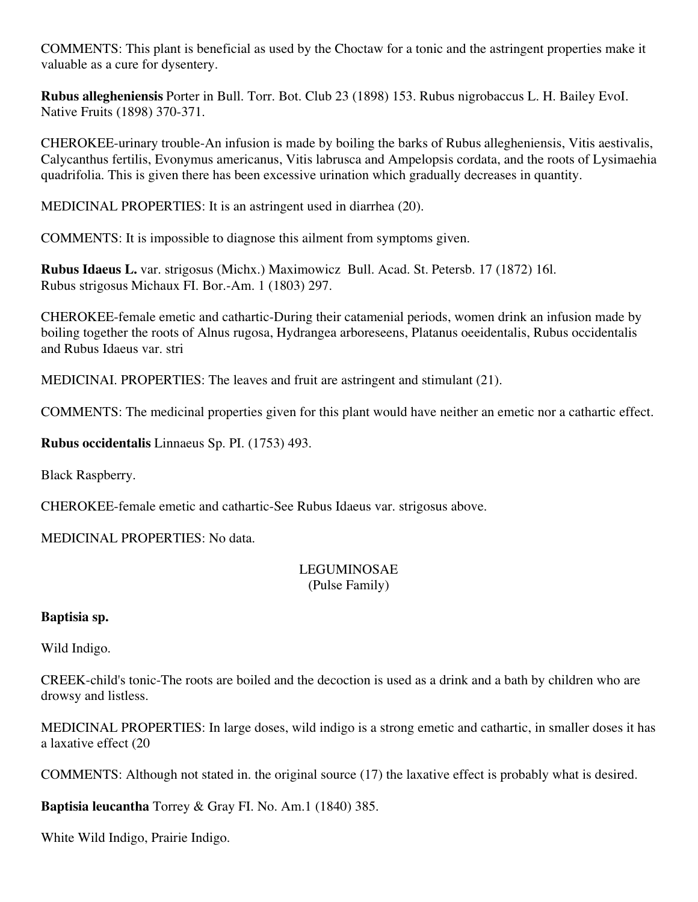COMMENTS: This plant is beneficial as used by the Choctaw for a tonic and the astringent properties make it valuable as a cure for dysentery.

**Rubus allegheniensis** Porter in Bull. Torr. Bot. Club 23 (1898) 153. Rubus nigrobaccus L. H. Bailey EvoI. Native Fruits (1898) 370-371.

CHEROKEE-urinary trouble-An infusion is made by boiling the barks of Rubus allegheniensis, Vitis aestivalis, Calycanthus fertilis, Evonymus americanus, Vitis labrusca and Ampelopsis cordata, and the roots of Lysimaehia quadrifolia. This is given there has been excessive urination which gradually decreases in quantity.

MEDICINAL PROPERTIES: It is an astringent used in diarrhea (20).

COMMENTS: It is impossible to diagnose this ailment from symptoms given.

**Rubus Idaeus L.** var. strigosus (Michx.) Maximowicz Bull. Acad. St. Petersb. 17 (1872) 16l.
Rubus strigosus Michaux FI. Bor.-Am. 1 (1803) 297.

CHEROKEE-female emetic and cathartic-During their catamenial periods, women drink an infusion made by boiling together the roots of Alnus rugosa, Hydrangea arboreseens, Platanus oeeidentalis, Rubus occidentalis and Rubus Idaeus var. stri

MEDICINAI. PROPERTIES: The leaves and fruit are astringent and stimulant (21).

COMMENTS: The medicinal properties given for this plant would have neither an emetic nor a cathartic effect.

**Rubus occidentalis** Linnaeus Sp. PI. (1753) 493.

Black Raspberry.

CHEROKEE-female emetic and cathartic-See Rubus Idaeus var. strigosus above.

MEDICINAL PROPERTIES: No data.

## LEGUMINOSAE
(Pulse Family)

**Baptisia sp.**

Wild Indigo.

CREEK-child's tonic-The roots are boiled and the decoction is used as a drink and a bath by children who are drowsy and listless.

MEDICINAL PROPERTIES: In large doses, wild indigo is a strong emetic and cathartic, in smaller doses it has a laxative effect (20

COMMENTS: Although not stated in. the original source (17) the laxative effect is probably what is desired.

**Baptisia leucantha** Torrey & Gray FI. No. Am.1 (1840) 385.

White Wild Indigo, Prairie Indigo.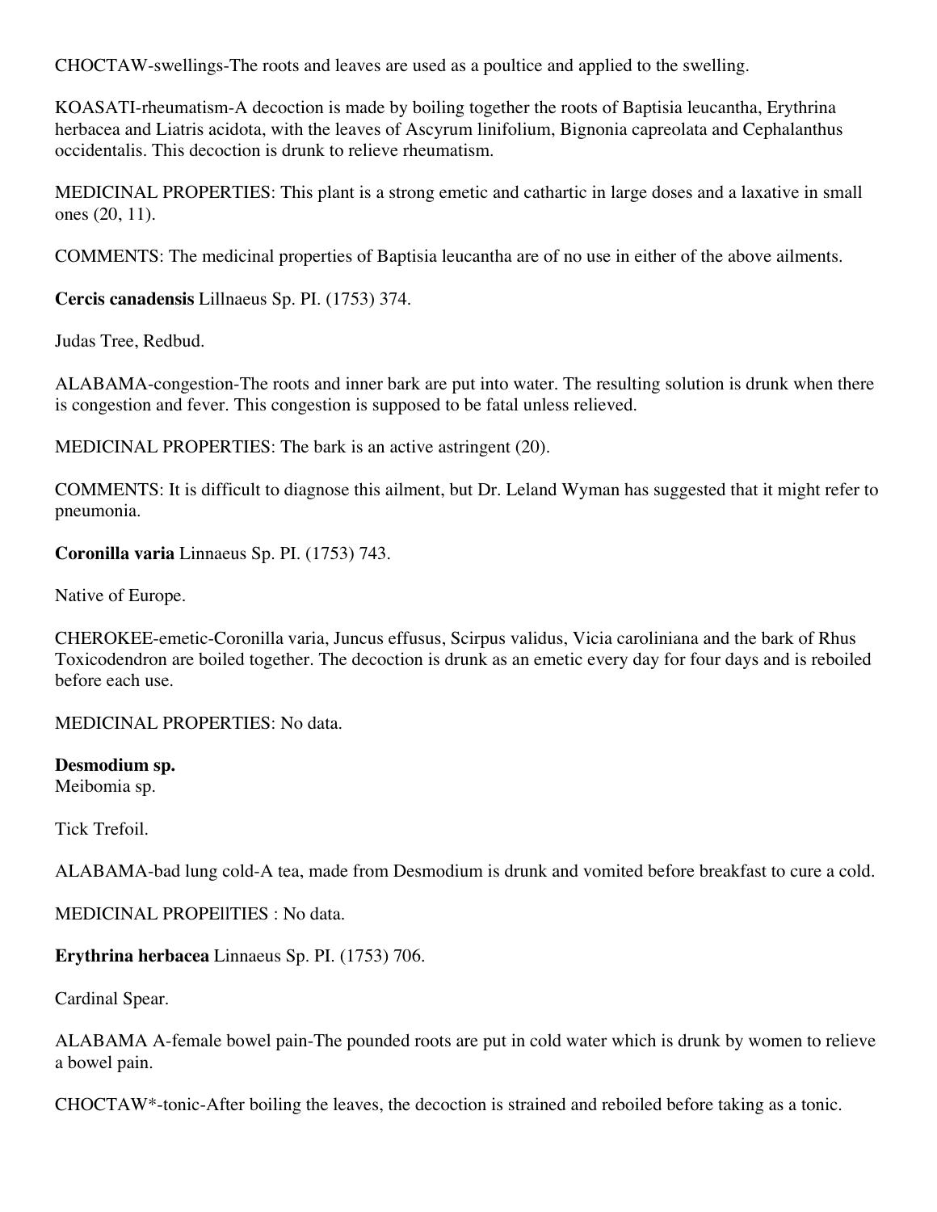CHOCTAW-swellings-The roots and leaves are used as a poultice and applied to the swelling.

KOASATI-rheumatism-A decoction is made by boiling together the roots of Baptisia leucantha, Erythrina herbacea and Liatris acidota, with the leaves of Ascyrum linifolium, Bignonia capreolata and Cephalanthus occidentalis. This decoction is drunk to relieve rheumatism.

MEDICINAL PROPERTIES: This plant is a strong emetic and cathartic in large doses and a laxative in small ones (20, 11).

COMMENTS: The medicinal properties of Baptisia leucantha are of no use in either of the above ailments.

**Cercis canadensis** Lillnaeus Sp. PI. (1753) 374.

Judas Tree, Redbud.

ALABAMA-congestion-The roots and inner bark are put into water. The resulting solution is drunk when there is congestion and fever. This congestion is supposed to be fatal unless relieved.

MEDICINAL PROPERTIES: The bark is an active astringent (20).

COMMENTS: It is difficult to diagnose this ailment, but Dr. Leland Wyman has suggested that it might refer to pneumonia.

**Coronilla varia** Linnaeus Sp. PI. (1753) 743.

Native of Europe.

CHEROKEE-emetic-Coronilla varia, Juncus effusus, Scirpus validus, Vicia caroliniana and the bark of Rhus Toxicodendron are boiled together. The decoction is drunk as an emetic every day for four days and is reboiled before each use.

MEDICINAL PROPERTIES: No data.

**Desmodium sp.**
Meibomia sp.

Tick Trefoil.

ALABAMA-bad lung cold-A tea, made from Desmodium is drunk and vomited before breakfast to cure a cold.

MEDICINAL PROPEllTIES : No data.

**Erythrina herbacea** Linnaeus Sp. PI. (1753) 706.

Cardinal Spear.

ALABAMA A-female bowel pain-The pounded roots are put in cold water which is drunk by women to relieve a bowel pain.

CHOCTAW*-tonic-After boiling the leaves, the decoction is strained and reboiled before taking as a tonic.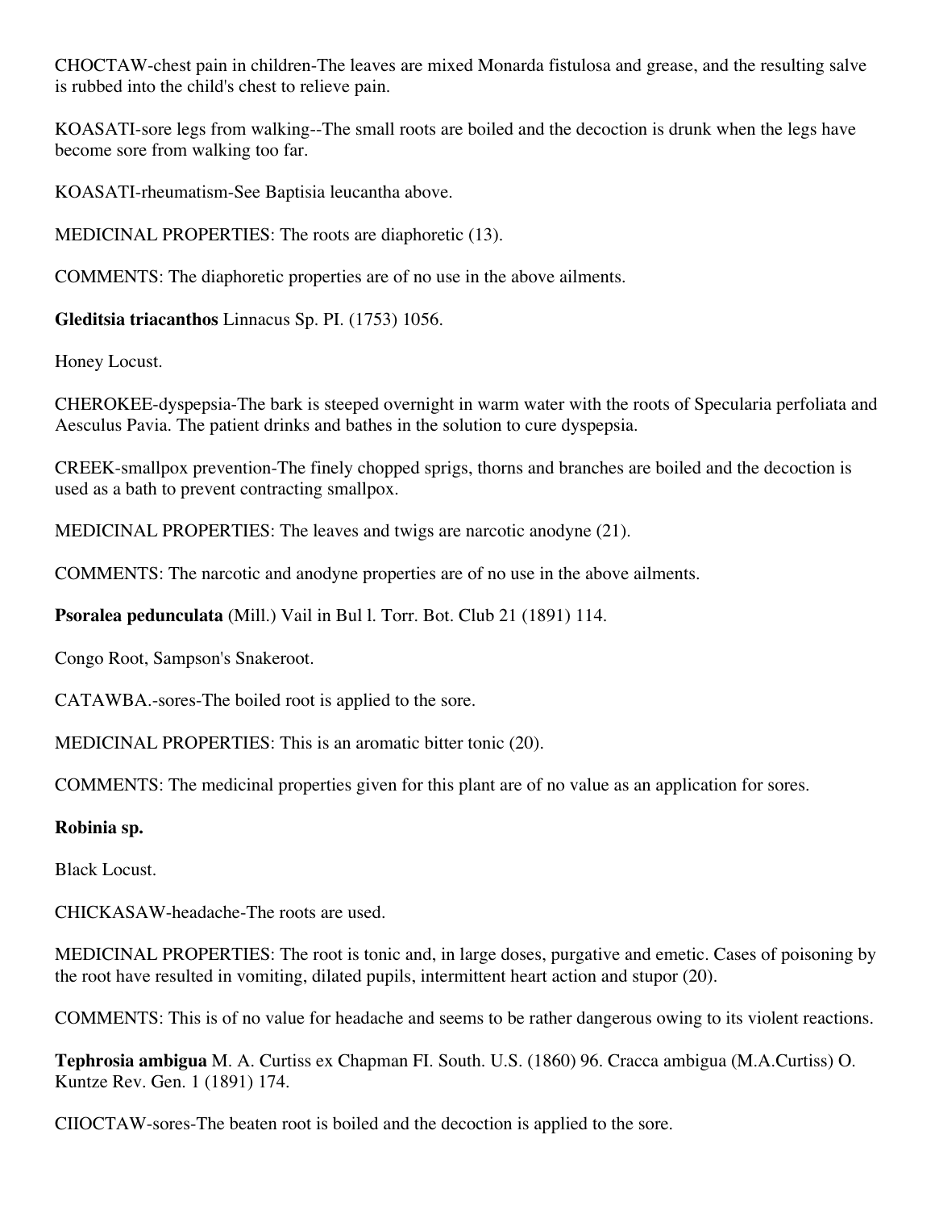CHOCTAW-chest pain in children-The leaves are mixed Monarda fistulosa and grease, and the resulting salve is rubbed into the child's chest to relieve pain.

KOASATI-sore legs from walking--The small roots are boiled and the decoction is drunk when the legs have become sore from walking too far.

KOASATI-rheumatism-See Baptisia leucantha above.

MEDICINAL PROPERTIES: The roots are diaphoretic (13).

COMMENTS: The diaphoretic properties are of no use in the above ailments.

**Gleditsia triacanthos** Linnacus Sp. PI. (1753) 1056.

Honey Locust.

CHEROKEE-dyspepsia-The bark is steeped overnight in warm water with the roots of Specularia perfoliata and Aesculus Pavia. The patient drinks and bathes in the solution to cure dyspepsia.

CREEK-smallpox prevention-The finely chopped sprigs, thorns and branches are boiled and the decoction is used as a bath to prevent contracting smallpox.

MEDICINAL PROPERTIES: The leaves and twigs are narcotic anodyne (21).

COMMENTS: The narcotic and anodyne properties are of no use in the above ailments.

**Psoralea pedunculata** (Mill.) Vail in Bul l. Torr. Bot. Club 21 (1891) 114.

Congo Root, Sampson's Snakeroot.

CATAWBA.-sores-The boiled root is applied to the sore.

MEDICINAL PROPERTIES: This is an aromatic bitter tonic (20).

COMMENTS: The medicinal properties given for this plant are of no value as an application for sores.

**Robinia sp.**

Black Locust.

CHICKASAW-headache-The roots are used.

MEDICINAL PROPERTIES: The root is tonic and, in large doses, purgative and emetic. Cases of poisoning by the root have resulted in vomiting, dilated pupils, intermittent heart action and stupor (20).

COMMENTS: This is of no value for headache and seems to be rather dangerous owing to its violent reactions.

**Tephrosia ambigua** M. A. Curtiss ex Chapman FI. South. U.S. (1860) 96. Cracca ambigua (M.A.Curtiss) O. Kuntze Rev. Gen. 1 (1891) 174.

CIIOCTAW-sores-The beaten root is boiled and the decoction is applied to the sore.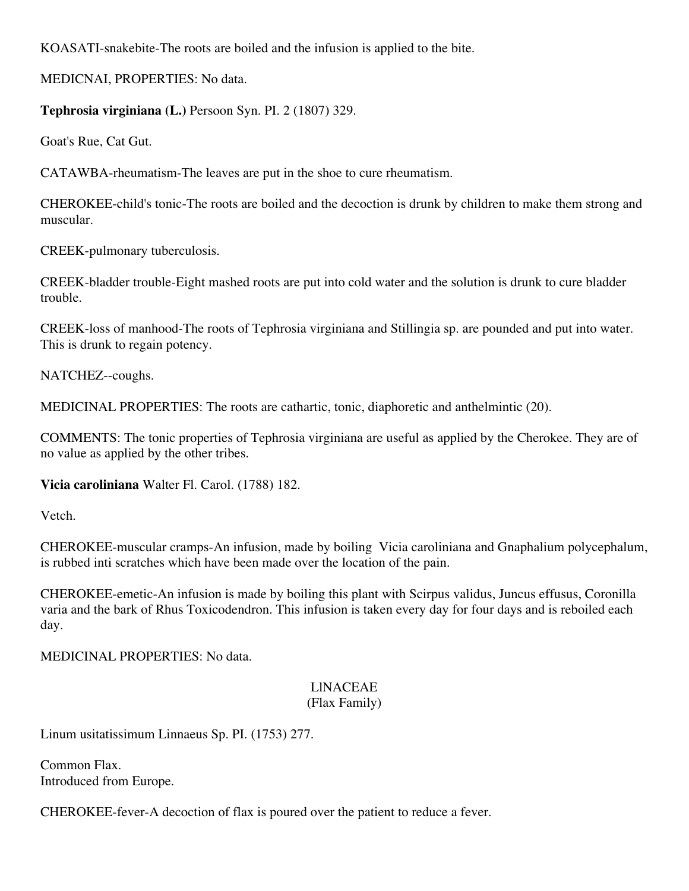KOASATI-snakebite-The roots are boiled and the infusion is applied to the bite.

MEDICNAI, PROPERTIES: No data.

**Tephrosia virginiana (L.)** Persoon Syn. PI. 2 (1807) 329.

Goat's Rue, Cat Gut.

CATAWBA-rheumatism-The leaves are put in the shoe to cure rheumatism.

CHEROKEE-child's tonic-The roots are boiled and the decoction is drunk by children to make them strong and muscular.

CREEK-pulmonary tuberculosis.

CREEK-bladder trouble-Eight mashed roots are put into cold water and the solution is drunk to cure bladder trouble.

CREEK-loss of manhood-The roots of Tephrosia virginiana and Stillingia sp. are pounded and put into water. This is drunk to regain potency.

NATCHEZ--coughs.

MEDICINAL PROPERTIES: The roots are cathartic, tonic, diaphoretic and anthelmintic (20).

COMMENTS: The tonic properties of Tephrosia virginiana are useful as applied by the Cherokee. They are of no value as applied by the other tribes.

**Vicia caroliniana** Walter Fl. Carol. (1788) 182.

Vetch.

CHEROKEE-muscular cramps-An infusion, made by boiling Vicia caroliniana and Gnaphalium polycephalum, is rubbed inti scratches which have been made over the location of the pain.

CHEROKEE-emetic-An infusion is made by boiling this plant with Scirpus validus, Juncus effusus, Coronilla varia and the bark of Rhus Toxicodendron. This infusion is taken every day for four days and is reboiled each day.

MEDICINAL PROPERTIES: No data.

## LlNACEAE
(Flax Family)

Linum usitatissimum Linnaeus Sp. PI. (1753) 277.

Common Flax.
Introduced from Europe.

CHEROKEE-fever-A decoction of flax is poured over the patient to reduce a fever.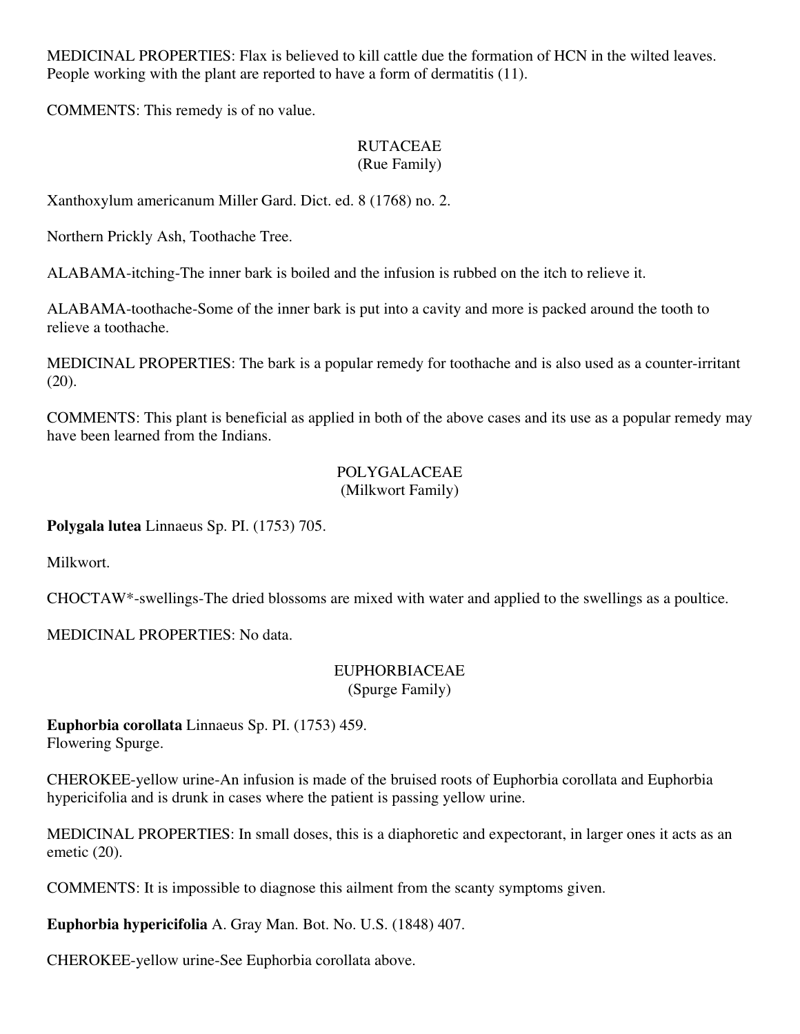MEDICINAL PROPERTIES: Flax is believed to kill cattle due the formation of HCN in the wilted leaves. People working with the plant are reported to have a form of dermatitis (11).

COMMENTS: This remedy is of no value.

## RUTACEAE
(Rue Family)

Xanthoxylum americanum Miller Gard. Dict. ed. 8 (1768) no. 2.

Northern Prickly Ash, Toothache Tree.

ALABAMA-itching-The inner bark is boiled and the infusion is rubbed on the itch to relieve it.

ALABAMA-toothache-Some of the inner bark is put into a cavity and more is packed around the tooth to relieve a toothache.

MEDICINAL PROPERTIES: The bark is a popular remedy for toothache and is also used as a counter-irritant (20).

COMMENTS: This plant is beneficial as applied in both of the above cases and its use as a popular remedy may have been learned from the Indians.

## POLYGALACEAE
(Milkwort Family)

**Polygala lutea** Linnaeus Sp. PI. (1753) 705.

Milkwort.

CHOCTAW*-swellings-The dried blossoms are mixed with water and applied to the swellings as a poultice.

MEDICINAL PROPERTIES: No data.

## EUPHORBIACEAE
(Spurge Family)

**Euphorbia corollata** Linnaeus Sp. PI. (1753) 459.
Flowering Spurge.

CHEROKEE-yellow urine-An infusion is made of the bruised roots of Euphorbia corollata and Euphorbia hypericifolia and is drunk in cases where the patient is passing yellow urine.

MEDICINAL PROPERTIES: In small doses, this is a diaphoretic and expectorant, in larger ones it acts as an emetic (20).

COMMENTS: It is impossible to diagnose this ailment from the scanty symptoms given.

**Euphorbia hypericifolia** A. Gray Man. Bot. No. U.S. (1848) 407.

CHEROKEE-yellow urine-See Euphorbia corollata above.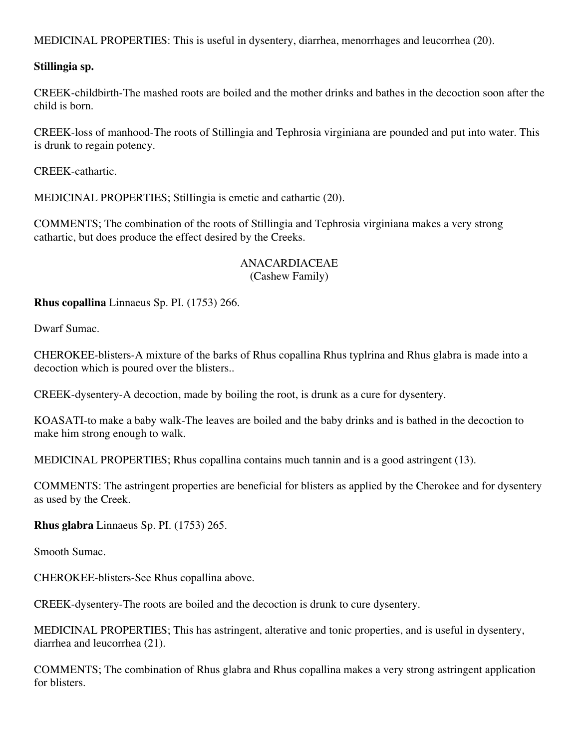MEDICINAL PROPERTIES: This is useful in dysentery, diarrhea, menorrhages and leucorrhea (20).

**Stillingia sp.**

CREEK-childbirth-The mashed roots are boiled and the mother drinks and bathes in the decoction soon after the child is born.

CREEK-loss of manhood-The roots of Stillingia and Tephrosia virginiana are pounded and put into water. This is drunk to regain potency.

CREEK-cathartic.

MEDICINAL PROPERTIES; StilIingia is emetic and cathartic (20).

COMMENTS; The combination of the roots of Stillingia and Tephrosia virginiana makes a very strong cathartic, but does produce the effect desired by the Creeks.

## ANACARDIACEAE
(Cashew Family)

**Rhus copallina** Linnaeus Sp. PI. (1753) 266.

Dwarf Sumac.

CHEROKEE-blisters-A mixture of the barks of Rhus copallina Rhus typlrina and Rhus glabra is made into a decoction which is poured over the blisters..

CREEK-dysentery-A decoction, made by boiling the root, is drunk as a cure for dysentery.

KOASATI-to make a baby walk-The leaves are boiled and the baby drinks and is bathed in the decoction to make him strong enough to walk.

MEDICINAL PROPERTIES; Rhus copallina contains much tannin and is a good astringent (13).

COMMENTS: The astringent properties are beneficial for blisters as applied by the Cherokee and for dysentery as used by the Creek.

**Rhus glabra** Linnaeus Sp. PI. (1753) 265.

Smooth Sumac.

CHEROKEE-blisters-See Rhus copallina above.

CREEK-dysentery-The roots are boiled and the decoction is drunk to cure dysentery.

MEDICINAL PROPERTIES; This has astringent, alterative and tonic properties, and is useful in dysentery, diarrhea and leucorrhea (21).

COMMENTS; The combination of Rhus glabra and Rhus copallina makes a very strong astringent application for blisters.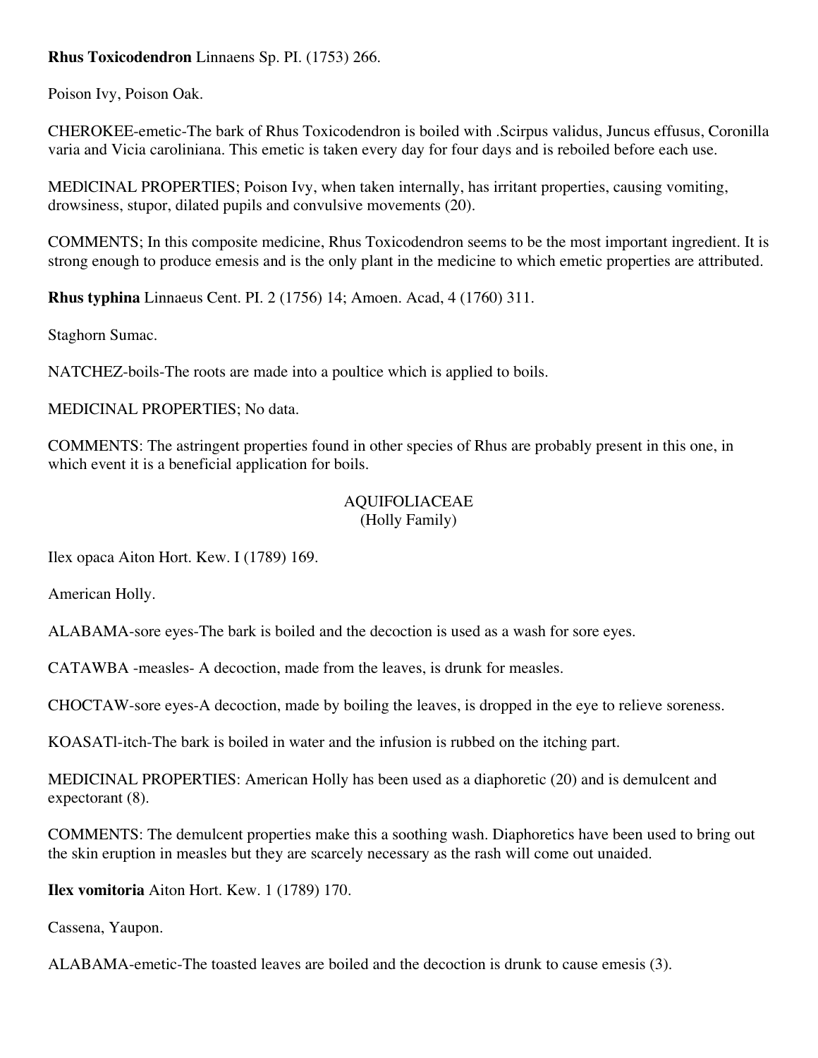**Rhus Toxicodendron** Linnaens Sp. PI. (1753) 266.

Poison Ivy, Poison Oak.

CHEROKEE-emetic-The bark of Rhus Toxicodendron is boiled with .Scirpus validus, Juncus effusus, Coronilla varia and Vicia caroliniana. This emetic is taken every day for four days and is reboiled before each use.

MEDlCINAL PROPERTIES; Poison Ivy, when taken internally, has irritant properties, causing vomiting, drowsiness, stupor, dilated pupils and convulsive movements (20).

COMMENTS; In this composite medicine, Rhus Toxicodendron seems to be the most important ingredient. It is strong enough to produce emesis and is the only plant in the medicine to which emetic properties are attributed.

**Rhus typhina** Linnaeus Cent. PI. 2 (1756) 14; Amoen. Acad, 4 (1760) 311.

Staghorn Sumac.

NATCHEZ-boils-The roots are made into a poultice which is applied to boils.

MEDICINAL PROPERTIES; No data.

COMMENTS: The astringent properties found in other species of Rhus are probably present in this one, in which event it is a beneficial application for boils.

## AQUIFOLIACEAE
(Holly Family)

Ilex opaca Aiton Hort. Kew. I (1789) 169.

American Holly.

ALABAMA-sore eyes-The bark is boiled and the decoction is used as a wash for sore eyes.

CATAWBA -measles- A decoction, made from the leaves, is drunk for measles.

CHOCTAW-sore eyes-A decoction, made by boiling the leaves, is dropped in the eye to relieve soreness.

KOASATl-itch-The bark is boiled in water and the infusion is rubbed on the itching part.

MEDICINAL PROPERTIES: American Holly has been used as a diaphoretic (20) and is demulcent and expectorant (8).

COMMENTS: The demulcent properties make this a soothing wash. Diaphoretics have been used to bring out the skin eruption in measles but they are scarcely necessary as the rash will come out unaided.

**Ilex vomitoria** Aiton Hort. Kew. 1 (1789) 170.

Cassena, Yaupon.

ALABAMA-emetic-The toasted leaves are boiled and the decoction is drunk to cause emesis (3).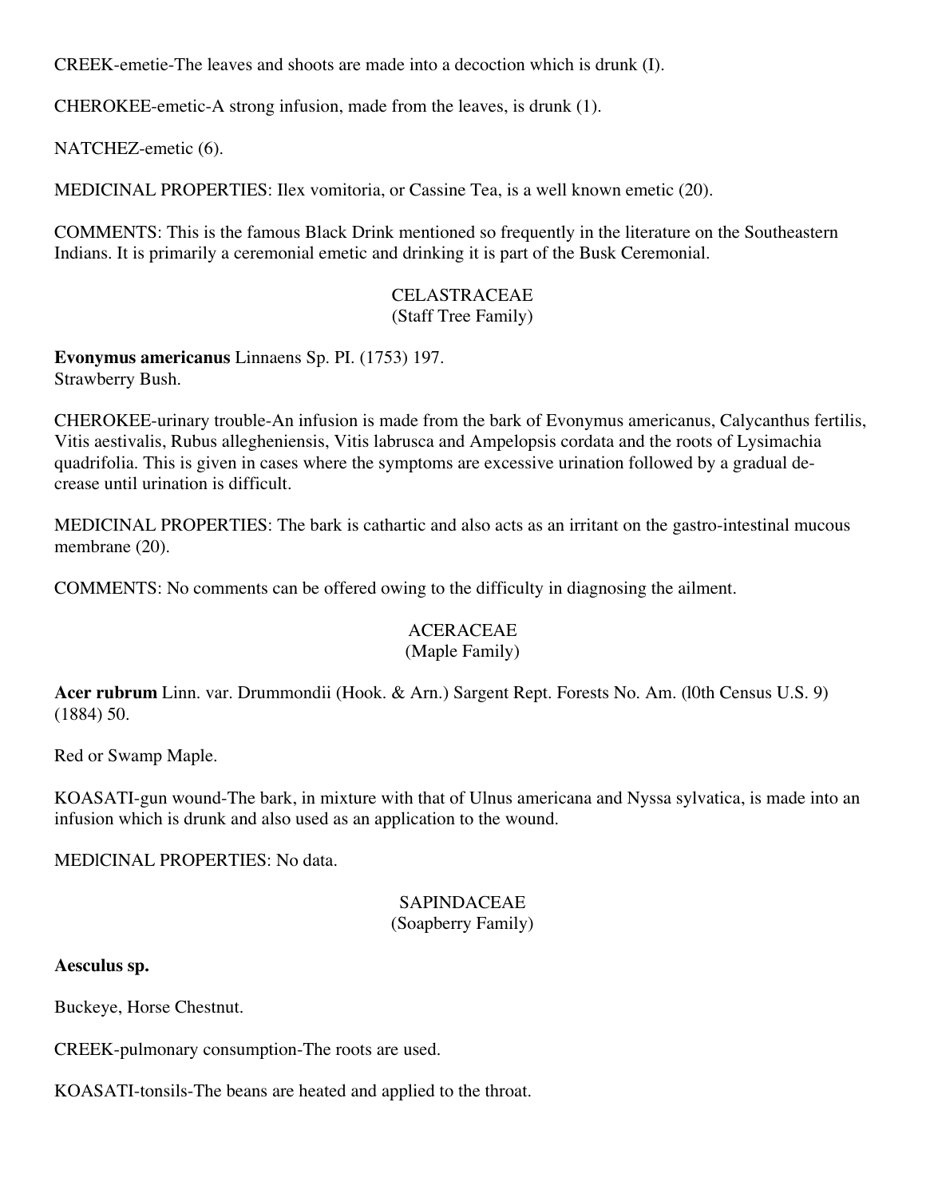CREEK-emetie-The leaves and shoots are made into a decoction which is drunk (I).

CHEROKEE-emetic-A strong infusion, made from the leaves, is drunk (1).

NATCHEZ-emetic (6).

MEDICINAL PROPERTIES: Ilex vomitoria, or Cassine Tea, is a well known emetic (20).

COMMENTS: This is the famous Black Drink mentioned so frequently in the literature on the Southeastern Indians. It is primarily a ceremonial emetic and drinking it is part of the Busk Ceremonial.

## CELASTRACEAE
(Staff Tree Family)

**Evonymus americanus** Linnaens Sp. PI. (1753) 197.
Strawberry Bush.

CHEROKEE-urinary trouble-An infusion is made from the bark of Evonymus americanus, Calycanthus fertilis, Vitis aestivalis, Rubus allegheniensis, Vitis labrusca and Ampelopsis cordata and the roots of Lysimachia quadrifolia. This is given in cases where the symptoms are excessive urination followed by a gradual decrease until urination is difficult.

MEDICINAL PROPERTIES: The bark is cathartic and also acts as an irritant on the gastro-intestinal mucous membrane (20).

COMMENTS: No comments can be offered owing to the difficulty in diagnosing the ailment.

## ACERACEAE
(Maple Family)

**Acer rubrum** Linn. var. Drummondii (Hook. & Arn.) Sargent Rept. Forests No. Am. (l0th Census U.S. 9) (1884) 50.

Red or Swamp Maple.

KOASATI-gun wound-The bark, in mixture with that of Ulnus americana and Nyssa sylvatica, is made into an infusion which is drunk and also used as an application to the wound.

MEDICINAL PROPERTIES: No data.

## SAPINDACEAE
(Soapberry Family)

**Aesculus sp.**

Buckeye, Horse Chestnut.

CREEK-pulmonary consumption-The roots are used.

KOASATI-tonsils-The beans are heated and applied to the throat.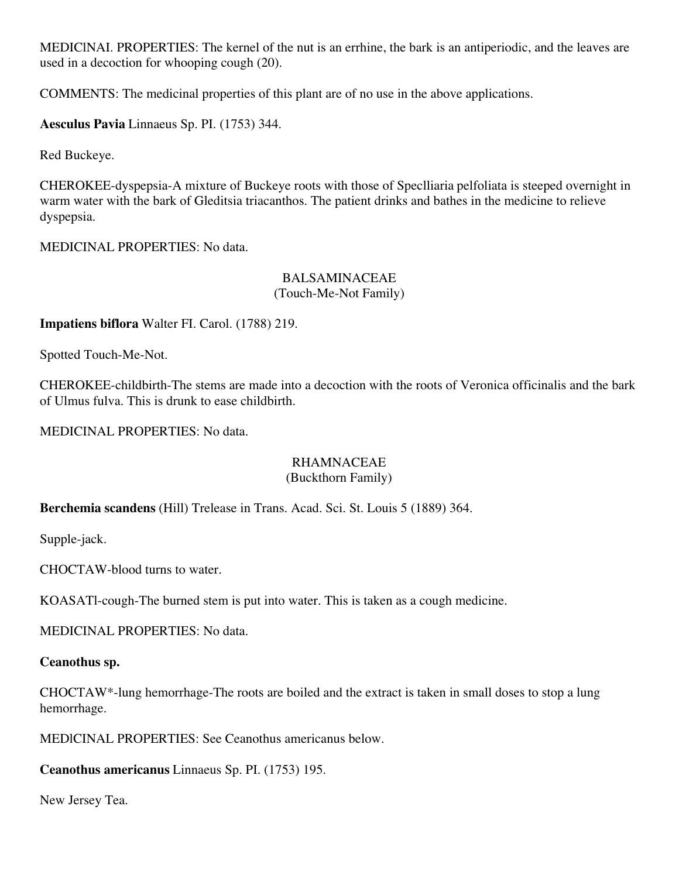MEDIClNAI. PROPERTIES: The kernel of the nut is an errhine, the bark is an antiperiodic, and the leaves are used in a decoction for whooping cough (20).

COMMENTS: The medicinal properties of this plant are of no use in the above applications.

**Aesculus Pavia** Linnaeus Sp. PI. (1753) 344.

Red Buckeye.

CHEROKEE-dyspepsia-A mixture of Buckeye roots with those of Speclliaria pelfoliata is steeped overnight in warm water with the bark of Gleditsia triacanthos. The patient drinks and bathes in the medicine to relieve dyspepsia.

MEDICINAL PROPERTIES: No data.

BALSAMINACEAE
(Touch-Me-Not Family)

**Impatiens biflora** Walter FI. Carol. (1788) 219.

Spotted Touch-Me-Not.

CHEROKEE-childbirth-The stems are made into a decoction with the roots of Veronica officinalis and the bark of Ulmus fulva. This is drunk to ease childbirth.

MEDICINAL PROPERTIES: No data.

RHAMNACEAE
(Buckthorn Family)

**Berchemia scandens** (Hill) Trelease in Trans. Acad. Sci. St. Louis 5 (1889) 364.

Supple-jack.

CHOCTAW-blood turns to water.

KOASATl-cough-The burned stem is put into water. This is taken as a cough medicine.

MEDICINAL PROPERTIES: No data.

**Ceanothus sp.**

CHOCTAW*-lung hemorrhage-The roots are boiled and the extract is taken in small doses to stop a lung hemorrhage.

MEDlCINAL PROPERTIES: See Ceanothus americanus below.

**Ceanothus americanus** Linnaeus Sp. PI. (1753) 195.

New Jersey Tea.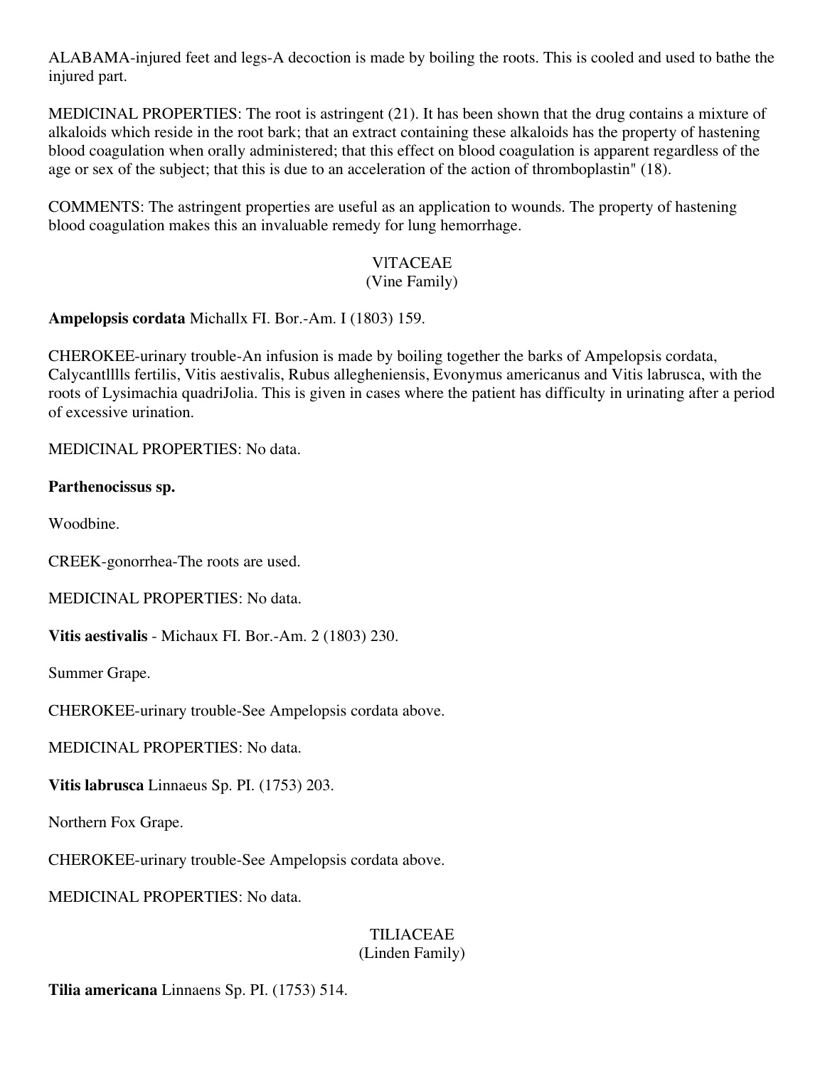ALABAMA-injured feet and legs-A decoction is made by boiling the roots. This is cooled and used to bathe the injured part.

MEDlCINAL PROPERTIES: The root is astringent (21). It has been shown that the drug contains a mixture of alkaloids which reside in the root bark; that an extract containing these alkaloids has the property of hastening blood coagulation when orally administered; that this effect on blood coagulation is apparent regardless of the age or sex of the subject; that this is due to an acceleration of the action of thromboplastin" (18).

COMMENTS: The astringent properties are useful as an application to wounds. The property of hastening blood coagulation makes this an invaluable remedy for lung hemorrhage.

## VlTACEAE
(Vine Family)

**Ampelopsis cordata** Michallx FI. Bor.-Am. I (1803) 159.

CHEROKEE-urinary trouble-An infusion is made by boiling together the barks of Ampelopsis cordata, Calycantlllls fertilis, Vitis aestivalis, Rubus allegheniensis, Evonymus americanus and Vitis labrusca, with the roots of Lysimachia quadriJolia. This is given in cases where the patient has difficulty in urinating after a period of excessive urination.

MEDlCINAL PROPERTIES: No data.

**Parthenocissus sp.**

Woodbine.

CREEK-gonorrhea-The roots are used.

MEDICINAL PROPERTIES: No data.

**Vitis aestivalis** - Michaux FI. Bor.-Am. 2 (1803) 230.

Summer Grape.

CHEROKEE-urinary trouble-See Ampelopsis cordata above.

MEDICINAL PROPERTIES: No data.

**Vitis labrusca** Linnaeus Sp. PI. (1753) 203.

Northern Fox Grape.

CHEROKEE-urinary trouble-See Ampelopsis cordata above.

MEDICINAL PROPERTIES: No data.

## TILIACEAE
(Linden Family)

**Tilia americana** Linnaens Sp. PI. (1753) 514.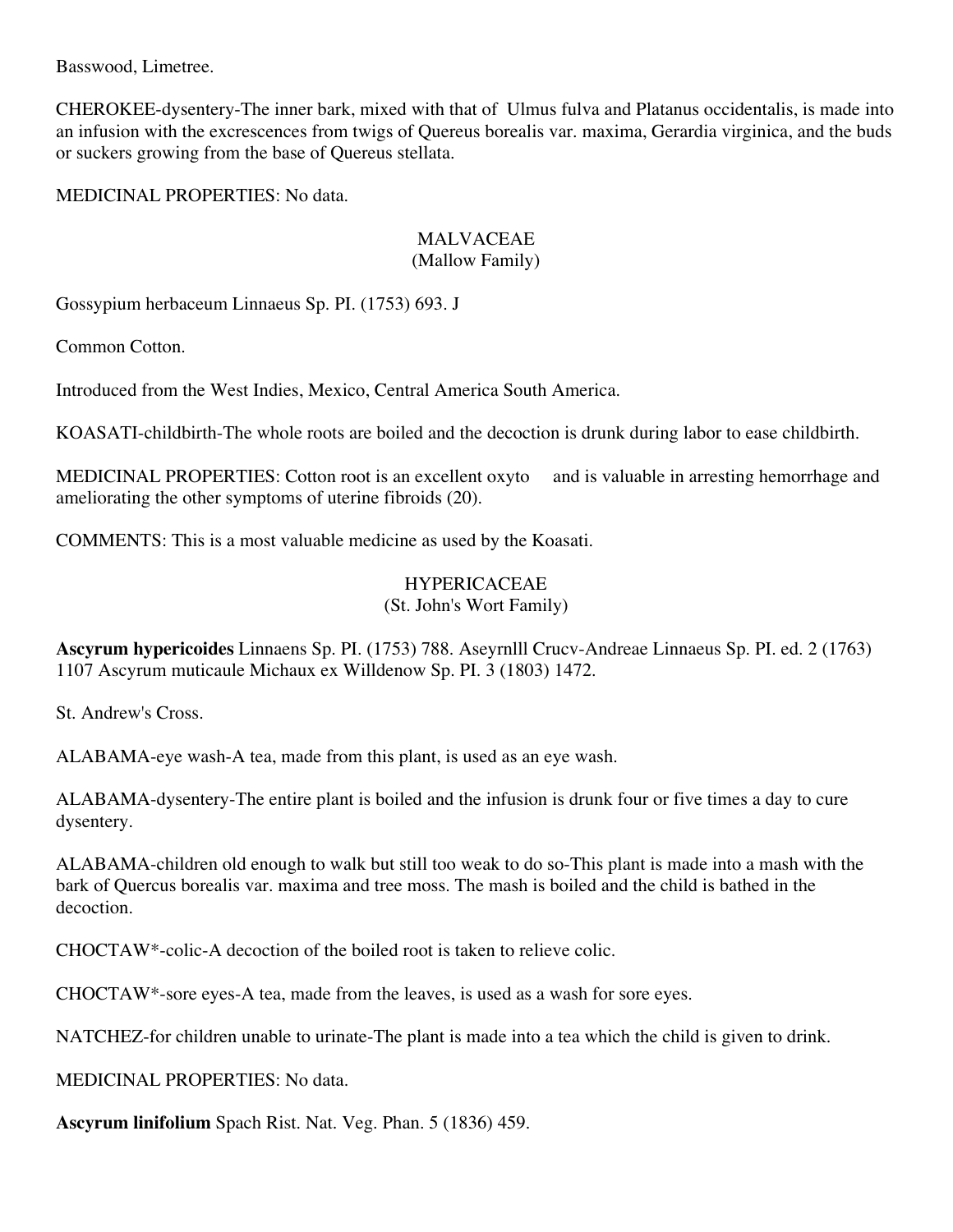Basswood, Limetree.

CHEROKEE-dysentery-The inner bark, mixed with that of Ulmus fulva and Platanus occidentalis, is made into an infusion with the excrescences from twigs of Quereus borealis var. maxima, Gerardia virginica, and the buds or suckers growing from the base of Quereus stellata.

MEDICINAL PROPERTIES: No data.

## MALVACEAE
### (Mallow Family)

Gossypium herbaceum Linnaeus Sp. PI. (1753) 693. J

Common Cotton.

Introduced from the West Indies, Mexico, Central America South America.

KOASATI-childbirth-The whole roots are boiled and the decoction is drunk during labor to ease childbirth.

MEDICINAL PROPERTIES: Cotton root is an excellent oxyto and is valuable in arresting hemorrhage and ameliorating the other symptoms of uterine fibroids (20).

COMMENTS: This is a most valuable medicine as used by the Koasati.

## HYPERICACEAE
### (St. John's Wort Family)

**Ascyrum hypericoides** Linnaens Sp. PI. (1753) 788. Aseyrnlll Crucv-Andreae Linnaeus Sp. PI. ed. 2 (1763) 1107 Ascyrum muticaule Michaux ex Willdenow Sp. PI. 3 (1803) 1472.

St. Andrew's Cross.

ALABAMA-eye wash-A tea, made from this plant, is used as an eye wash.

ALABAMA-dysentery-The entire plant is boiled and the infusion is drunk four or five times a day to cure dysentery.

ALABAMA-children old enough to walk but still too weak to do so-This plant is made into a mash with the bark of Quercus borealis var. maxima and tree moss. The mash is boiled and the child is bathed in the decoction.

CHOCTAW*-colic-A decoction of the boiled root is taken to relieve colic.

CHOCTAW*-sore eyes-A tea, made from the leaves, is used as a wash for sore eyes.

NATCHEZ-for children unable to urinate-The plant is made into a tea which the child is given to drink.

MEDICINAL PROPERTIES: No data.

**Ascyrum linifolium** Spach Rist. Nat. Veg. Phan. 5 (1836) 459.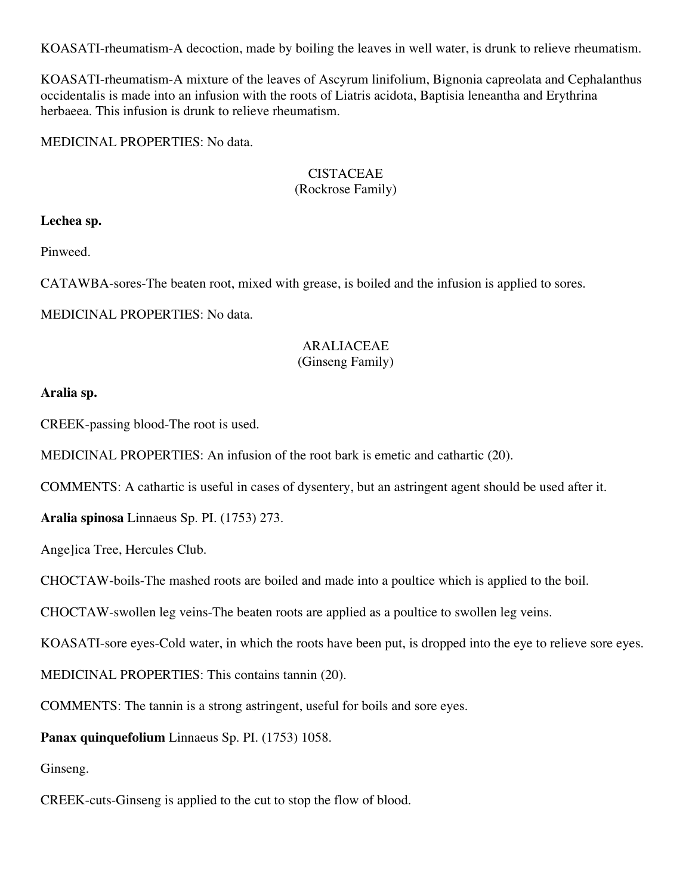KOASATI-rheumatism-A decoction, made by boiling the leaves in well water, is drunk to relieve rheumatism.

KOASATI-rheumatism-A mixture of the leaves of Ascyrum linifolium, Bignonia capreolata and Cephalanthus occidentalis is made into an infusion with the roots of Liatris acidota, Baptisia leneantha and Erythrina herbaeea. This infusion is drunk to relieve rheumatism.

MEDICINAL PROPERTIES: No data.

## CISTACEAE
(Rockrose Family)

**Lechea sp.**

Pinweed.

CATAWBA-sores-The beaten root, mixed with grease, is boiled and the infusion is applied to sores.

MEDICINAL PROPERTIES: No data.

## ARALIACEAE
(Ginseng Family)

**Aralia sp.**

CREEK-passing blood-The root is used.

MEDICINAL PROPERTIES: An infusion of the root bark is emetic and cathartic (20).

COMMENTS: A cathartic is useful in cases of dysentery, but an astringent agent should be used after it.

**Aralia spinosa** Linnaeus Sp. PI. (1753) 273.

Ange]ica Tree, Hercules Club.

CHOCTAW-boils-The mashed roots are boiled and made into a poultice which is applied to the boil.

CHOCTAW-swollen leg veins-The beaten roots are applied as a poultice to swollen leg veins.

KOASATI-sore eyes-Cold water, in which the roots have been put, is dropped into the eye to relieve sore eyes.

MEDICINAL PROPERTIES: This contains tannin (20).

COMMENTS: The tannin is a strong astringent, useful for boils and sore eyes.

**Panax quinquefolium** Linnaeus Sp. PI. (1753) 1058.

Ginseng.

CREEK-cuts-Ginseng is applied to the cut to stop the flow of blood.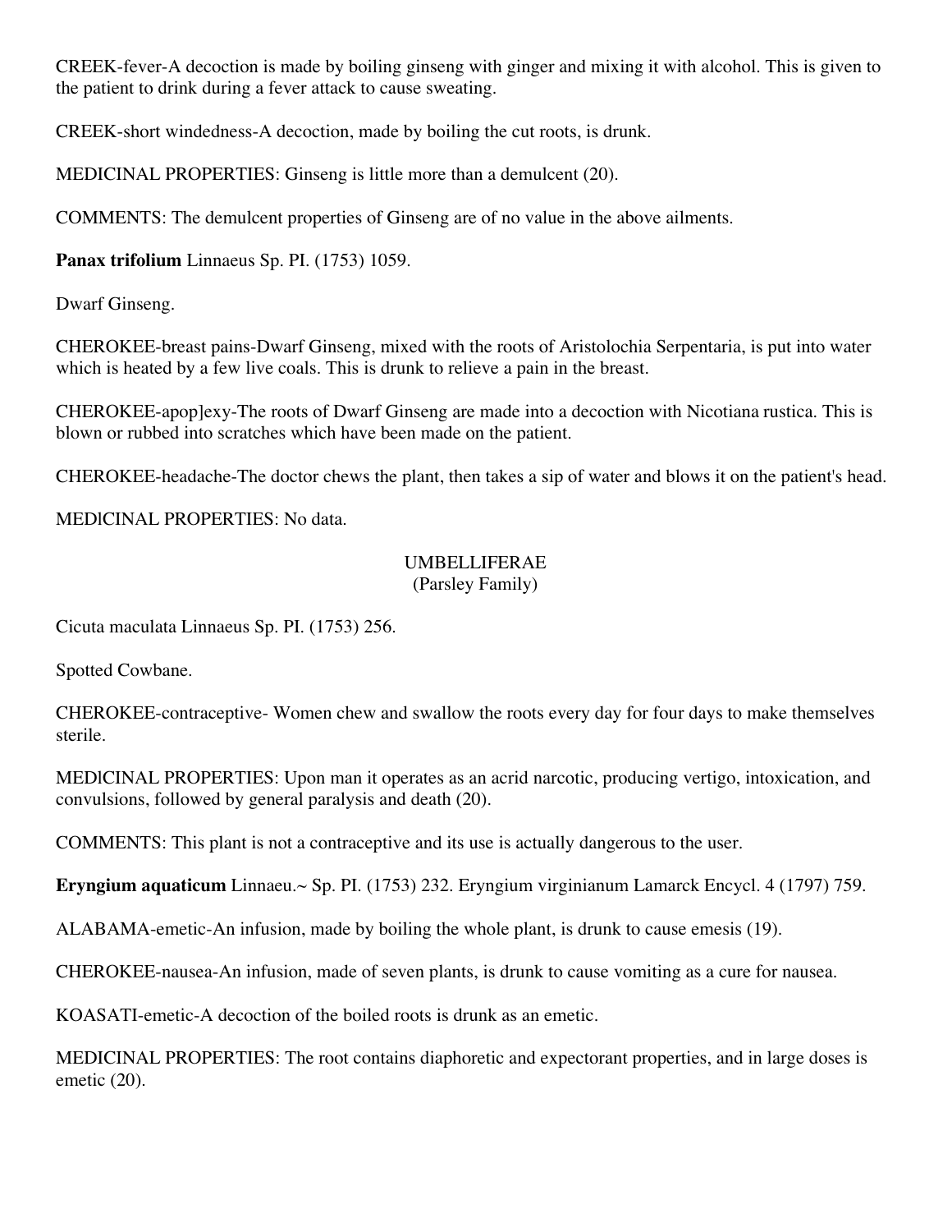CREEK-fever-A decoction is made by boiling ginseng with ginger and mixing it with alcohol. This is given to the patient to drink during a fever attack to cause sweating.

CREEK-short windedness-A decoction, made by boiling the cut roots, is drunk.

MEDICINAL PROPERTIES: Ginseng is little more than a demulcent (20).

COMMENTS: The demulcent properties of Ginseng are of no value in the above ailments.

**Panax trifolium** Linnaeus Sp. PI. (1753) 1059.

Dwarf Ginseng.

CHEROKEE-breast pains-Dwarf Ginseng, mixed with the roots of Aristolochia Serpentaria, is put into water which is heated by a few live coals. This is drunk to relieve a pain in the breast.

CHEROKEE-apop]exy-The roots of Dwarf Ginseng are made into a decoction with Nicotiana rustica. This is blown or rubbed into scratches which have been made on the patient.

CHEROKEE-headache-The doctor chews the plant, then takes a sip of water and blows it on the patient's head.

MEDlCINAL PROPERTIES: No data.

## UMBELLIFERAE
(Parsley Family)

Cicuta maculata Linnaeus Sp. PI. (1753) 256.

Spotted Cowbane.

CHEROKEE-contraceptive- Women chew and swallow the roots every day for four days to make themselves sterile.

MEDlCINAL PROPERTIES: Upon man it operates as an acrid narcotic, producing vertigo, intoxication, and convulsions, followed by general paralysis and death (20).

COMMENTS: This plant is not a contraceptive and its use is actually dangerous to the user.

**Eryngium aquaticum** Linnaeu.~ Sp. PI. (1753) 232. Eryngium virginianum Lamarck Encycl. 4 (1797) 759.

ALABAMA-emetic-An infusion, made by boiling the whole plant, is drunk to cause emesis (19).

CHEROKEE-nausea-An infusion, made of seven plants, is drunk to cause vomiting as a cure for nausea.

KOASATI-emetic-A decoction of the boiled roots is drunk as an emetic.

MEDICINAL PROPERTIES: The root contains diaphoretic and expectorant properties, and in large doses is emetic (20).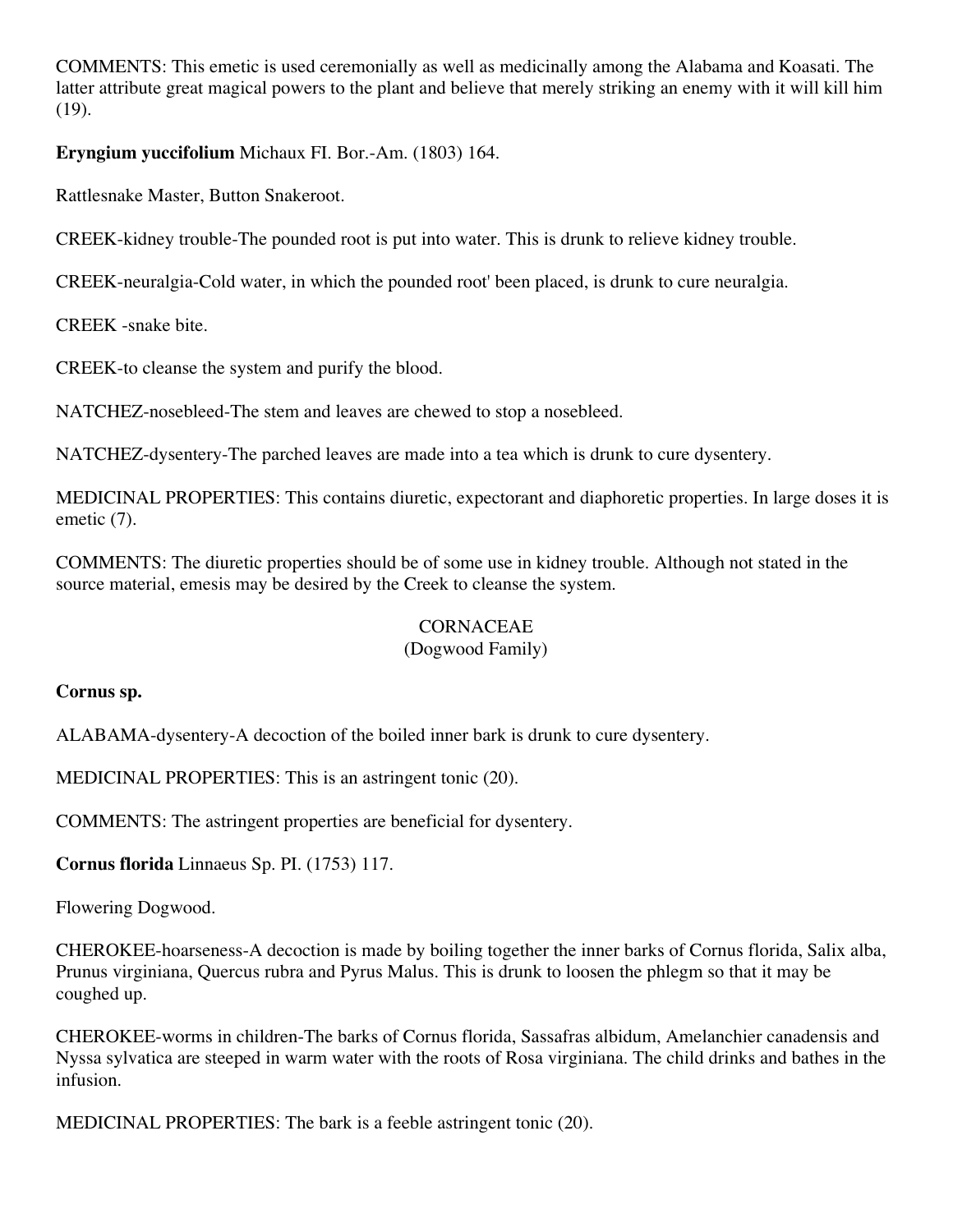COMMENTS: This emetic is used ceremonially as well as medicinally among the Alabama and Koasati. The latter attribute great magical powers to the plant and believe that merely striking an enemy with it will kill him (19).

**Eryngium yuccifolium** Michaux FI. Bor.-Am. (1803) 164.

Rattlesnake Master, Button Snakeroot.

CREEK-kidney trouble-The pounded root is put into water. This is drunk to relieve kidney trouble.

CREEK-neuralgia-Cold water, in which the pounded root' been placed, is drunk to cure neuralgia.

CREEK -snake bite.

CREEK-to cleanse the system and purify the blood.

NATCHEZ-nosebleed-The stem and leaves are chewed to stop a nosebleed.

NATCHEZ-dysentery-The parched leaves are made into a tea which is drunk to cure dysentery.

MEDICINAL PROPERTIES: This contains diuretic, expectorant and diaphoretic properties. In large doses it is emetic (7).

COMMENTS: The diuretic properties should be of some use in kidney trouble. Although not stated in the source material, emesis may be desired by the Creek to cleanse the system.

## CORNACEAE
## (Dogwood Family)

**Cornus sp.**

ALABAMA-dysentery-A decoction of the boiled inner bark is drunk to cure dysentery.

MEDICINAL PROPERTIES: This is an astringent tonic (20).

COMMENTS: The astringent properties are beneficial for dysentery.

**Cornus florida** Linnaeus Sp. PI. (1753) 117.

Flowering Dogwood.

CHEROKEE-hoarseness-A decoction is made by boiling together the inner barks of Cornus florida, Salix alba, Prunus virginiana, Quercus rubra and Pyrus Malus. This is drunk to loosen the phlegm so that it may be coughed up.

CHEROKEE-worms in children-The barks of Cornus florida, Sassafras albidum, Amelanchier canadensis and Nyssa sylvatica are steeped in warm water with the roots of Rosa virginiana. The child drinks and bathes in the infusion.

MEDICINAL PROPERTIES: The bark is a feeble astringent tonic (20).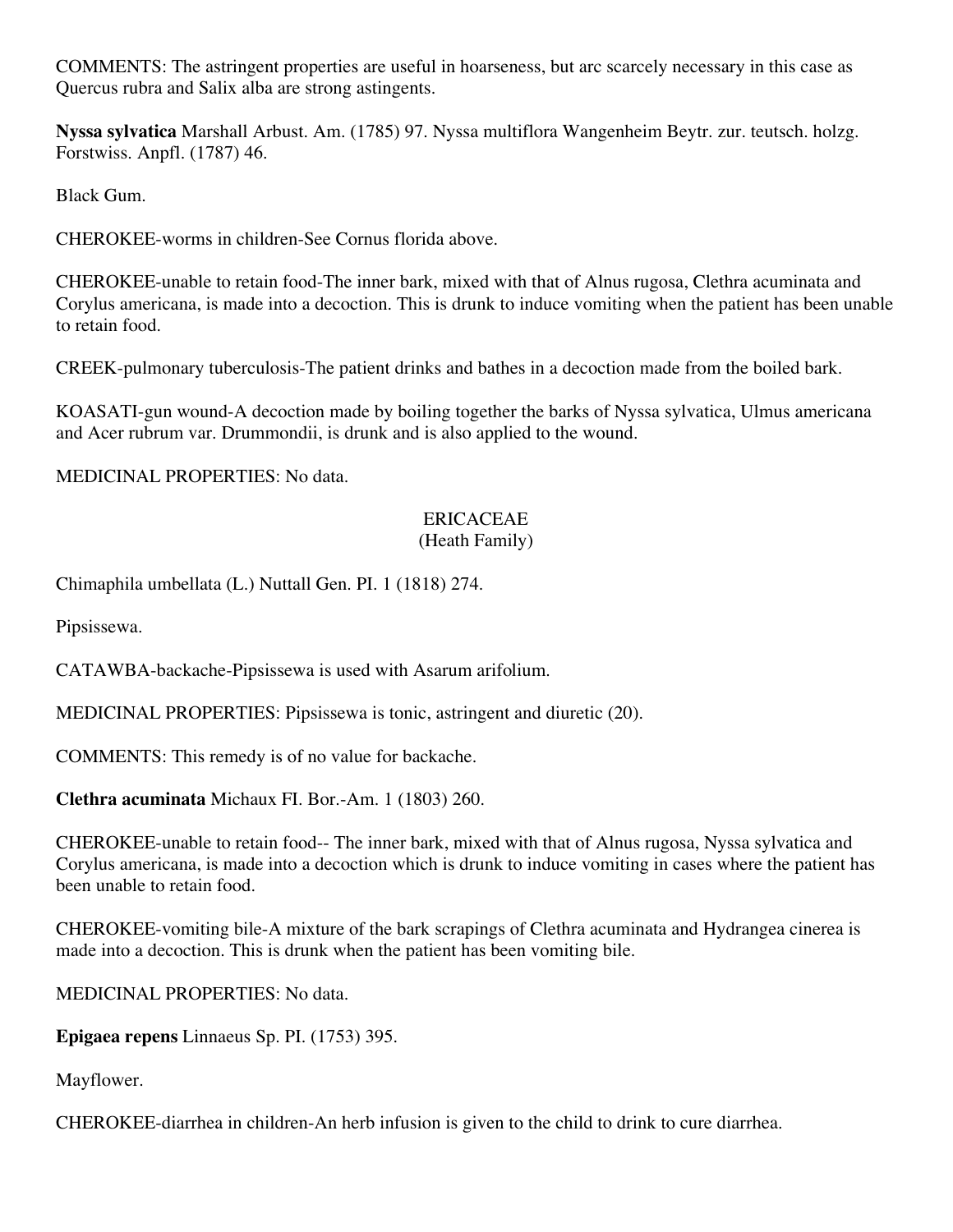COMMENTS: The astringent properties are useful in hoarseness, but arc scarcely necessary in this case as Quercus rubra and Salix alba are strong astingents.

**Nyssa sylvatica** Marshall Arbust. Am. (1785) 97. Nyssa multiflora Wangenheim Beytr. zur. teutsch. holzg. Forstwiss. Anpfl. (1787) 46.

Black Gum.

CHEROKEE-worms in children-See Cornus florida above.

CHEROKEE-unable to retain food-The inner bark, mixed with that of Alnus rugosa, Clethra acuminata and Corylus americana, is made into a decoction. This is drunk to induce vomiting when the patient has been unable to retain food.

CREEK-pulmonary tuberculosis-The patient drinks and bathes in a decoction made from the boiled bark.

KOASATI-gun wound-A decoction made by boiling together the barks of Nyssa sylvatica, Ulmus americana and Acer rubrum var. Drummondii, is drunk and is also applied to the wound.

MEDICINAL PROPERTIES: No data.

## ERICACEAE
(Heath Family)

Chimaphila umbellata (L.) Nuttall Gen. PI. 1 (1818) 274.

Pipsissewa.

CATAWBA-backache-Pipsissewa is used with Asarum arifolium.

MEDICINAL PROPERTIES: Pipsissewa is tonic, astringent and diuretic (20).

COMMENTS: This remedy is of no value for backache.

**Clethra acuminata** Michaux FI. Bor.-Am. 1 (1803) 260.

CHEROKEE-unable to retain food-- The inner bark, mixed with that of Alnus rugosa, Nyssa sylvatica and Corylus americana, is made into a decoction which is drunk to induce vomiting in cases where the patient has been unable to retain food.

CHEROKEE-vomiting bile-A mixture of the bark scrapings of Clethra acuminata and Hydrangea cinerea is made into a decoction. This is drunk when the patient has been vomiting bile.

MEDICINAL PROPERTIES: No data.

**Epigaea repens** Linnaeus Sp. PI. (1753) 395.

Mayflower.

CHEROKEE-diarrhea in children-An herb infusion is given to the child to drink to cure diarrhea.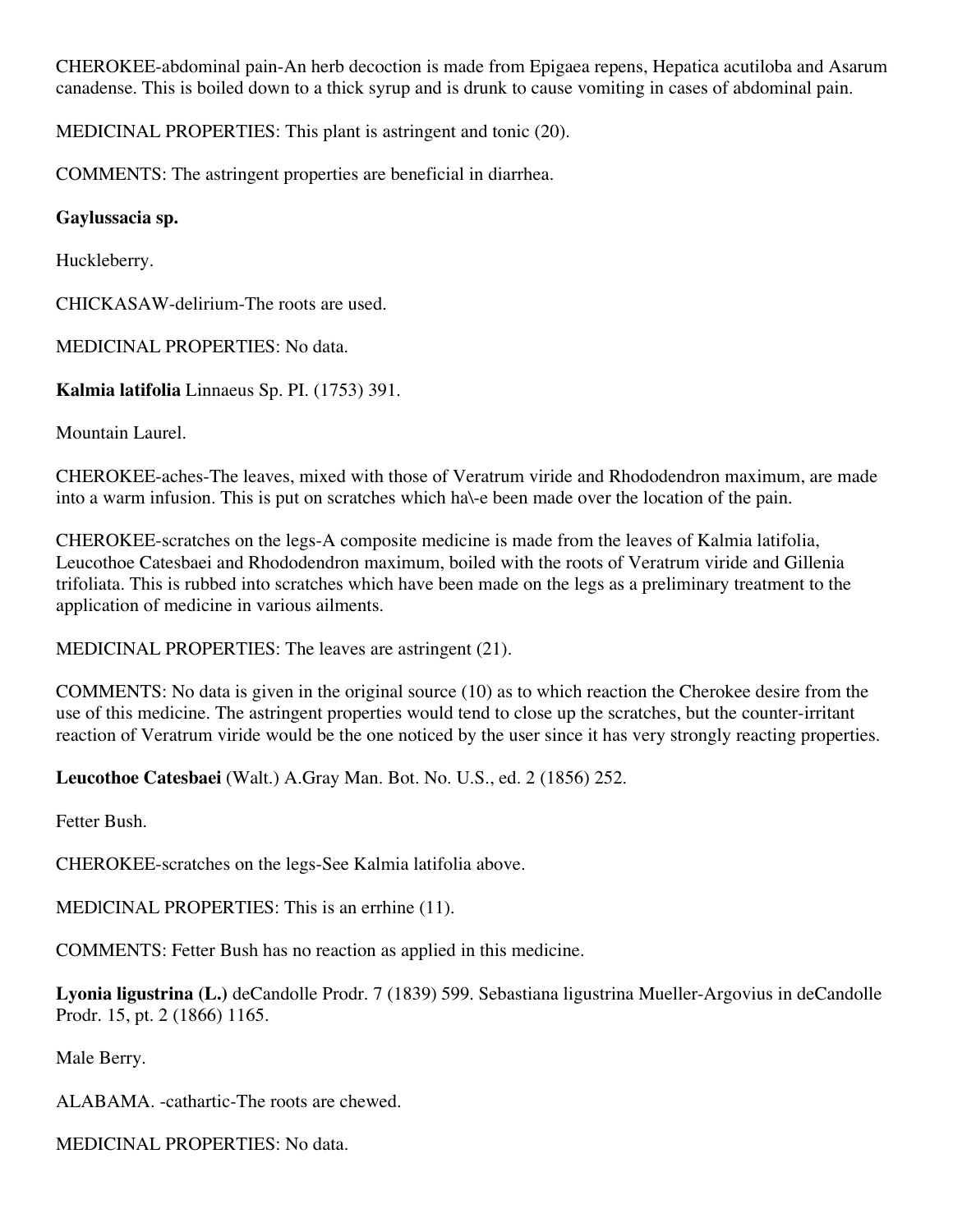CHEROKEE-abdominal pain-An herb decoction is made from Epigaea repens, Hepatica acutiloba and Asarum canadense. This is boiled down to a thick syrup and is drunk to cause vomiting in cases of abdominal pain.

MEDICINAL PROPERTIES: This plant is astringent and tonic (20).

COMMENTS: The astringent properties are beneficial in diarrhea.

**Gaylussacia sp.**

Huckleberry.

CHICKASAW-delirium-The roots are used.

MEDICINAL PROPERTIES: No data.

**Kalmia latifolia** Linnaeus Sp. PI. (1753) 391.

Mountain Laurel.

CHEROKEE-aches-The leaves, mixed with those of Veratrum viride and Rhododendron maximum, are made into a warm infusion. This is put on scratches which ha\-e been made over the location of the pain.

CHEROKEE-scratches on the legs-A composite medicine is made from the leaves of Kalmia latifolia, Leucothoe Catesbaei and Rhododendron maximum, boiled with the roots of Veratrum viride and Gillenia trifoliata. This is rubbed into scratches which have been made on the legs as a preliminary treatment to the application of medicine in various ailments.

MEDICINAL PROPERTIES: The leaves are astringent (21).

COMMENTS: No data is given in the original source (10) as to which reaction the Cherokee desire from the use of this medicine. The astringent properties would tend to close up the scratches, but the counter-irritant reaction of Veratrum viride would be the one noticed by the user since it has very strongly reacting properties.

**Leucothoe Catesbaei** (Walt.) A.Gray Man. Bot. No. U.S., ed. 2 (1856) 252.

Fetter Bush.

CHEROKEE-scratches on the legs-See Kalmia latifolia above.

MEDICINAL PROPERTIES: This is an errhine (11).

COMMENTS: Fetter Bush has no reaction as applied in this medicine.

**Lyonia ligustrina (L.)** deCandolle Prodr. 7 (1839) 599. Sebastiana ligustrina Mueller-Argovius in deCandolle Prodr. 15, pt. 2 (1866) 1165.

Male Berry.

ALABAMA. -cathartic-The roots are chewed.

MEDICINAL PROPERTIES: No data.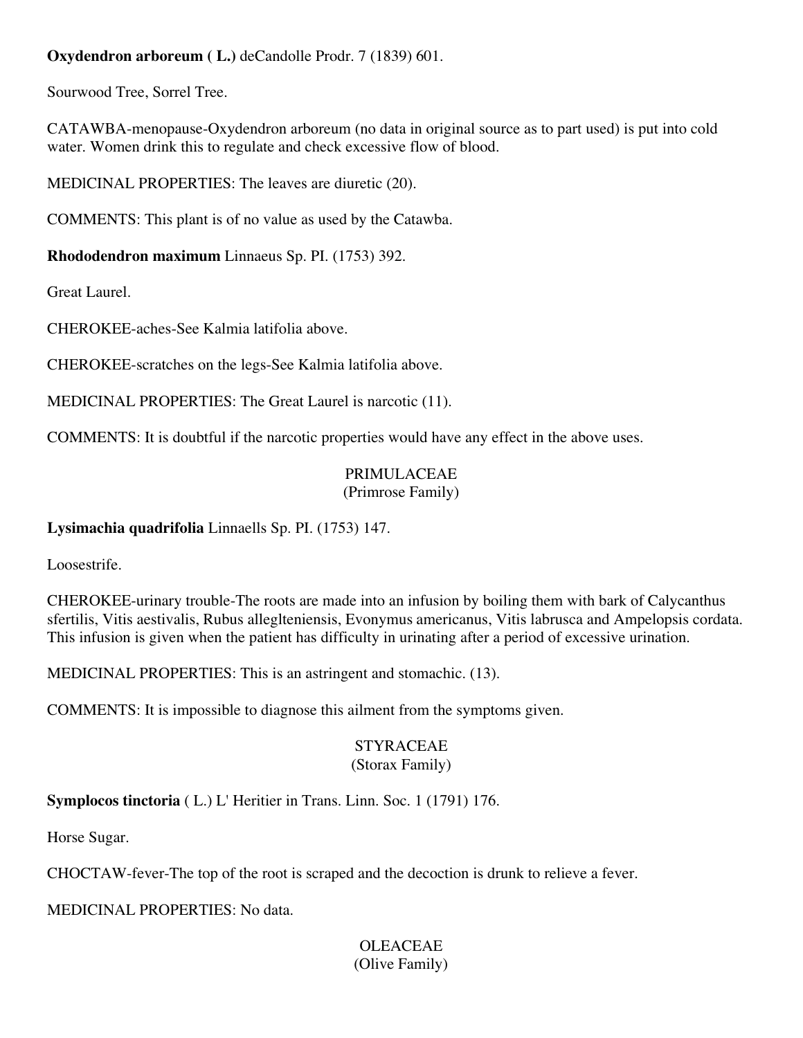**Oxydendron arboreum ( L.)** deCandolle Prodr. 7 (1839) 601.

Sourwood Tree, Sorrel Tree.

CATAWBA-menopause-Oxydendron arboreum (no data in original source as to part used) is put into cold water. Women drink this to regulate and check excessive flow of blood.

MEDlCINAL PROPERTIES: The leaves are diuretic (20).

COMMENTS: This plant is of no value as used by the Catawba.

**Rhododendron maximum** Linnaeus Sp. PI. (1753) 392.

Great Laurel.

CHEROKEE-aches-See Kalmia latifolia above.

CHEROKEE-scratches on the legs-See Kalmia latifolia above.

MEDICINAL PROPERTIES: The Great Laurel is narcotic (11).

COMMENTS: It is doubtful if the narcotic properties would have any effect in the above uses.

## PRIMULACEAE
(Primrose Family)

**Lysimachia quadrifolia** Linnaells Sp. PI. (1753) 147.

Loosestrife.

CHEROKEE-urinary trouble-The roots are made into an infusion by boiling them with bark of Calycanthus sfertilis, Vitis aestivalis, Rubus alleglteniensis, Evonymus americanus, Vitis labrusca and Ampelopsis cordata. This infusion is given when the patient has difficulty in urinating after a period of excessive urination.

MEDICINAL PROPERTIES: This is an astringent and stomachic. (13).

COMMENTS: It is impossible to diagnose this ailment from the symptoms given.

## STYRACEAE
(Storax Family)

**Symplocos tinctoria** ( L.) L' Heritier in Trans. Linn. Soc. 1 (1791) 176.

Horse Sugar.

CHOCTAW-fever-The top of the root is scraped and the decoction is drunk to relieve a fever.

MEDICINAL PROPERTIES: No data.

## OLEACEAE
(Olive Family)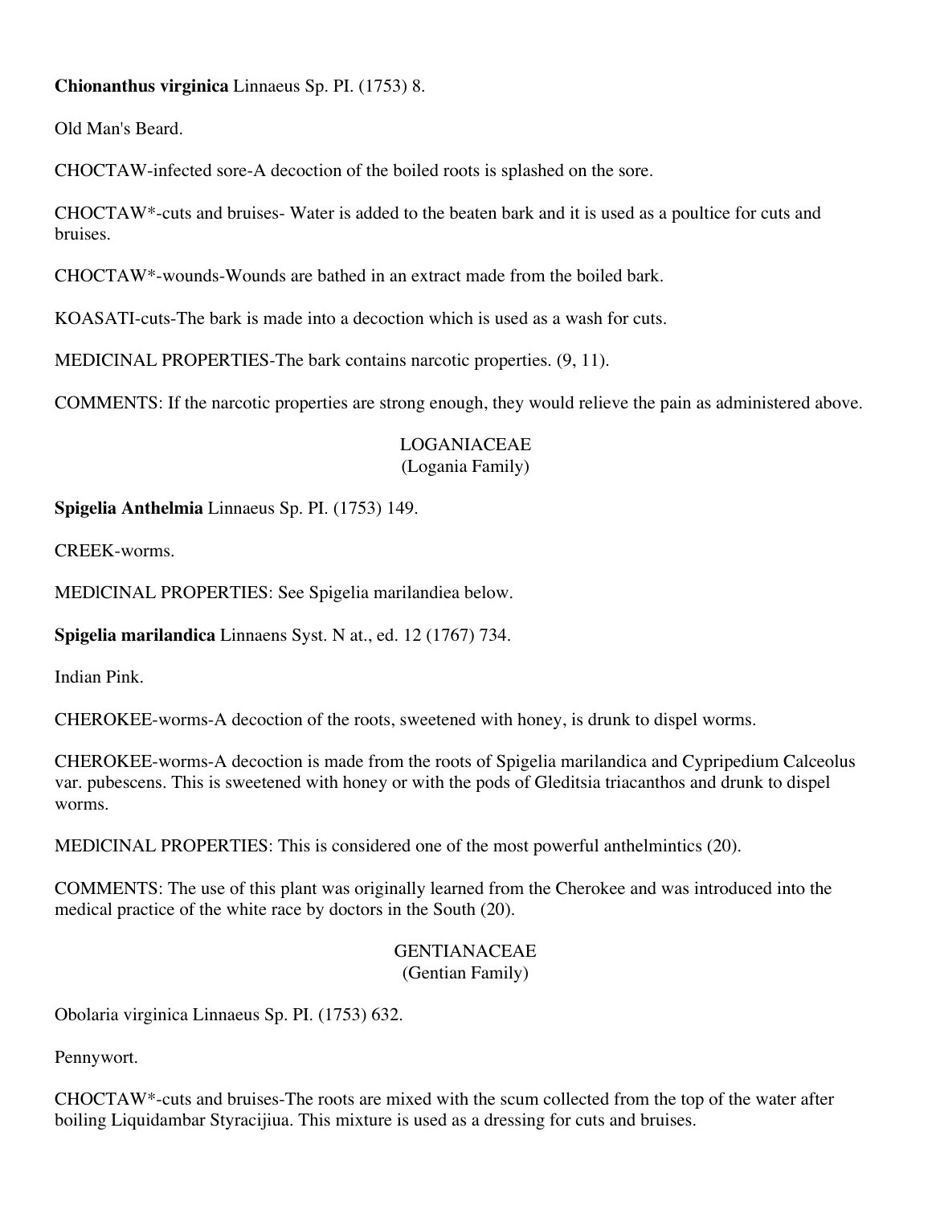**Chionanthus virginica** Linnaeus Sp. PI. (1753) 8.

Old Man's Beard.

CHOCTAW-infected sore-A decoction of the boiled roots is splashed on the sore.

CHOCTAW*-cuts and bruises- Water is added to the beaten bark and it is used as a poultice for cuts and bruises.

CHOCTAW*-wounds-Wounds are bathed in an extract made from the boiled bark.

KOASATI-cuts-The bark is made into a decoction which is used as a wash for cuts.

MEDICINAL PROPERTIES-The bark contains narcotic properties. (9, 11).

COMMENTS: If the narcotic properties are strong enough, they would relieve the pain as administered above.

## LOGANIACEAE
(Logania Family)

**Spigelia Anthelmia** Linnaeus Sp. PI. (1753) 149.

CREEK-worms.

MEDlCINAL PROPERTIES: See Spigelia marilandiea below.

**Spigelia marilandica** Linnaens Syst. N at., ed. 12 (1767) 734.

Indian Pink.

CHEROKEE-worms-A decoction of the roots, sweetened with honey, is drunk to dispel worms.

CHEROKEE-worms-A decoction is made from the roots of Spigelia marilandica and Cypripedium Calceolus var. pubescens. This is sweetened with honey or with the pods of Gleditsia triacanthos and drunk to dispel worms.

MEDlCINAL PROPERTIES: This is considered one of the most powerful anthelmintics (20).

COMMENTS: The use of this plant was originally learned from the Cherokee and was introduced into the medical practice of the white race by doctors in the South (20).

## GENTIANACEAE
(Gentian Family)

Obolaria virginica Linnaeus Sp. PI. (1753) 632.

Pennywort.

CHOCTAW*-cuts and bruises-The roots are mixed with the scum collected from the top of the water after boiling Liquidambar Styracijiua. This mixture is used as a dressing for cuts and bruises.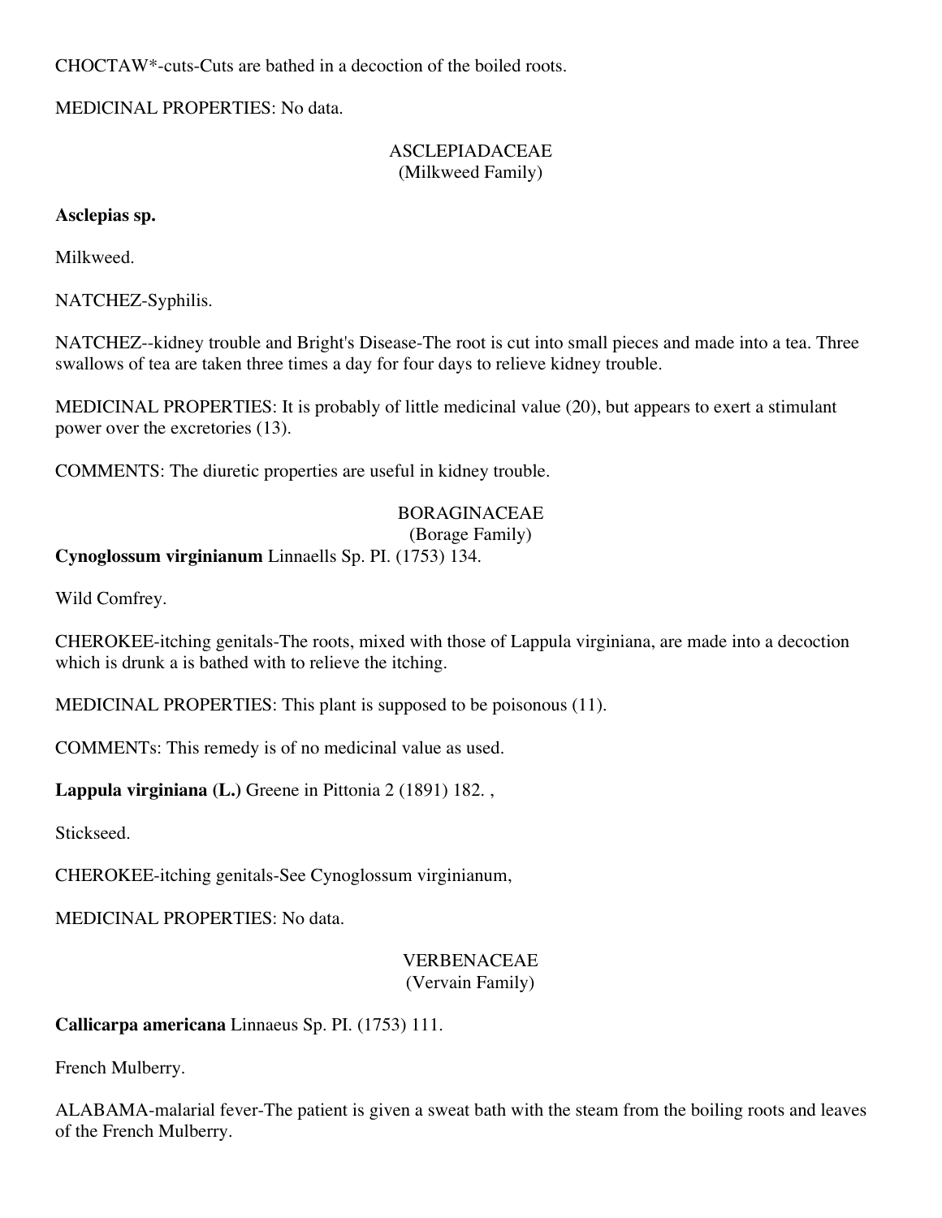CHOCTAW*-cuts-Cuts are bathed in a decoction of the boiled roots.

MEDlCINAL PROPERTIES: No data.

## ASCLEPIADACEAE
(Milkweed Family)

**Asclepias sp.**

Milkweed.

NATCHEZ-Syphilis.

NATCHEZ--kidney trouble and Bright's Disease-The root is cut into small pieces and made into a tea. Three swallows of tea are taken three times a day for four days to relieve kidney trouble.

MEDICINAL PROPERTIES: It is probably of little medicinal value (20), but appears to exert a stimulant power over the excretories (13).

COMMENTS: The diuretic properties are useful in kidney trouble.

## BORAGINACEAE
(Borage Family)

**Cynoglossum virginianum** Linnaells Sp. PI. (1753) 134.

Wild Comfrey.

CHEROKEE-itching genitals-The roots, mixed with those of Lappula virginiana, are made into a decoction which is drunk a is bathed with to relieve the itching.

MEDICINAL PROPERTIES: This plant is supposed to be poisonous (11).

COMMENTs: This remedy is of no medicinal value as used.

**Lappula virginiana (L.)** Greene in Pittonia 2 (1891) 182. ,

Stickseed.

CHEROKEE-itching genitals-See Cynoglossum virginianum,

MEDICINAL PROPERTIES: No data.

## VERBENACEAE
(Vervain Family)

**Callicarpa americana** Linnaeus Sp. PI. (1753) 111.

French Mulberry.

ALABAMA-malarial fever-The patient is given a sweat bath with the steam from the boiling roots and leaves of the French Mulberry.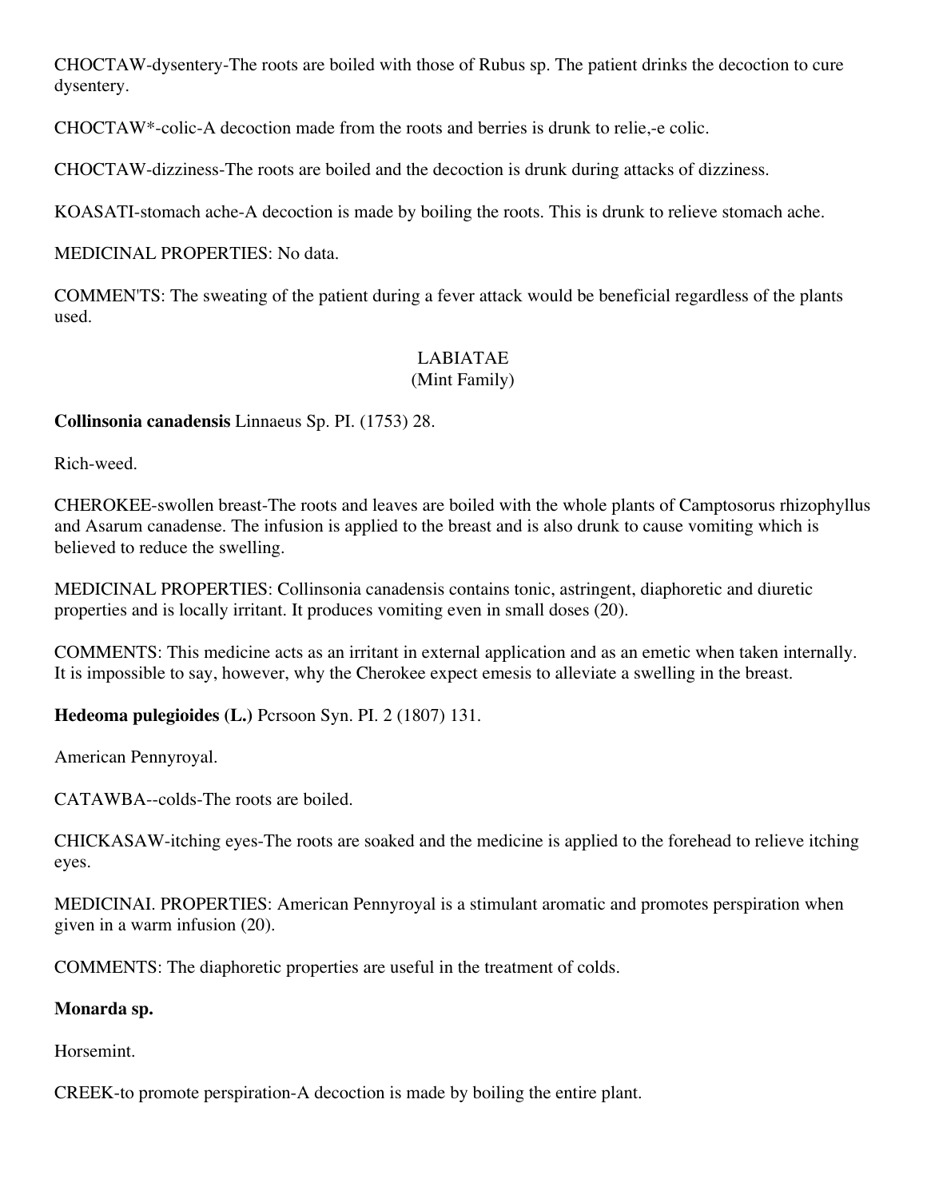CHOCTAW-dysentery-The roots are boiled with those of Rubus sp. The patient drinks the decoction to cure dysentery.

CHOCTAW*-colic-A decoction made from the roots and berries is drunk to relie,-e colic.

CHOCTAW-dizziness-The roots are boiled and the decoction is drunk during attacks of dizziness.

KOASATI-stomach ache-A decoction is made by boiling the roots. This is drunk to relieve stomach ache.

MEDICINAL PROPERTIES: No data.

COMMEN'TS: The sweating of the patient during a fever attack would be beneficial regardless of the plants used.

## LABIATAE
### (Mint Family)

**Collinsonia canadensis** Linnaeus Sp. PI. (1753) 28.

Rich-weed.

CHEROKEE-swollen breast-The roots and leaves are boiled with the whole plants of Camptosorus rhizophyllus and Asarum canadense. The infusion is applied to the breast and is also drunk to cause vomiting which is believed to reduce the swelling.

MEDICINAL PROPERTIES: Collinsonia canadensis contains tonic, astringent, diaphoretic and diuretic properties and is locally irritant. It produces vomiting even in small doses (20).

COMMENTS: This medicine acts as an irritant in external application and as an emetic when taken internally. It is impossible to say, however, why the Cherokee expect emesis to alleviate a swelling in the breast.

**Hedeoma pulegioides (L.)** Pcrsoon Syn. PI. 2 (1807) 131.

American Pennyroyal.

CATAWBA--colds-The roots are boiled.

CHICKASAW-itching eyes-The roots are soaked and the medicine is applied to the forehead to relieve itching eyes.

MEDICINAI. PROPERTIES: American Pennyroyal is a stimulant aromatic and promotes perspiration when given in a warm infusion (20).

COMMENTS: The diaphoretic properties are useful in the treatment of colds.

**Monarda sp.**

Horsemint.

CREEK-to promote perspiration-A decoction is made by boiling the entire plant.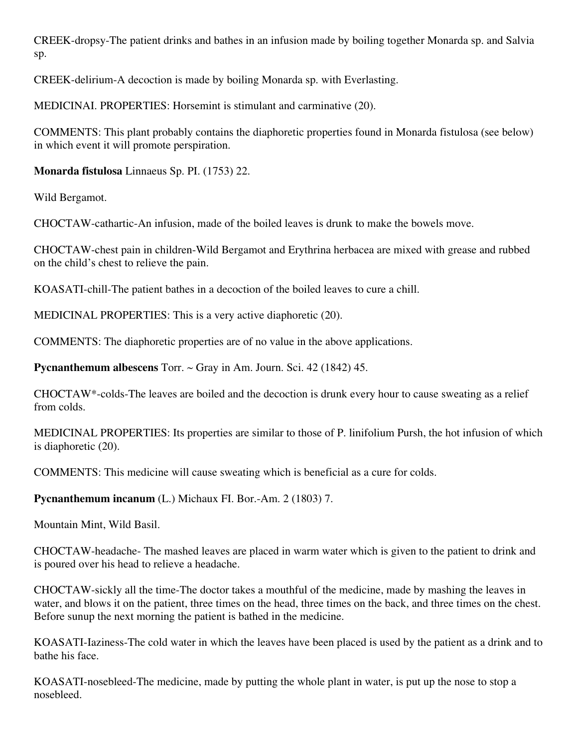CREEK-dropsy-The patient drinks and bathes in an infusion made by boiling together Monarda sp. and Salvia sp.

CREEK-delirium-A decoction is made by boiling Monarda sp. with Everlasting.

MEDICINAI. PROPERTIES: Horsemint is stimulant and carminative (20).

COMMENTS: This plant probably contains the diaphoretic properties found in Monarda fistulosa (see below) in which event it will promote perspiration.

**Monarda fistulosa** Linnaeus Sp. PI. (1753) 22.

Wild Bergamot.

CHOCTAW-cathartic-An infusion, made of the boiled leaves is drunk to make the bowels move.

CHOCTAW-chest pain in children-Wild Bergamot and Erythrina herbacea are mixed with grease and rubbed on the child's chest to relieve the pain.

KOASATI-chill-The patient bathes in a decoction of the boiled leaves to cure a chill.

MEDICINAL PROPERTIES: This is a very active diaphoretic (20).

COMMENTS: The diaphoretic properties are of no value in the above applications.

**Pycnanthemum albescens** Torr. ~ Gray in Am. Journ. Sci. 42 (1842) 45.

CHOCTAW*-colds-The leaves are boiled and the decoction is drunk every hour to cause sweating as a relief from colds.

MEDICINAL PROPERTIES: Its properties are similar to those of P. linifolium Pursh, the hot infusion of which is diaphoretic (20).

COMMENTS: This medicine will cause sweating which is beneficial as a cure for colds.

**Pycnanthemum incanum** (L.) Michaux Fl. Bor.-Am. 2 (1803) 7.

Mountain Mint, Wild Basil.

CHOCTAW-headache- The mashed leaves are placed in warm water which is given to the patient to drink and is poured over his head to relieve a headache.

CHOCTAW-sickly all the time-The doctor takes a mouthful of the medicine, made by mashing the leaves in water, and blows it on the patient, three times on the head, three times on the back, and three times on the chest. Before sunup the next morning the patient is bathed in the medicine.

KOASATI-Iaziness-The cold water in which the leaves have been placed is used by the patient as a drink and to bathe his face.

KOASATI-nosebleed-The medicine, made by putting the whole plant in water, is put up the nose to stop a nosebleed.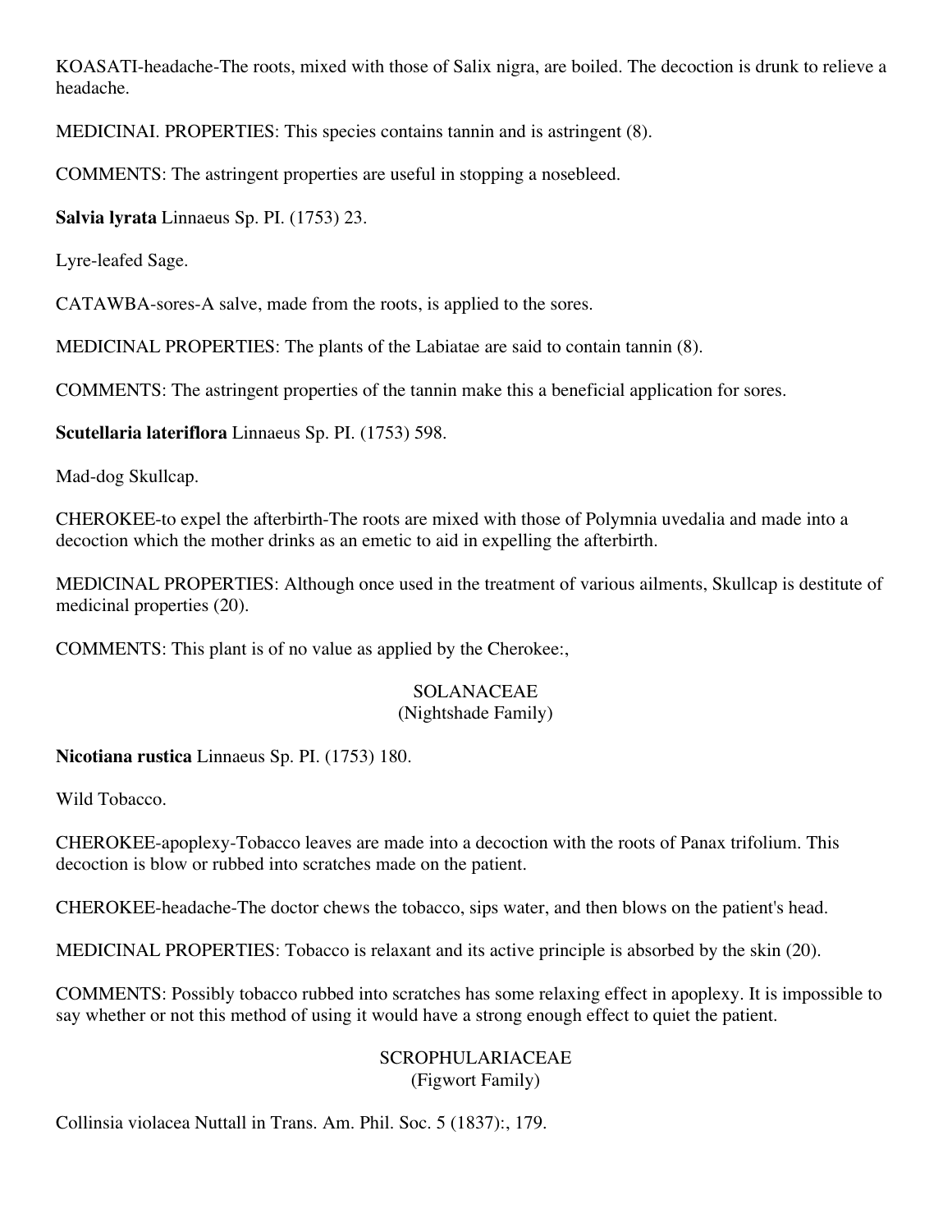KOASATI-headache-The roots, mixed with those of Salix nigra, are boiled. The decoction is drunk to relieve a headache.

MEDICINAI. PROPERTIES: This species contains tannin and is astringent (8).

COMMENTS: The astringent properties are useful in stopping a nosebleed.

**Salvia lyrata** Linnaeus Sp. PI. (1753) 23.

Lyre-leafed Sage.

CATAWBA-sores-A salve, made from the roots, is applied to the sores.

MEDICINAL PROPERTIES: The plants of the Labiatae are said to contain tannin (8).

COMMENTS: The astringent properties of the tannin make this a beneficial application for sores.

**Scutellaria lateriflora** Linnaeus Sp. PI. (1753) 598.

Mad-dog Skullcap.

CHEROKEE-to expel the afterbirth-The roots are mixed with those of Polymnia uvedalia and made into a decoction which the mother drinks as an emetic to aid in expelling the afterbirth.

MEDlCINAL PROPERTIES: Although once used in the treatment of various ailments, Skullcap is destitute of medicinal properties (20).

COMMENTS: This plant is of no value as applied by the Cherokee:,

## SOLANACEAE
(Nightshade Family)

**Nicotiana rustica** Linnaeus Sp. PI. (1753) 180.

Wild Tobacco.

CHEROKEE-apoplexy-Tobacco leaves are made into a decoction with the roots of Panax trifolium. This decoction is blow or rubbed into scratches made on the patient.

CHEROKEE-headache-The doctor chews the tobacco, sips water, and then blows on the patient's head.

MEDICINAL PROPERTIES: Tobacco is relaxant and its active principle is absorbed by the skin (20).

COMMENTS: Possibly tobacco rubbed into scratches has some relaxing effect in apoplexy. It is impossible to say whether or not this method of using it would have a strong enough effect to quiet the patient.

## SCROPHULARIACEAE
(Figwort Family)

Collinsia violacea Nuttall in Trans. Am. Phil. Soc. 5 (1837):, 179.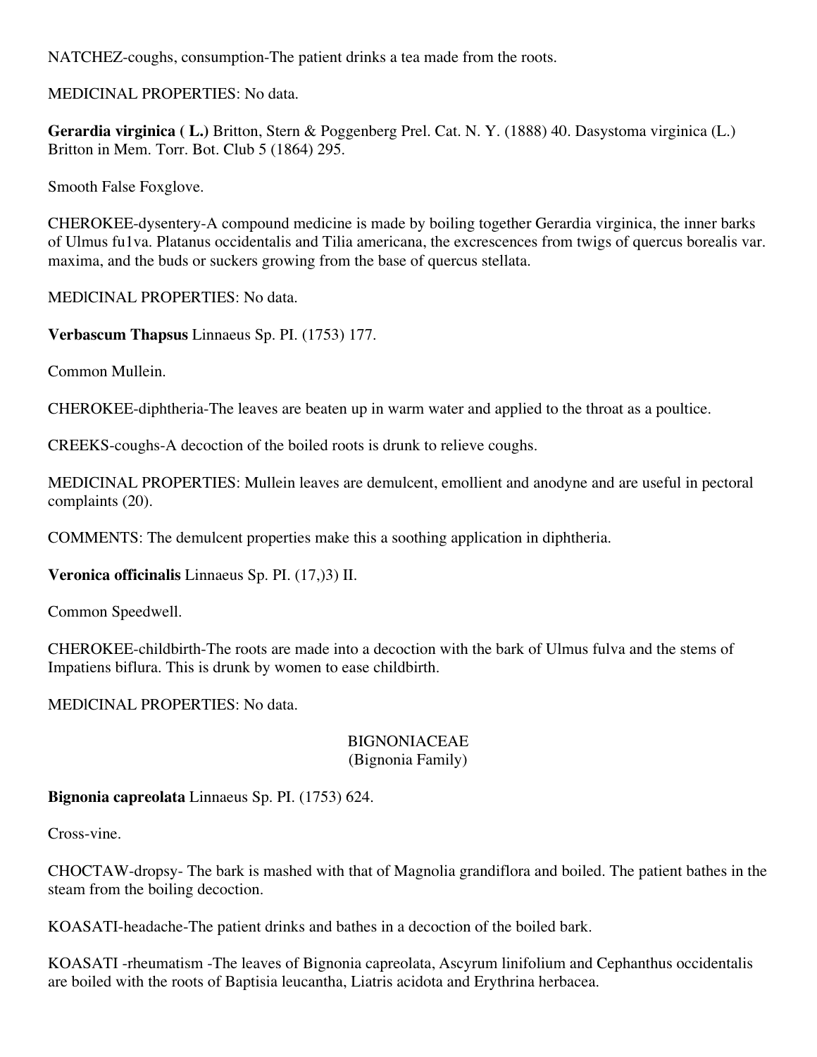NATCHEZ-coughs, consumption-The patient drinks a tea made from the roots.

MEDICINAL PROPERTIES: No data.

**Gerardia virginica ( L.)** Britton, Stern & Poggenberg Prel. Cat. N. Y. (1888) 40. Dasystoma virginica (L.) Britton in Mem. Torr. Bot. Club 5 (1864) 295.

Smooth False Foxglove.

CHEROKEE-dysentery-A compound medicine is made by boiling together Gerardia virginica, the inner barks of Ulmus fu1va. Platanus occidentalis and Tilia americana, the excrescences from twigs of quercus borealis var. maxima, and the buds or suckers growing from the base of quercus stellata.

MEDlCINAL PROPERTIES: No data.

**Verbascum Thapsus** Linnaeus Sp. PI. (1753) 177.

Common Mullein.

CHEROKEE-diphtheria-The leaves are beaten up in warm water and applied to the throat as a poultice.

CREEKS-coughs-A decoction of the boiled roots is drunk to relieve coughs.

MEDICINAL PROPERTIES: Mullein leaves are demulcent, emollient and anodyne and are useful in pectoral complaints (20).

COMMENTS: The demulcent properties make this a soothing application in diphtheria.

**Veronica officinalis** Linnaeus Sp. PI. (17,)3) II.

Common Speedwell.

CHEROKEE-childbirth-The roots are made into a decoction with the bark of Ulmus fulva and the stems of Impatiens biflura. This is drunk by women to ease childbirth.

MEDlCINAL PROPERTIES: No data.

## BIGNONIACEAE
## (Bignonia Family)

**Bignonia capreolata** Linnaeus Sp. PI. (1753) 624.

Cross-vine.

CHOCTAW-dropsy- The bark is mashed with that of Magnolia grandiflora and boiled. The patient bathes in the steam from the boiling decoction.

KOASATI-headache-The patient drinks and bathes in a decoction of the boiled bark.

KOASATI -rheumatism -The leaves of Bignonia capreolata, Ascyrum linifolium and Cephanthus occidentalis are boiled with the roots of Baptisia leucantha, Liatris acidota and Erythrina herbacea.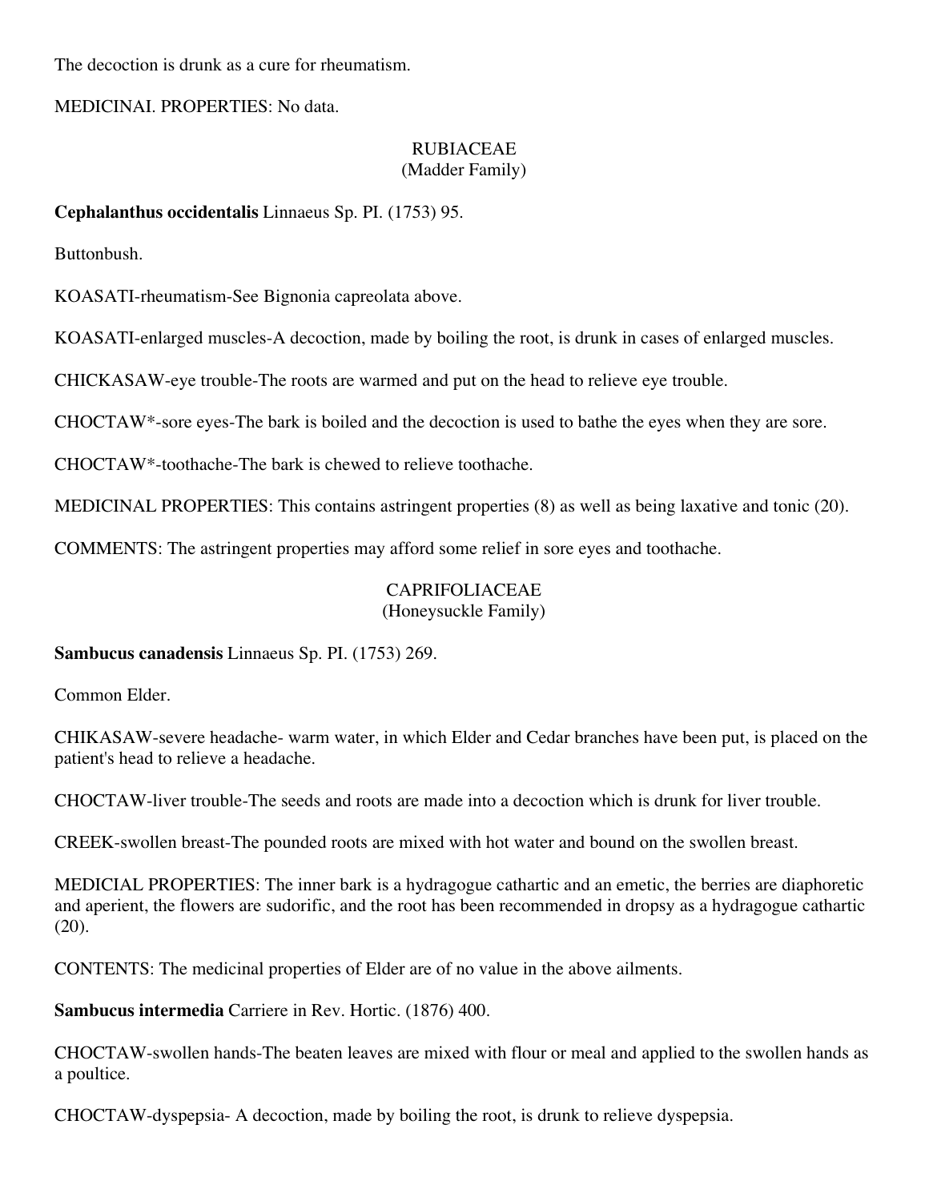The decoction is drunk as a cure for rheumatism.

MEDICINAI. PROPERTIES: No data.

RUBIACEAE
(Madder Family)

**Cephalanthus occidentalis** Linnaeus Sp. PI. (1753) 95.

Buttonbush.

KOASATI-rheumatism-See Bignonia capreolata above.

KOASATI-enlarged muscles-A decoction, made by boiling the root, is drunk in cases of enlarged muscles.

CHICKASAW-eye trouble-The roots are warmed and put on the head to relieve eye trouble.

CHOCTAW*-sore eyes-The bark is boiled and the decoction is used to bathe the eyes when they are sore.

CHOCTAW*-toothache-The bark is chewed to relieve toothache.

MEDICINAL PROPERTIES: This contains astringent properties (8) as well as being laxative and tonic (20).

COMMENTS: The astringent properties may afford some relief in sore eyes and toothache.

CAPRIFOLIACEAE
(Honeysuckle Family)

**Sambucus canadensis** Linnaeus Sp. PI. (1753) 269.

Common Elder.

CHIKASAW-severe headache- warm water, in which Elder and Cedar branches have been put, is placed on the patient's head to relieve a headache.

CHOCTAW-liver trouble-The seeds and roots are made into a decoction which is drunk for liver trouble.

CREEK-swollen breast-The pounded roots are mixed with hot water and bound on the swollen breast.

MEDICIAL PROPERTIES: The inner bark is a hydragogue cathartic and an emetic, the berries are diaphoretic and aperient, the flowers are sudorific, and the root has been recommended in dropsy as a hydragogue cathartic (20).

CONTENTS: The medicinal properties of Elder are of no value in the above ailments.

**Sambucus intermedia** Carriere in Rev. Hortic. (1876) 400.

CHOCTAW-swollen hands-The beaten leaves are mixed with flour or meal and applied to the swollen hands as a poultice.

CHOCTAW-dyspepsia- A decoction, made by boiling the root, is drunk to relieve dyspepsia.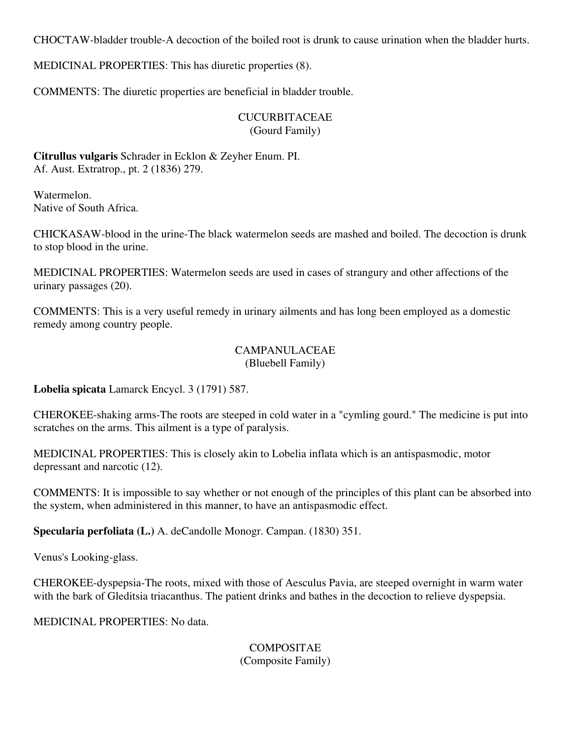CHOCTAW-bladder trouble-A decoction of the boiled root is drunk to cause urination when the bladder hurts.

MEDICINAL PROPERTIES: This has diuretic properties (8).

COMMENTS: The diuretic properties are beneficial in bladder trouble.

## CUCURBITACEAE
(Gourd Family)

**Citrullus vulgaris** Schrader in Ecklon & Zeyher Enum. PI.
Af. Aust. Extratrop., pt. 2 (1836) 279.

Watermelon.
Native of South Africa.

CHICKASAW-blood in the urine-The black watermelon seeds are mashed and boiled. The decoction is drunk to stop blood in the urine.

MEDICINAL PROPERTIES: Watermelon seeds are used in cases of strangury and other affections of the urinary passages (20).

COMMENTS: This is a very useful remedy in urinary ailments and has long been employed as a domestic remedy among country people.

## CAMPANULACEAE
(Bluebell Family)

**Lobelia spicata** Lamarck Encycl. 3 (1791) 587.

CHEROKEE-shaking arms-The roots are steeped in cold water in a "cymling gourd." The medicine is put into scratches on the arms. This ailment is a type of paralysis.

MEDICINAL PROPERTIES: This is closely akin to Lobelia inflata which is an antispasmodic, motor depressant and narcotic (12).

COMMENTS: It is impossible to say whether or not enough of the principles of this plant can be absorbed into the system, when administered in this manner, to have an antispasmodic effect.

**Specularia perfoliata (L.)** A. deCandolle Monogr. Campan. (1830) 351.

Venus's Looking-glass.

CHEROKEE-dyspepsia-The roots, mixed with those of Aesculus Pavia, are steeped overnight in warm water with the bark of Gleditsia triacanthus. The patient drinks and bathes in the decoction to relieve dyspepsia.

MEDICINAL PROPERTIES: No data.

## COMPOSITAE
(Composite Family)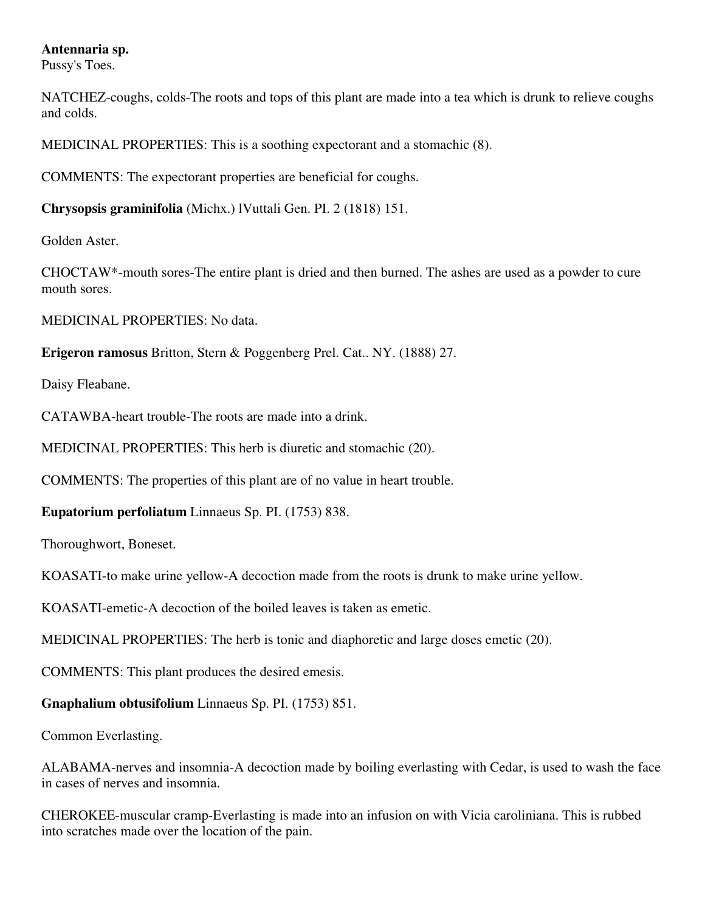**Antennaria sp.**
Pussy's Toes.

NATCHEZ-coughs, colds-The roots and tops of this plant are made into a tea which is drunk to relieve coughs and colds.

MEDICINAL PROPERTIES: This is a soothing expectorant and a stomachic (8).

COMMENTS: The expectorant properties are beneficial for coughs.

**Chrysopsis graminifolia** (Michx.) lVuttali Gen. PI. 2 (1818) 151.

Golden Aster.

CHOCTAW*-mouth sores-The entire plant is dried and then burned. The ashes are used as a powder to cure mouth sores.

MEDICINAL PROPERTIES: No data.

**Erigeron ramosus** Britton, Stern & Poggenberg Prel. Cat.. NY. (1888) 27.

Daisy Fleabane.

CATAWBA-heart trouble-The roots are made into a drink.

MEDICINAL PROPERTIES: This herb is diuretic and stomachic (20).

COMMENTS: The properties of this plant are of no value in heart trouble.

**Eupatorium perfoliatum** Linnaeus Sp. PI. (1753) 838.

Thoroughwort, Boneset.

KOASATI-to make urine yellow-A decoction made from the roots is drunk to make urine yellow.

KOASATI-emetic-A decoction of the boiled leaves is taken as emetic.

MEDICINAL PROPERTIES: The herb is tonic and diaphoretic and large doses emetic (20).

COMMENTS: This plant produces the desired emesis.

**Gnaphalium obtusifolium** Linnaeus Sp. PI. (1753) 851.

Common Everlasting.

ALABAMA-nerves and insomnia-A decoction made by boiling everlasting with Cedar, is used to wash the face in cases of nerves and insomnia.

CHEROKEE-muscular cramp-Everlasting is made into an infusion on with Vicia caroliniana. This is rubbed into scratches made over the location of the pain.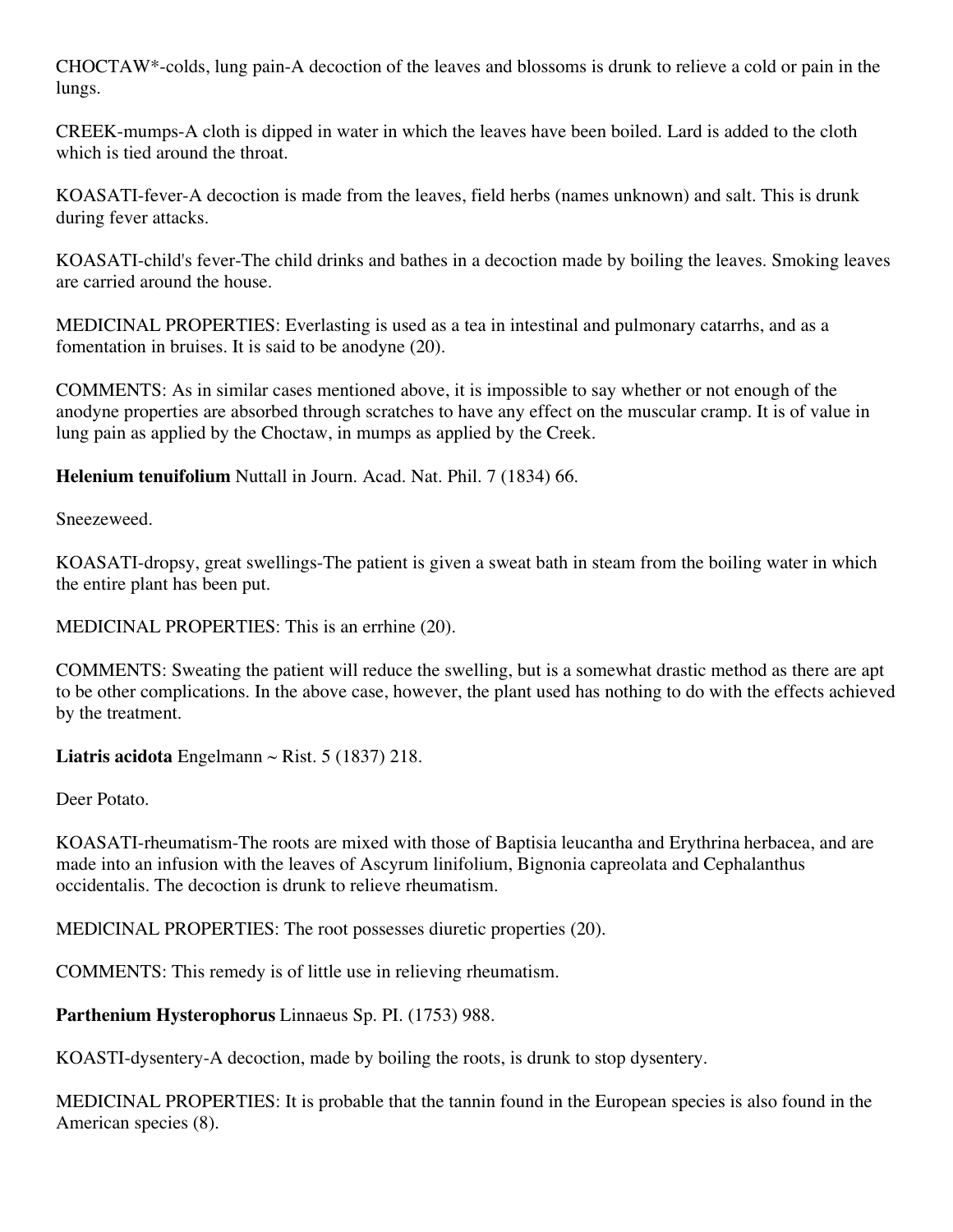CHOCTAW*-colds, lung pain-A decoction of the leaves and blossoms is drunk to relieve a cold or pain in the lungs.

CREEK-mumps-A cloth is dipped in water in which the leaves have been boiled. Lard is added to the cloth which is tied around the throat.

KOASATI-fever-A decoction is made from the leaves, field herbs (names unknown) and salt. This is drunk during fever attacks.

KOASATI-child's fever-The child drinks and bathes in a decoction made by boiling the leaves. Smoking leaves are carried around the house.

MEDICINAL PROPERTIES: Everlasting is used as a tea in intestinal and pulmonary catarrhs, and as a fomentation in bruises. It is said to be anodyne (20).

COMMENTS: As in similar cases mentioned above, it is impossible to say whether or not enough of the anodyne properties are absorbed through scratches to have any effect on the muscular cramp. It is of value in lung pain as applied by the Choctaw, in mumps as applied by the Creek.

**Helenium tenuifolium** Nuttall in Journ. Acad. Nat. Phil. 7 (1834) 66.

Sneezeweed.

KOASATI-dropsy, great swellings-The patient is given a sweat bath in steam from the boiling water in which the entire plant has been put.

MEDICINAL PROPERTIES: This is an errhine (20).

COMMENTS: Sweating the patient will reduce the swelling, but is a somewhat drastic method as there are apt to be other complications. In the above case, however, the plant used has nothing to do with the effects achieved by the treatment.

**Liatris acidota** Engelmann ~ Rist. 5 (1837) 218.

Deer Potato.

KOASATI-rheumatism-The roots are mixed with those of Baptisia leucantha and Erythrina herbacea, and are made into an infusion with the leaves of Ascyrum linifolium, Bignonia capreolata and Cephalanthus occidentalis. The decoction is drunk to relieve rheumatism.

MEDlCINAL PROPERTIES: The root possesses diuretic properties (20).

COMMENTS: This remedy is of little use in relieving rheumatism.

**Parthenium Hysterophorus** Linnaeus Sp. PI. (1753) 988.

KOASTI-dysentery-A decoction, made by boiling the roots, is drunk to stop dysentery.

MEDICINAL PROPERTIES: It is probable that the tannin found in the European species is also found in the American species (8).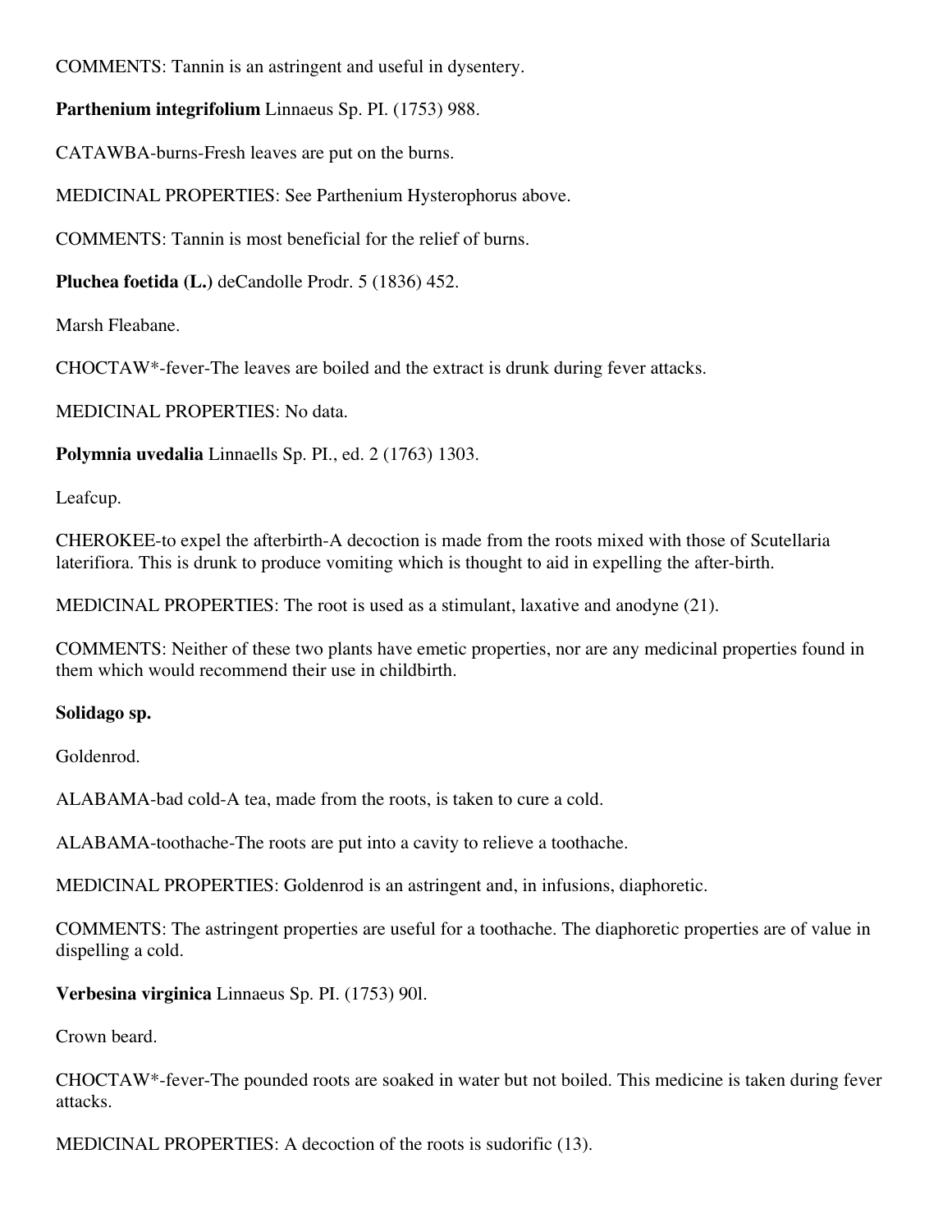COMMENTS: Tannin is an astringent and useful in dysentery.

**Parthenium integrifolium** Linnaeus Sp. PI. (1753) 988.

CATAWBA-burns-Fresh leaves are put on the burns.

MEDICINAL PROPERTIES: See Parthenium Hysterophorus above.

COMMENTS: Tannin is most beneficial for the relief of burns.

**Pluchea foetida (L.)** deCandolle Prodr. 5 (1836) 452.

Marsh Fleabane.

CHOCTAW*-fever-The leaves are boiled and the extract is drunk during fever attacks.

MEDICINAL PROPERTIES: No data.

**Polymnia uvedalia** Linnaells Sp. PI., ed. 2 (1763) 1303.

Leafcup.

CHEROKEE-to expel the afterbirth-A decoction is made from the roots mixed with those of Scutellaria laterifiora. This is drunk to produce vomiting which is thought to aid in expelling the after-birth.

MEDlCINAL PROPERTIES: The root is used as a stimulant, laxative and anodyne (21).

COMMENTS: Neither of these two plants have emetic properties, nor are any medicinal properties found in them which would recommend their use in childbirth.

**Solidago sp.**

Goldenrod.

ALABAMA-bad cold-A tea, made from the roots, is taken to cure a cold.

ALABAMA-toothache-The roots are put into a cavity to relieve a toothache.

MEDlCINAL PROPERTIES: Goldenrod is an astringent and, in infusions, diaphoretic.

COMMENTS: The astringent properties are useful for a toothache. The diaphoretic properties are of value in dispelling a cold.

**Verbesina virginica** Linnaeus Sp. PI. (1753) 90l.

Crown beard.

CHOCTAW*-fever-The pounded roots are soaked in water but not boiled. This medicine is taken during fever attacks.

MEDlCINAL PROPERTIES: A decoction of the roots is sudorific (13).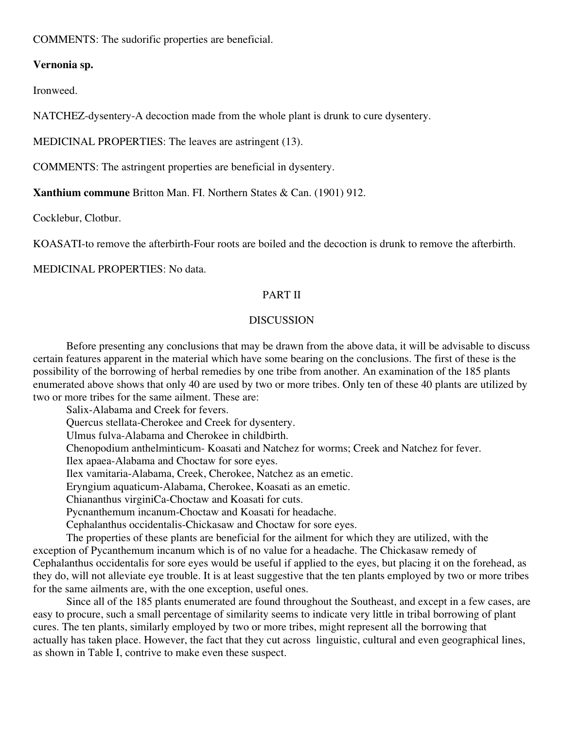COMMENTS: The sudorific properties are beneficial.

**Vernonia sp.**

Ironweed.

NATCHEZ-dysentery-A decoction made from the whole plant is drunk to cure dysentery.

MEDICINAL PROPERTIES: The leaves are astringent (13).

COMMENTS: The astringent properties are beneficial in dysentery.

**Xanthium commune** Britton Man. FI. Northern States & Can. (1901) 912.

Cocklebur, Clotbur.

KOASATI-to remove the afterbirth-Four roots are boiled and the decoction is drunk to remove the afterbirth.

MEDICINAL PROPERTIES: No data.

## PART II

## DISCUSSION

Before presenting any conclusions that may be drawn from the above data, it will be advisable to discuss certain features apparent in the material which have some bearing on the conclusions. The first of these is the possibility of the borrowing of herbal remedies by one tribe from another. An examination of the 185 plants enumerated above shows that only 40 are used by two or more tribes. Only ten of these 40 plants are utilized by two or more tribes for the same ailment. These are:

Salix-Alabama and Creek for fevers.
Quercus stellata-Cherokee and Creek for dysentery.
Ulmus fulva-Alabama and Cherokee in childbirth.
Chenopodium anthelminticum- Koasati and Natchez for worms; Creek and Natchez for fever.
Ilex apaea-Alabama and Choctaw for sore eyes.
Ilex vamitaria-Alabama, Creek, Cherokee, Natchez as an emetic.
Eryngium aquaticum-Alabama, Cherokee, Koasati as an emetic.
Chiananthus virginiCa-Choctaw and Koasati for cuts.
Pycnanthemum incanum-Choctaw and Koasati for headache.
Cephalanthus occidentalis-Chickasaw and Choctaw for sore eyes.

The properties of these plants are beneficial for the ailment for which they are utilized, with the exception of Pycanthemum incanum which is of no value for a headache. The Chickasaw remedy of Cephalanthus occidentalis for sore eyes would be useful if applied to the eyes, but placing it on the forehead, as they do, will not alleviate eye trouble. It is at least suggestive that the ten plants employed by two or more tribes for the same ailments are, with the one exception, useful ones.

Since all of the 185 plants enumerated are found throughout the Southeast, and except in a few cases, are easy to procure, such a small percentage of similarity seems to indicate very little in tribal borrowing of plant cures. The ten plants, similarly employed by two or more tribes, might represent all the borrowing that actually has taken place. However, the fact that they cut across linguistic, cultural and even geographical lines, as shown in Table I, contrive to make even these suspect.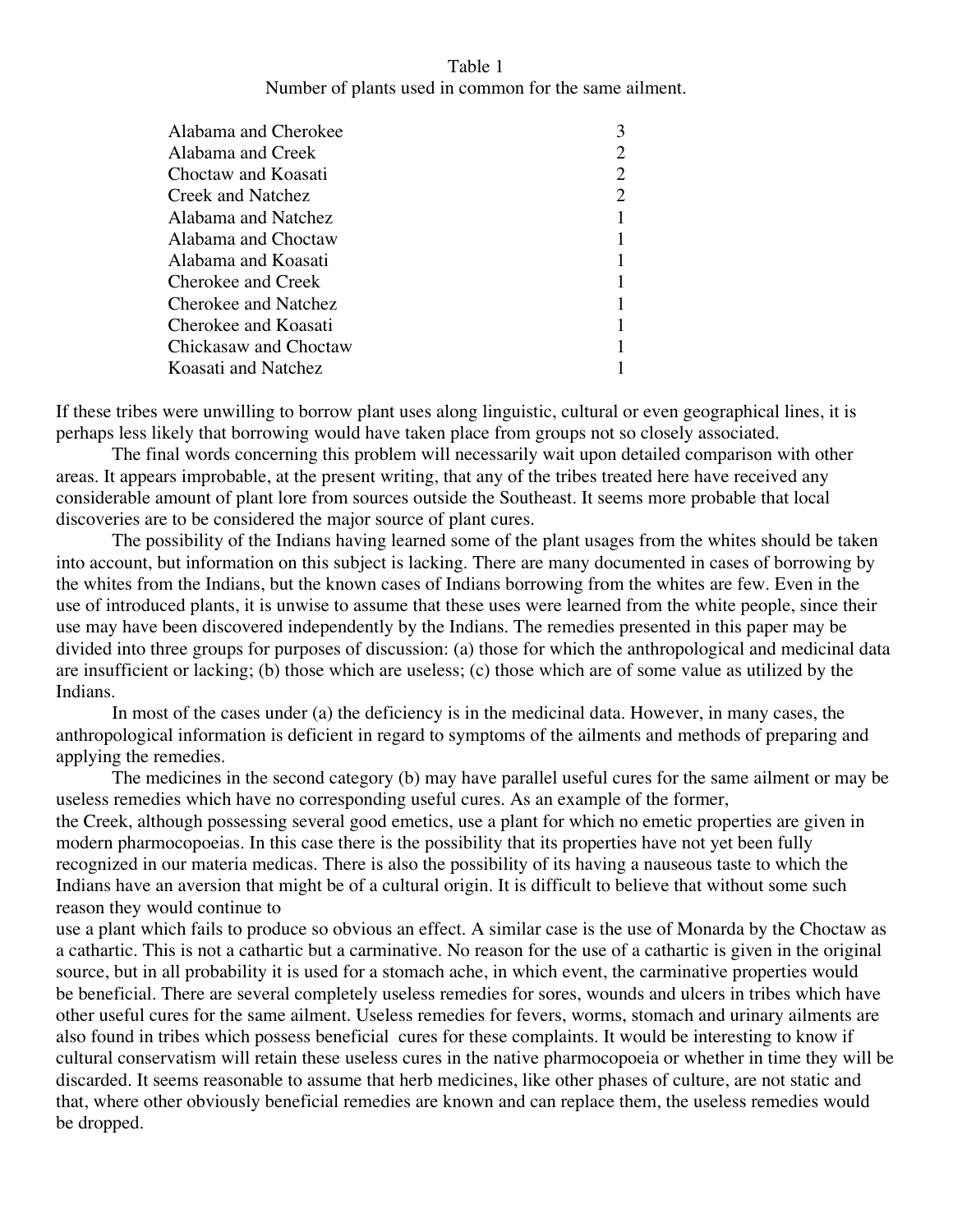Table 1

Number of plants used in common for the same ailment.

| Tribes | Number |
| --- | --- |
| Alabama and Cherokee | 3 |
| Alabama and Creek | 2 |
| Choctaw and Koasati | 2 |
| Creek and Natchez | 2 |
| Alabama and Natchez | 1 |
| Alabama and Choctaw | 1 |
| Alabama and Koasati | 1 |
| Cherokee and Creek | 1 |
| Cherokee and Natchez | 1 |
| Cherokee and Koasati | 1 |
| Chickasaw and Choctaw | 1 |
| Koasati and Natchez | 1 |

If these tribes were unwilling to borrow plant uses along linguistic, cultural or even geographical lines, it is perhaps less likely that borrowing would have taken place from groups not so closely associated.

The final words concerning this problem will necessarily wait upon detailed comparison with other areas. It appears improbable, at the present writing, that any of the tribes treated here have received any considerable amount of plant lore from sources outside the Southeast. It seems more probable that local discoveries are to be considered the major source of plant cures.

The possibility of the Indians having learned some of the plant usages from the whites should be taken into account, but information on this subject is lacking. There are many documented in cases of borrowing by the whites from the Indians, but the known cases of Indians borrowing from the whites are few. Even in the use of introduced plants, it is unwise to assume that these uses were learned from the white people, since their use may have been discovered independently by the Indians. The remedies presented in this paper may be divided into three groups for purposes of discussion: (a) those for which the anthropological and medicinal data are insufficient or lacking; (b) those which are useless; (c) those which are of some value as utilized by the Indians.

In most of the cases under (a) the deficiency is in the medicinal data. However, in many cases, the anthropological information is deficient in regard to symptoms of the ailments and methods of preparing and applying the remedies.

The medicines in the second category (b) may have parallel useful cures for the same ailment or may be useless remedies which have no corresponding useful cures. As an example of the former, the Creek, although possessing several good emetics, use a plant for which no emetic properties are given in modern pharmocopoeias. In this case there is the possibility that its properties have not yet been fully recognized in our materia medicas. There is also the possibility of its having a nauseous taste to which the Indians have an aversion that might be of a cultural origin. It is difficult to believe that without some such reason they would continue to use a plant which fails to produce so obvious an effect. A similar case is the use of Monarda by the Choctaw as a cathartic. This is not a cathartic but a carminative. No reason for the use of a cathartic is given in the original source, but in all probability it is used for a stomach ache, in which event, the carminative properties would be beneficial. There are several completely useless remedies for sores, wounds and ulcers in tribes which have other useful cures for the same ailment. Useless remedies for fevers, worms, stomach and urinary ailments are also found in tribes which possess beneficial cures for these complaints. It would be interesting to know if cultural conservatism will retain these useless cures in the native pharmocopoeia or whether in time they will be discarded. It seems reasonable to assume that herb medicines, like other phases of culture, are not static and that, where other obviously beneficial remedies are known and can replace them, the useless remedies would be dropped.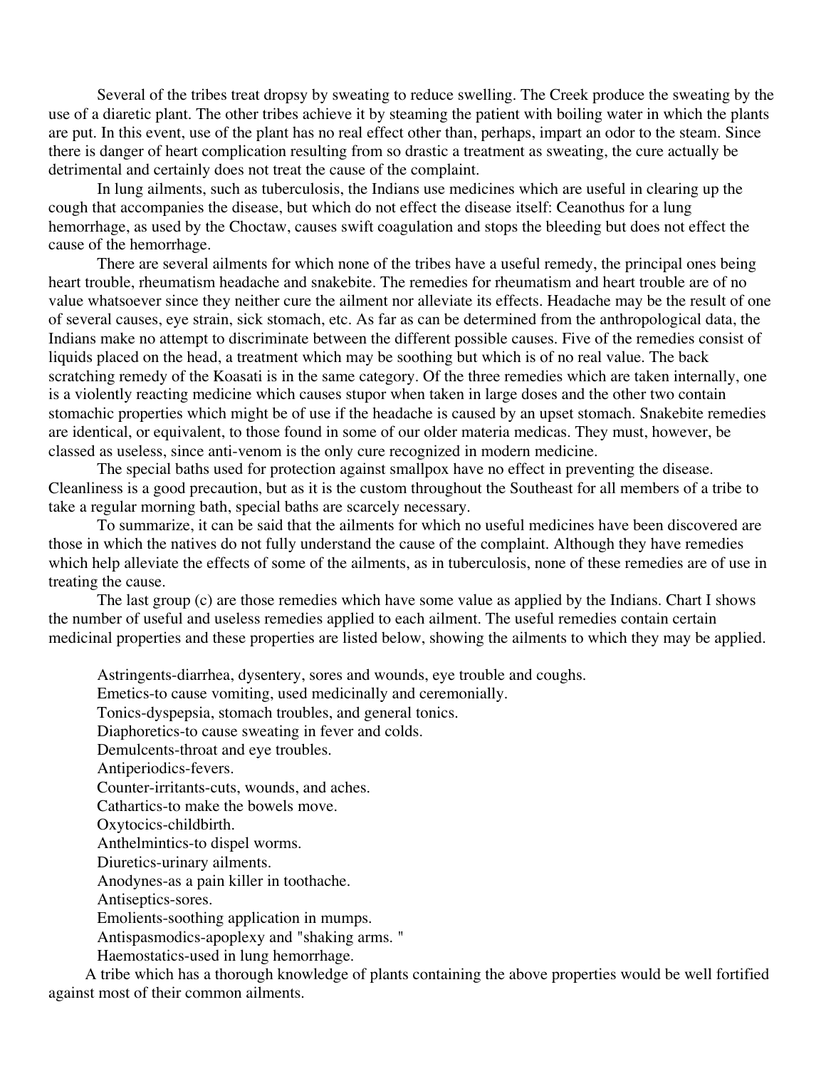Several of the tribes treat dropsy by sweating to reduce swelling. The Creek produce the sweating by the use of a diaretic plant. The other tribes achieve it by steaming the patient with boiling water in which the plants are put. In this event, use of the plant has no real effect other than, perhaps, impart an odor to the steam. Since there is danger of heart complication resulting from so drastic a treatment as sweating, the cure actually be detrimental and certainly does not treat the cause of the complaint.

In lung ailments, such as tuberculosis, the Indians use medicines which are useful in clearing up the cough that accompanies the disease, but which do not effect the disease itself: Ceanothus for a lung hemorrhage, as used by the Choctaw, causes swift coagulation and stops the bleeding but does not effect the cause of the hemorrhage.

There are several ailments for which none of the tribes have a useful remedy, the principal ones being heart trouble, rheumatism headache and snakebite. The remedies for rheumatism and heart trouble are of no value whatsoever since they neither cure the ailment nor alleviate its effects. Headache may be the result of one of several causes, eye strain, sick stomach, etc. As far as can be determined from the anthropological data, the Indians make no attempt to discriminate between the different possible causes. Five of the remedies consist of liquids placed on the head, a treatment which may be soothing but which is of no real value. The back scratching remedy of the Koasati is in the same category. Of the three remedies which are taken internally, one is a violently reacting medicine which causes stupor when taken in large doses and the other two contain stomachic properties which might be of use if the headache is caused by an upset stomach. Snakebite remedies are identical, or equivalent, to those found in some of our older materia medicas. They must, however, be classed as useless, since anti-venom is the only cure recognized in modern medicine.

The special baths used for protection against smallpox have no effect in preventing the disease. Cleanliness is a good precaution, but as it is the custom throughout the Southeast for all members of a tribe to take a regular morning bath, special baths are scarcely necessary.

To summarize, it can be said that the ailments for which no useful medicines have been discovered are those in which the natives do not fully understand the cause of the complaint. Although they have remedies which help alleviate the effects of some of the ailments, as in tuberculosis, none of these remedies are of use in treating the cause.

The last group (c) are those remedies which have some value as applied by the Indians. Chart I shows the number of useful and useless remedies applied to each ailment. The useful remedies contain certain medicinal properties and these properties are listed below, showing the ailments to which they may be applied.

Astringents-diarrhea, dysentery, sores and wounds, eye trouble and coughs.  
Emetics-to cause vomiting, used medicinally and ceremonially.  
Tonics-dyspepsia, stomach troubles, and general tonics.  
Diaphoretics-to cause sweating in fever and colds.  
Demulcents-throat and eye troubles.  
Antiperiodics-fevers.  
Counter-irritants-cuts, wounds, and aches.  
Cathartics-to make the bowels move.  
Oxytocics-childbirth.  
Anthelmintics-to dispel worms.  
Diuretics-urinary ailments.  
Anodynes-as a pain killer in toothache.  
Antiseptics-sores.  
Emolients-soothing application in mumps.  
Antispasmodics-apoplexy and "shaking arms."  
Haemostatics-used in lung hemorrhage.

A tribe which has a thorough knowledge of plants containing the above properties would be well fortified against most of their common ailments.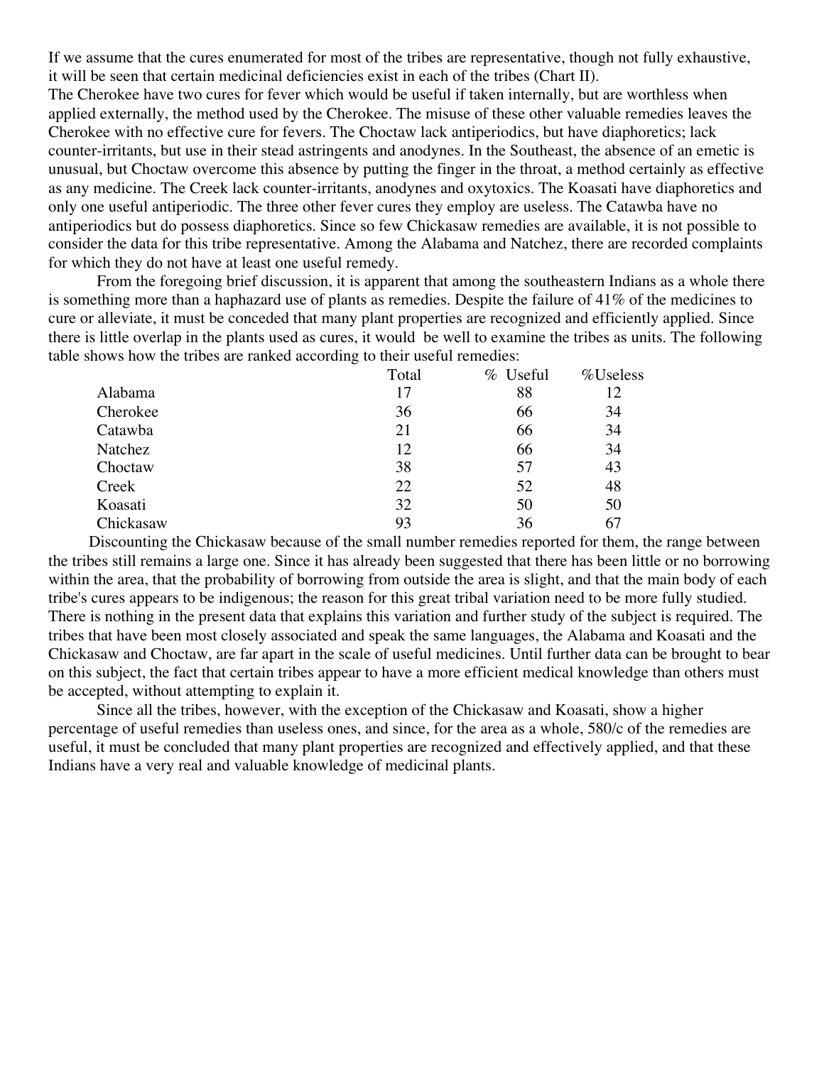If we assume that the cures enumerated for most of the tribes are representative, though not fully exhaustive, it will be seen that certain medicinal deficiencies exist in each of the tribes (Chart II).

The Cherokee have two cures for fever which would be useful if taken internally, but are worthless when applied externally, the method used by the Cherokee. The misuse of these other valuable remedies leaves the Cherokee with no effective cure for fevers. The Choctaw lack antiperiodics, but have diaphoretics; lack counter-irritants, but use in their stead astringents and anodynes. In the Southeast, the absence of an emetic is unusual, but Choctaw overcome this absence by putting the finger in the throat, a method certainly as effective as any medicine. The Creek lack counter-irritants, anodynes and oxytoxics. The Koasati have diaphoretics and only one useful antiperiodic. The three other fever cures they employ are useless. The Catawba have no antiperiodics but do possess diaphoretics. Since so few Chickasaw remedies are available, it is not possible to consider the data for this tribe representative. Among the Alabama and Natchez, there are recorded complaints for which they do not have at least one useful remedy.

From the foregoing brief discussion, it is apparent that among the southeastern Indians as a whole there is something more than a haphazard use of plants as remedies. Despite the failure of 41% of the medicines to cure or alleviate, it must be conceded that many plant properties are recognized and efficiently applied. Since there is little overlap in the plants used as cures, it would be well to examine the tribes as units. The following table shows how the tribes are ranked according to their useful remedies:

| | Total | % Useful | %Useless |
|---|---|---|---|
| Alabama | 17 | 88 | 12 |
| Cherokee | 36 | 66 | 34 |
| Catawba | 21 | 66 | 34 |
| Natchez | 12 | 66 | 34 |
| Choctaw | 38 | 57 | 43 |
| Creek | 22 | 52 | 48 |
| Koasati | 32 | 50 | 50 |
| Chickasaw | 93 | 36 | 67 |

Discounting the Chickasaw because of the small number remedies reported for them, the range between the tribes still remains a large one. Since it has already been suggested that there has been little or no borrowing within the area, that the probability of borrowing from outside the area is slight, and that the main body of each tribe's cures appears to be indigenous; the reason for this great tribal variation need to be more fully studied. There is nothing in the present data that explains this variation and further study of the subject is required. The tribes that have been most closely associated and speak the same languages, the Alabama and Koasati and the Chickasaw and Choctaw, are far apart in the scale of useful medicines. Until further data can be brought to bear on this subject, the fact that certain tribes appear to have a more efficient medical knowledge than others must be accepted, without attempting to explain it.

Since all the tribes, however, with the exception of the Chickasaw and Koasati, show a higher percentage of useful remedies than useless ones, and since, for the area as a whole, 580/c of the remedies are useful, it must be concluded that many plant properties are recognized and effectively applied, and that these Indians have a very real and valuable knowledge of medicinal plants.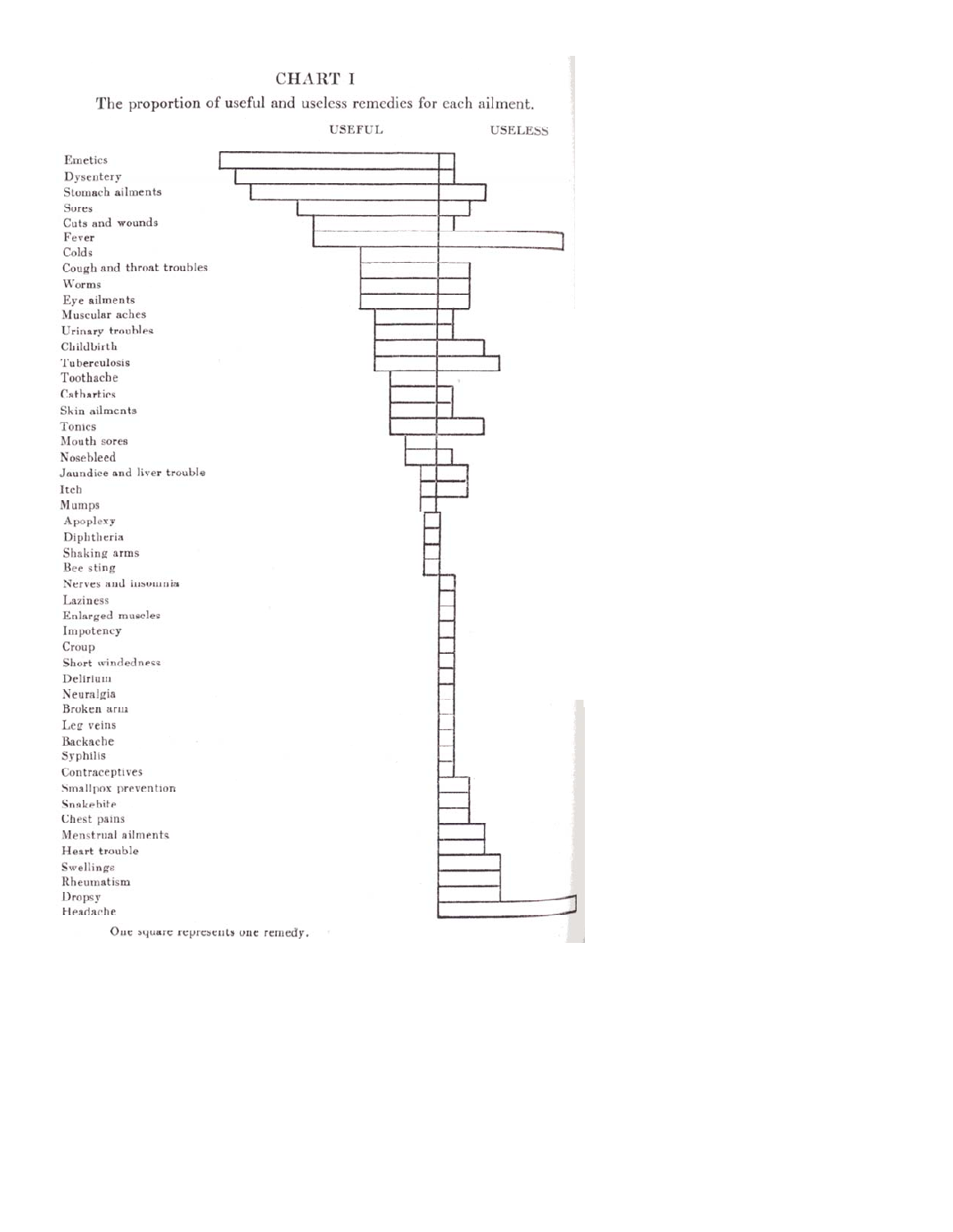# CHART I

The proportion of useful and useless remedies for each ailment.

USEFUL — USELESS

- Emetics
- Dysentery
- Stomach ailments
- Sores
- Cuts and wounds
- Fever
- Colds
- Cough and throat troubles
- Worms
- Eye ailments
- Muscular aches
- Urinary troubles
- Childbirth
- Tuberculosis
- Toothache
- Cathartics
- Skin ailments
- Tonics
- Mouth sores
- Nosebleed
- Jaundice and liver trouble
- Itch
- Mumps
- Apoplexy
- Diphtheria
- Shaking arms
- Bee sting
- Nerves and insomnia
- Laziness
- Enlarged muscles
- Impotency
- Croup
- Short windedness
- Delirium
- Neuralgia
- Broken arm
- Leg veins
- Backache
- Syphilis
- Contraceptives
- Smallpox prevention
- Snakebite
- Chest pains
- Menstrual ailments
- Heart trouble
- Swellings
- Rheumatism
- Dropsy
- Headache

One square represents one remedy.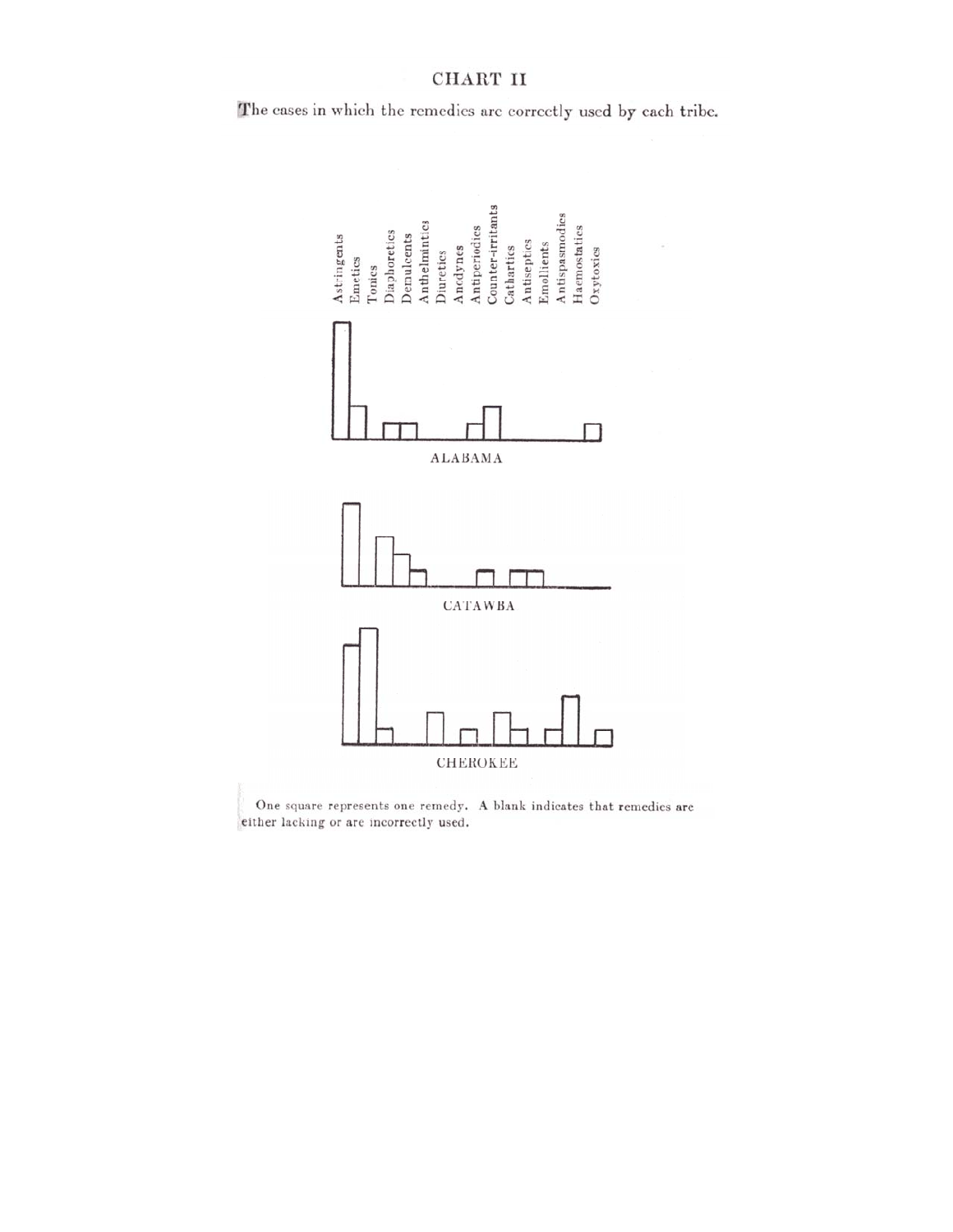# CHART II

The cases in which the remedies are correctly used by each tribe.

Astringents, Emetics, Tonics, Diaphoretics, Demulcents, Anthelmintics, Diuretics, Anodynes, Antiperiodics, Counter-irritants, Cathartics, Antiseptics, Emollients, Antispasmodics, Haemostatics, Oxytoxics

ALABAMA

CATAWBA

CHEROKEE

One square represents one remedy. A blank indicates that remedies are either lacking or are incorrectly used.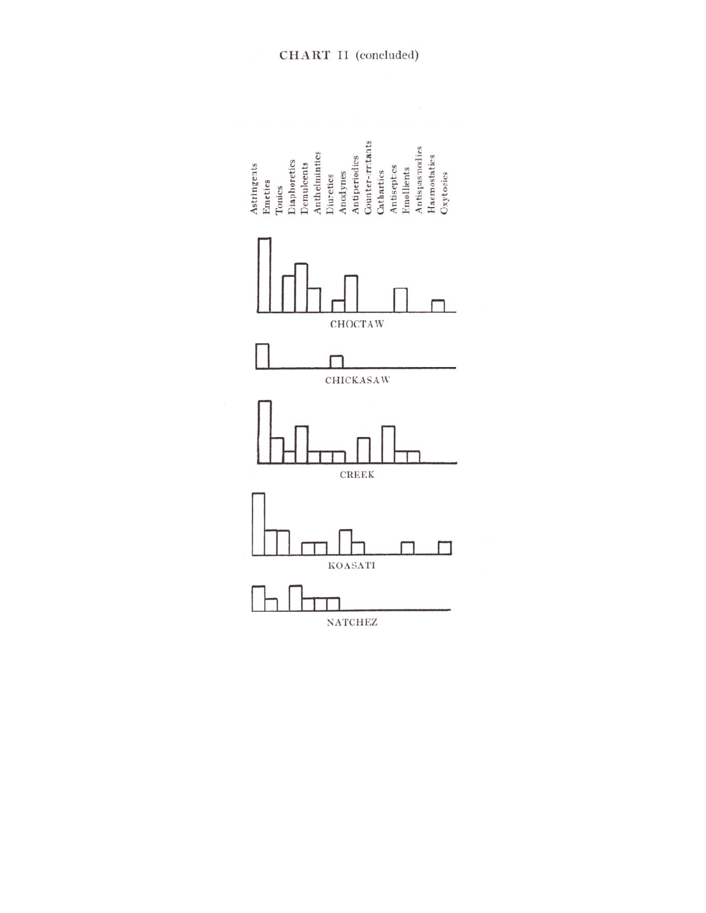# CHART II (concluded)

Astringents
Emetics
Tonics
Diaphoretics
Demulcents
Anthelmintics
Diuretics
Anodynes
Antiperiodics
Counter-irritants
Cathartics
Antiseptics
Emollients
Antispasmodics
Haemostatics
Oxytocics

CHOCTAW

CHICKASAW

CREEK

KOASATI

NATCHEZ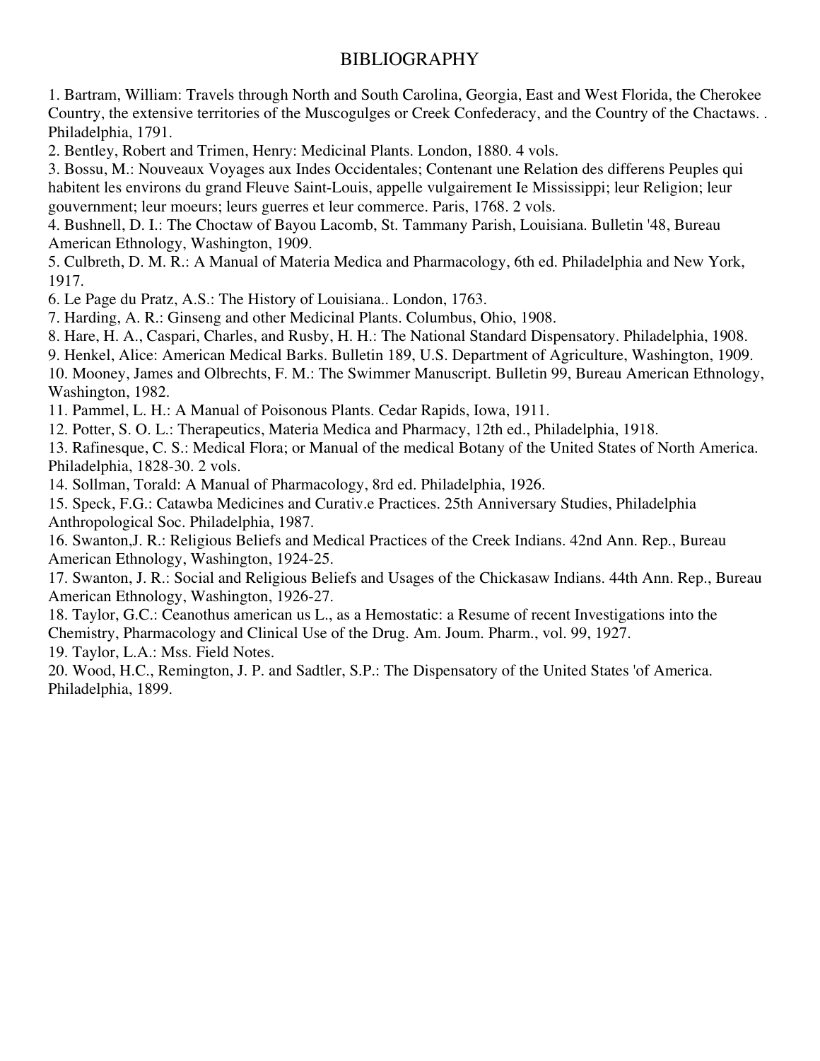# BIBLIOGRAPHY

1. Bartram, William: Travels through North and South Carolina, Georgia, East and West Florida, the Cherokee Country, the extensive territories of the Muscogulges or Creek Confederacy, and the Country of the Chactaws. . Philadelphia, 1791.
2. Bentley, Robert and Trimen, Henry: Medicinal Plants. London, 1880. 4 vols.
3. Bossu, M.: Nouveaux Voyages aux Indes Occidentales; Contenant une Relation des differens Peuples qui habitent les environs du grand Fleuve Saint-Louis, appelle vulgairement Ie Mississippi; leur Religion; leur gouvernment; leur moeurs; leurs guerres et leur commerce. Paris, 1768. 2 vols.
4. Bushnell, D. I.: The Choctaw of Bayou Lacomb, St. Tammany Parish, Louisiana. Bulletin '48, Bureau American Ethnology, Washington, 1909.
5. Culbreth, D. M. R.: A Manual of Materia Medica and Pharmacology, 6th ed. Philadelphia and New York, 1917.
6. Le Page du Pratz, A.S.: The History of Louisiana.. London, 1763.
7. Harding, A. R.: Ginseng and other Medicinal Plants. Columbus, Ohio, 1908.
8. Hare, H. A., Caspari, Charles, and Rusby, H. H.: The National Standard Dispensatory. Philadelphia, 1908.
9. Henkel, Alice: American Medical Barks. Bulletin 189, U.S. Department of Agriculture, Washington, 1909.
10. Mooney, James and Olbrechts, F. M.: The Swimmer Manuscript. Bulletin 99, Bureau American Ethnology, Washington, 1982.
11. Pammel, L. H.: A Manual of Poisonous Plants. Cedar Rapids, Iowa, 1911.
12. Potter, S. O. L.: Therapeutics, Materia Medica and Pharmacy, 12th ed., Philadelphia, 1918.
13. Rafinesque, C. S.: Medical Flora; or Manual of the medical Botany of the United States of North America. Philadelphia, 1828-30. 2 vols.
14. Sollman, Torald: A Manual of Pharmacology, 8rd ed. Philadelphia, 1926.
15. Speck, F.G.: Catawba Medicines and Curativ.e Practices. 25th Anniversary Studies, Philadelphia Anthropological Soc. Philadelphia, 1987.
16. Swanton,J. R.: Religious Beliefs and Medical Practices of the Creek Indians. 42nd Ann. Rep., Bureau American Ethnology, Washington, 1924-25.
17. Swanton, J. R.: Social and Religious Beliefs and Usages of the Chickasaw Indians. 44th Ann. Rep., Bureau American Ethnology, Washington, 1926-27.
18. Taylor, G.C.: Ceanothus american us L., as a Hemostatic: a Resume of recent Investigations into the Chemistry, Pharmacology and Clinical Use of the Drug. Am. Joum. Pharm., vol. 99, 1927.
19. Taylor, L.A.: Mss. Field Notes.
20. Wood, H.C., Remington, J. P. and Sadtler, S.P.: The Dispensatory of the United States 'of America. Philadelphia, 1899.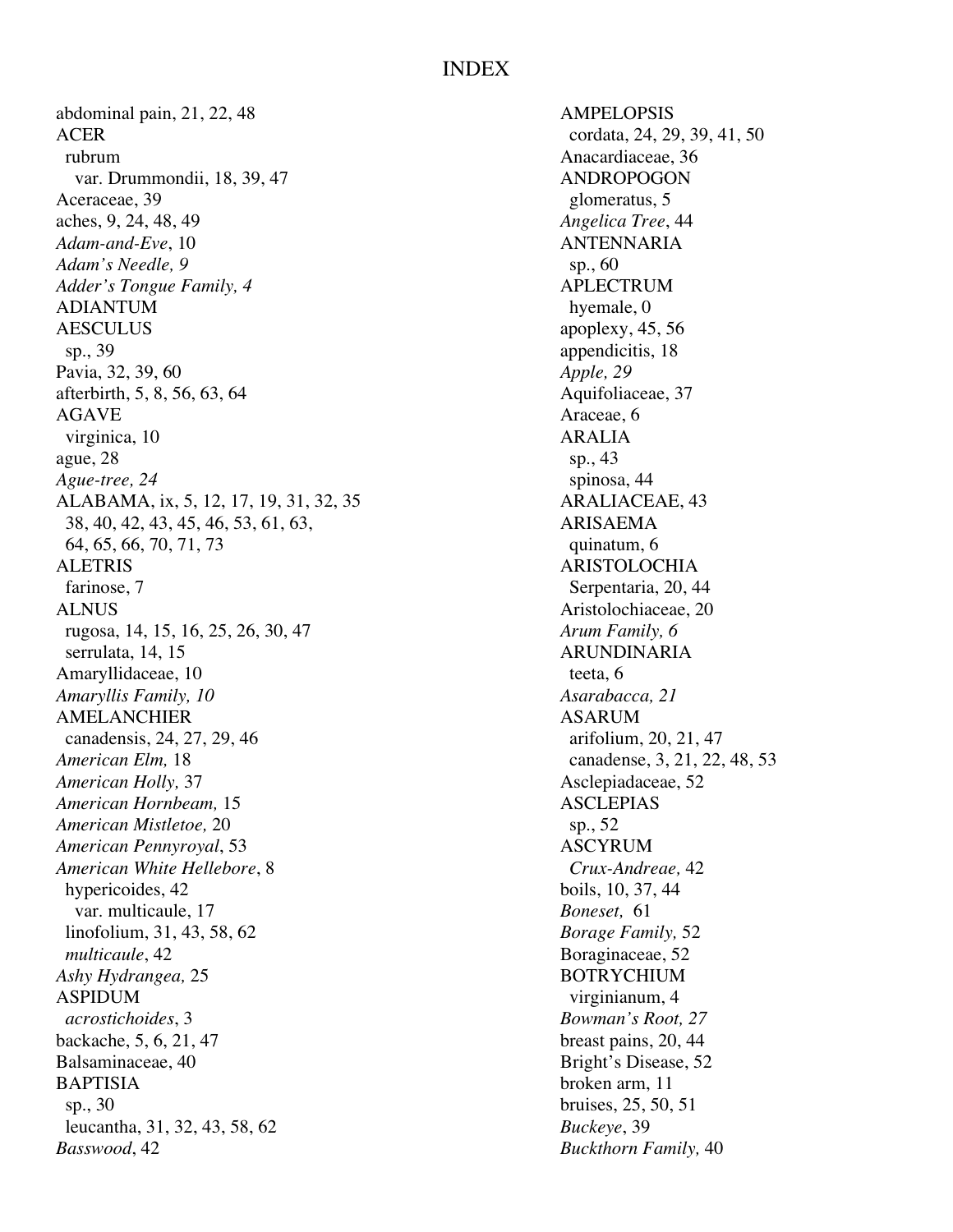# INDEX

abdominal pain, 21, 22, 48
ACER
  rubrum
    var. Drummondii, 18, 39, 47
Aceraceae, 39
aches, 9, 24, 48, 49
*Adam-and-Eve*, 10
*Adam's Needle, 9*
*Adder's Tongue Family, 4*
ADIANTUM
AESCULUS
  sp., 39
Pavia, 32, 39, 60
afterbirth, 5, 8, 56, 63, 64
AGAVE
  virginica, 10
ague, 28
*Ague-tree, 24*
ALABAMA, ix, 5, 12, 17, 19, 31, 32, 35
  38, 40, 42, 43, 45, 46, 53, 61, 63,
  64, 65, 66, 70, 71, 73
ALETRIS
  farinose, 7
ALNUS
  rugosa, 14, 15, 16, 25, 26, 30, 47
  serrulata, 14, 15
Amaryllidaceae, 10
*Amaryllis Family, 10*
AMELANCHIER
  canadensis, 24, 27, 29, 46
*American Elm,* 18
*American Holly,* 37
*American Hornbeam,* 15
*American Mistletoe,* 20
*American Pennyroyal*, 53
*American White Hellebore*, 8
  hypericoides, 42
    var. multicaule, 17
  linofolium, 31, 43, 58, 62
  *multicaule*, 42
*Ashy Hydrangea,* 25
ASPIDUM
  *acrostichoides*, 3
backache, 5, 6, 21, 47
Balsaminaceae, 40
BAPTISIA
  sp., 30
  leucantha, 31, 32, 43, 58, 62
*Basswood*, 42

AMPELOPSIS
  cordata, 24, 29, 39, 41, 50
Anacardiaceae, 36
ANDROPOGON
  glomeratus, 5
*Angelica Tree*, 44
ANTENNARIA
  sp., 60
APLECTRUM
  hyemale, 0
apoplexy, 45, 56
appendicitis, 18
*Apple, 29*
Aquifoliaceae, 37
Araceae, 6
ARALIA
  sp., 43
  spinosa, 44
ARALIACEAE, 43
ARISAEMA
  quinatum, 6
ARISTOLOCHIA
  Serpentaria, 20, 44
Aristolochiaceae, 20
*Arum Family, 6*
ARUNDINARIA
  teeta, 6
*Asarabacca, 21*
ASARUM
  arifolium, 20, 21, 47
  canadense, 3, 21, 22, 48, 53
Asclepiadaceae, 52
ASCLEPIAS
  sp., 52
ASCYRUM
  *Crux-Andreae,* 42
boils, 10, 37, 44
*Boneset,* 61
*Borage Family,* 52
Boraginaceae, 52
BOTRYCHIUM
  virginianum, 4
*Bowman's Root, 27*
breast pains, 20, 44
Bright's Disease, 52
broken arm, 11
bruises, 25, 50, 51
*Buckeye*, 39
*Buckthorn Family,* 40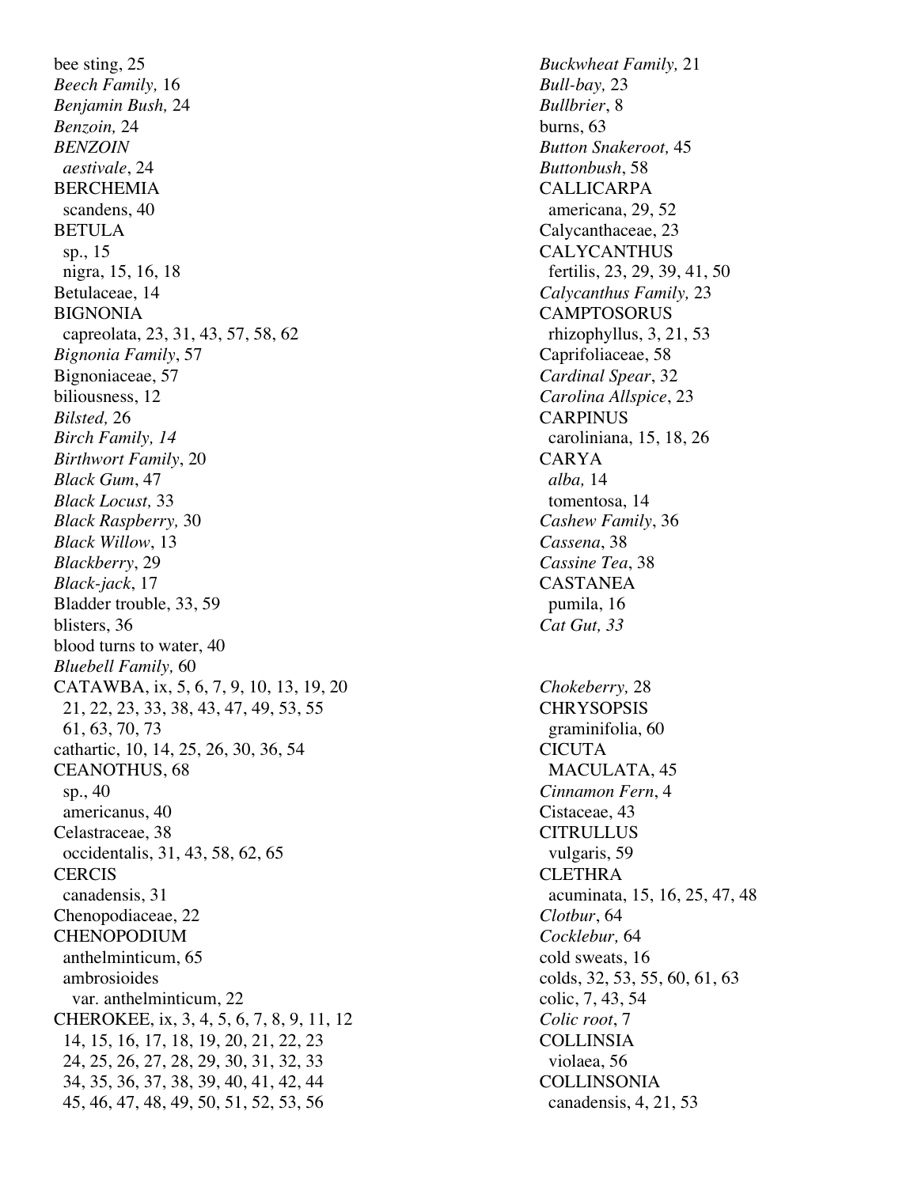bee sting, 25
*Beech Family,* 16
*Benjamin Bush,* 24
*Benzoin,* 24
*BENZOIN*
  *aestivale*, 24
BERCHEMIA
  scandens, 40
BETULA
  sp., 15
  nigra, 15, 16, 18
Betulaceae, 14
BIGNONIA
  capreolata, 23, 31, 43, 57, 58, 62
*Bignonia Family*, 57
Bignoniaceae, 57
biliousness, 12
*Bilsted,* 26
*Birch Family, 14*
*Birthwort Family*, 20
*Black Gum*, 47
*Black Locust,* 33
*Black Raspberry,* 30
*Black Willow*, 13
*Blackberry*, 29
*Black-jack*, 17
Bladder trouble, 33, 59
blisters, 36
blood turns to water, 40
*Bluebell Family,* 60
CATAWBA, ix, 5, 6, 7, 9, 10, 13, 19, 20
  21, 22, 23, 33, 38, 43, 47, 49, 53, 55
  61, 63, 70, 73
cathartic, 10, 14, 25, 26, 30, 36, 54
CEANOTHUS, 68
  sp., 40
  americanus, 40
Celastraceae, 38
  occidentalis, 31, 43, 58, 62, 65
CERCIS
  canadensis, 31
Chenopodiaceae, 22
CHENOPODIUM
  anthelminticum, 65
  ambrosioides
    var. anthelminticum, 22
CHEROKEE, ix, 3, 4, 5, 6, 7, 8, 9, 11, 12
  14, 15, 16, 17, 18, 19, 20, 21, 22, 23
  24, 25, 26, 27, 28, 29, 30, 31, 32, 33
  34, 35, 36, 37, 38, 39, 40, 41, 42, 44
  45, 46, 47, 48, 49, 50, 51, 52, 53, 56

*Buckwheat Family,* 21
*Bull-bay,* 23
*Bullbrier*, 8
burns, 63
*Button Snakeroot,* 45
*Buttonbush*, 58
CALLICARPA
  americana, 29, 52
Calycanthaceae, 23
CALYCANTHUS
  fertilis, 23, 29, 39, 41, 50
*Calycanthus Family,* 23
CAMPTOSORUS
  rhizophyllus, 3, 21, 53
Caprifoliaceae, 58
*Cardinal Spear*, 32
*Carolina Allspice*, 23
CARPINUS
  caroliniana, 15, 18, 26
CARYA
  *alba,* 14
  tomentosa, 14
*Cashew Family*, 36
*Cassena*, 38
*Cassine Tea*, 38
CASTANEA
  pumila, 16
*Cat Gut, 33*

*Chokeberry,* 28
CHRYSOPSIS
  graminifolia, 60
CICUTA
  MACULATA, 45
*Cinnamon Fern*, 4
Cistaceae, 43
CITRULLUS
  vulgaris, 59
CLETHRA
  acuminata, 15, 16, 25, 47, 48
*Clotbur*, 64
*Cocklebur,* 64
cold sweats, 16
colds, 32, 53, 55, 60, 61, 63
colic, 7, 43, 54
*Colic root*, 7
COLLINSIA
  violaea, 56
COLLINSONIA
  canadensis, 4, 21, 53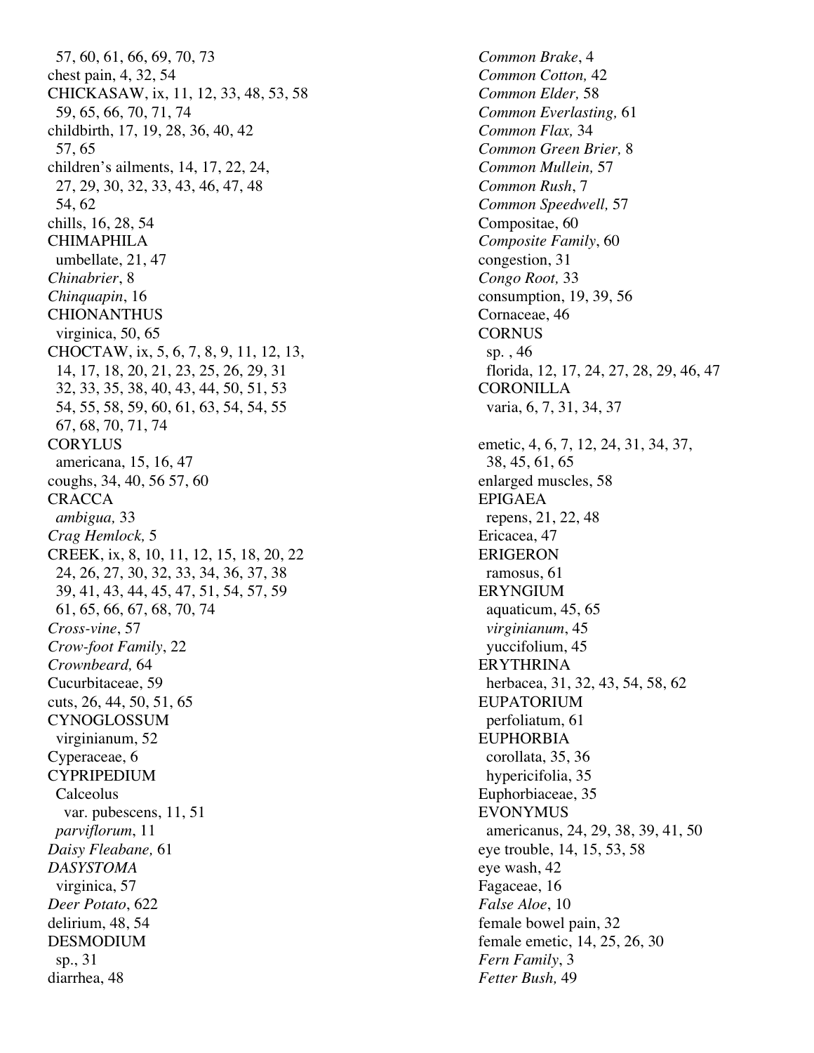57, 60, 61, 66, 69, 70, 73
chest pain, 4, 32, 54
CHICKASAW, ix, 11, 12, 33, 48, 53, 58
59, 65, 66, 70, 71, 74
childbirth, 17, 19, 28, 36, 40, 42
57, 65
children's ailments, 14, 17, 22, 24,
27, 29, 30, 32, 33, 43, 46, 47, 48
54, 62
chills, 16, 28, 54
CHIMAPHILA
umbellate, 21, 47
*Chinabrier*, 8
*Chinquapin*, 16
CHIONANTHUS
virginica, 50, 65
CHOCTAW, ix, 5, 6, 7, 8, 9, 11, 12, 13,
14, 17, 18, 20, 21, 23, 25, 26, 29, 31
32, 33, 35, 38, 40, 43, 44, 50, 51, 53
54, 55, 58, 59, 60, 61, 63, 54, 54, 55
67, 68, 70, 71, 74
CORYLUS
americana, 15, 16, 47
coughs, 34, 40, 56 57, 60
CRACCA
*ambigua,* 33
*Crag Hemlock,* 5
CREEK, ix, 8, 10, 11, 12, 15, 18, 20, 22
24, 26, 27, 30, 32, 33, 34, 36, 37, 38
39, 41, 43, 44, 45, 47, 51, 54, 57, 59
61, 65, 66, 67, 68, 70, 74
*Cross-vine*, 57
*Crow-foot Family*, 22
*Crownbeard,* 64
Cucurbitaceae, 59
cuts, 26, 44, 50, 51, 65
CYNOGLOSSUM
virginianum, 52
Cyperaceae, 6
CYPRIPEDIUM
Calceolus
var. pubescens, 11, 51
*parviflorum*, 11
*Daisy Fleabane,* 61
*DASYSTOMA*
virginica, 57
*Deer Potato*, 622
delirium, 48, 54
DESMODIUM
sp., 31
diarrhea, 48
*Common Brake*, 4
*Common Cotton,* 42
*Common Elder,* 58
*Common Everlasting,* 61
*Common Flax,* 34
*Common Green Brier,* 8
*Common Mullein,* 57
*Common Rush*, 7
*Common Speedwell,* 57
Compositae, 60
*Composite Family*, 60
congestion, 31
*Congo Root,* 33
consumption, 19, 39, 56
Cornaceae, 46
CORNUS
sp. , 46
florida, 12, 17, 24, 27, 28, 29, 46, 47
CORONILLA
varia, 6, 7, 31, 34, 37

emetic, 4, 6, 7, 12, 24, 31, 34, 37,
38, 45, 61, 65
enlarged muscles, 58
EPIGAEA
repens, 21, 22, 48
Ericacea, 47
ERIGERON
ramosus, 61
ERYNGIUM
aquaticum, 45, 65
*virginianum*, 45
yuccifolium, 45
ERYTHRINA
herbacea, 31, 32, 43, 54, 58, 62
EUPATORIUM
perfoliatum, 61
EUPHORBIA
corollata, 35, 36
hypericifolia, 35
Euphorbiaceae, 35
EVONYMUS
americanus, 24, 29, 38, 39, 41, 50
eye trouble, 14, 15, 53, 58
eye wash, 42
Fagaceae, 16
*False Aloe*, 10
female bowel pain, 32
female emetic, 14, 25, 26, 30
*Fern Family*, 3
*Fetter Bush,* 49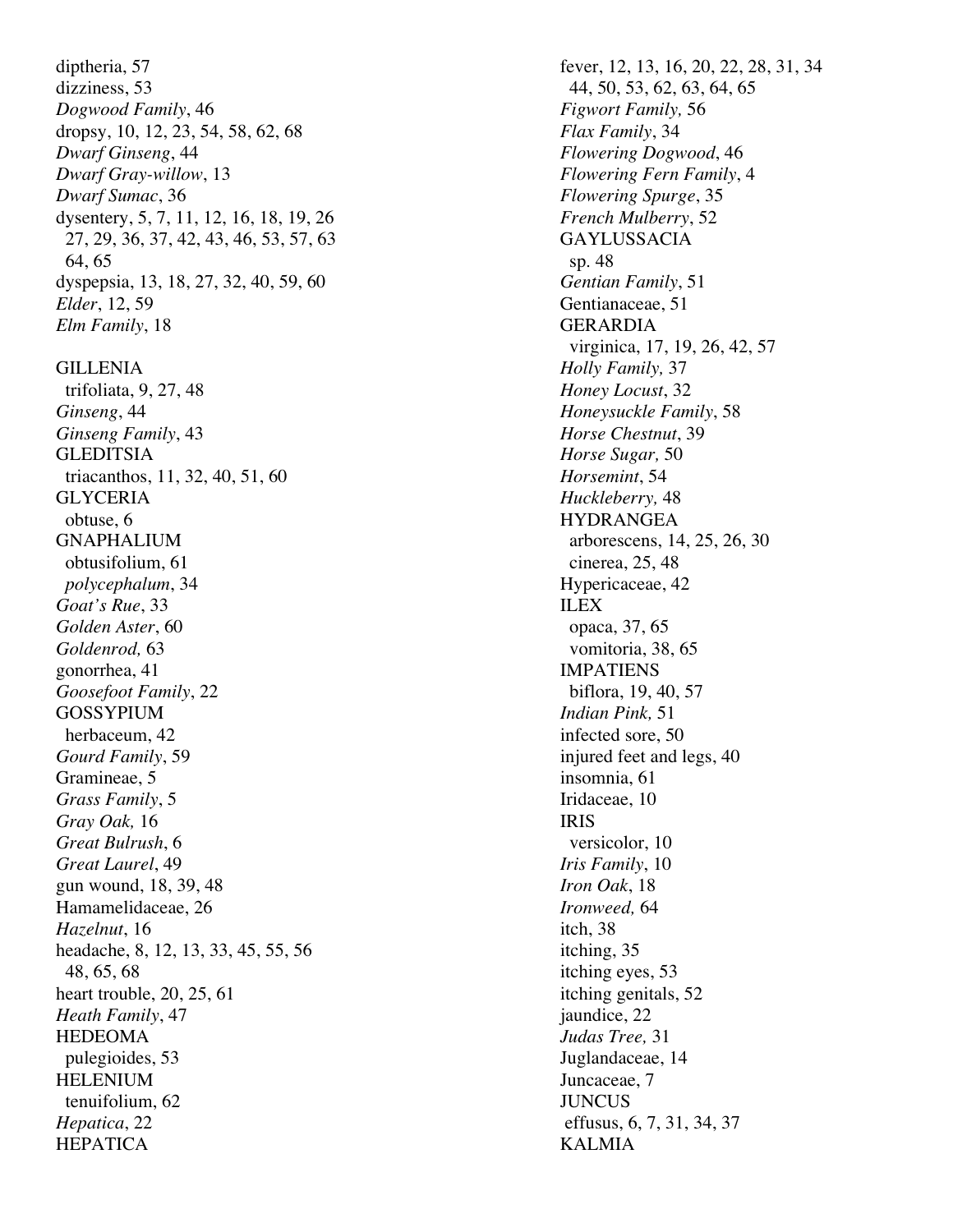diptheria, 57
dizziness, 53
*Dogwood Family*, 46
dropsy, 10, 12, 23, 54, 58, 62, 68
*Dwarf Ginseng*, 44
*Dwarf Gray-willow*, 13
*Dwarf Sumac*, 36
dysentery, 5, 7, 11, 12, 16, 18, 19, 26
  27, 29, 36, 37, 42, 43, 46, 53, 57, 63
  64, 65
dyspepsia, 13, 18, 27, 32, 40, 59, 60
*Elder*, 12, 59
*Elm Family*, 18

GILLENIA
  trifoliata, 9, 27, 48
*Ginseng*, 44
*Ginseng Family*, 43
GLEDITSIA
  triacanthos, 11, 32, 40, 51, 60
GLYCERIA
  obtuse, 6
GNAPHALIUM
  obtusifolium, 61
  *polycephalum*, 34
*Goat's Rue*, 33
*Golden Aster*, 60
*Goldenrod,* 63
gonorrhea, 41
*Goosefoot Family*, 22
GOSSYPIUM
  herbaceum, 42
*Gourd Family*, 59
Gramineae, 5
*Grass Family*, 5
*Gray Oak,* 16
*Great Bulrush*, 6
*Great Laurel*, 49
gun wound, 18, 39, 48
Hamamelidaceae, 26
*Hazelnut*, 16
headache, 8, 12, 13, 33, 45, 55, 56
  48, 65, 68
heart trouble, 20, 25, 61
*Heath Family*, 47
HEDEOMA
  pulegioides, 53
HELENIUM
  tenuifolium, 62
*Hepatica*, 22
HEPATICA

fever, 12, 13, 16, 20, 22, 28, 31, 34
  44, 50, 53, 62, 63, 64, 65
*Figwort Family,* 56
*Flax Family*, 34
*Flowering Dogwood*, 46
*Flowering Fern Family*, 4
*Flowering Spurge*, 35
*French Mulberry*, 52
GAYLUSSACIA
  sp. 48
*Gentian Family*, 51
Gentianaceae, 51
GERARDIA
  virginica, 17, 19, 26, 42, 57
*Holly Family,* 37
*Honey Locust*, 32
*Honeysuckle Family*, 58
*Horse Chestnut*, 39
*Horse Sugar,* 50
*Horsemint*, 54
*Huckleberry,* 48
HYDRANGEA
  arborescens, 14, 25, 26, 30
  cinerea, 25, 48
Hypericaceae, 42
ILEX
  opaca, 37, 65
  vomitoria, 38, 65
IMPATIENS
  biflora, 19, 40, 57
*Indian Pink,* 51
infected sore, 50
injured feet and legs, 40
insomnia, 61
Iridaceae, 10
IRIS
  versicolor, 10
*Iris Family*, 10
*Iron Oak*, 18
*Ironweed,* 64
itch, 38
itching, 35
itching eyes, 53
itching genitals, 52
jaundice, 22
*Judas Tree,* 31
Juglandaceae, 14
Juncaceae, 7
JUNCUS
  effusus, 6, 7, 31, 34, 37
KALMIA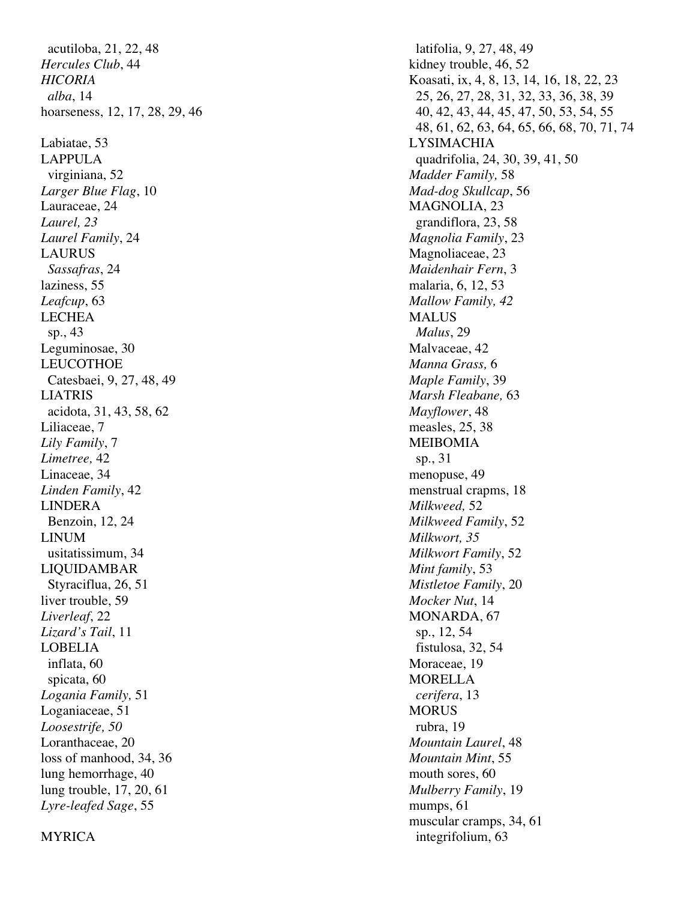acutiloba, 21, 22, 48
*Hercules Club*, 44
*HICORIA*
*alba*, 14
hoarseness, 12, 17, 28, 29, 46

Labiatae, 53
LAPPULA
virginiana, 52
*Larger Blue Flag*, 10
Lauraceae, 24
*Laurel, 23*
*Laurel Family*, 24
LAURUS
*Sassafras*, 24
laziness, 55
*Leafcup*, 63
LECHEA
sp., 43
Leguminosae, 30
LEUCOTHOE
Catesbaei, 9, 27, 48, 49
LIATRIS
acidota, 31, 43, 58, 62
Liliaceae, 7
*Lily Family*, 7
*Limetree, 42*
Linaceae, 34
*Linden Family*, 42
LINDERA
Benzoin, 12, 24
LINUM
usitatissimum, 34
LIQUIDAMBAR
Styraciflua, 26, 51
liver trouble, 59
*Liverleaf*, 22
*Lizard's Tail*, 11
LOBELIA
inflata, 60
spicata, 60
*Logania Family, 51*
Loganiaceae, 51
*Loosestrife, 50*
Loranthaceae, 20
loss of manhood, 34, 36
lung hemorrhage, 40
lung trouble, 17, 20, 61
*Lyre-leafed Sage*, 55

MYRICA

latifolia, 9, 27, 48, 49
kidney trouble, 46, 52
Koasati, ix, 4, 8, 13, 14, 16, 18, 22, 23
25, 26, 27, 28, 31, 32, 33, 36, 38, 39
40, 42, 43, 44, 45, 47, 50, 53, 54, 55
48, 61, 62, 63, 64, 65, 66, 68, 70, 71, 74
LYSIMACHIA
quadrifolia, 24, 30, 39, 41, 50
*Madder Family, 58*
*Mad-dog Skullcap*, 56
MAGNOLIA, 23
grandiflora, 23, 58
*Magnolia Family*, 23
Magnoliaceae, 23
*Maidenhair Fern*, 3
malaria, 6, 12, 53
*Mallow Family, 42*
MALUS
*Malus*, 29
Malvaceae, 42
*Manna Grass, 6*
*Maple Family*, 39
*Marsh Fleabane, 63*
*Mayflower*, 48
measles, 25, 38
MEIBOMIA
sp., 31
menopuse, 49
menstrual crapms, 18
*Milkweed, 52*
*Milkweed Family*, 52
*Milkwort, 35*
*Milkwort Family*, 52
*Mint family*, 53
*Mistletoe Family*, 20
*Mocker Nut*, 14
MONARDA, 67
sp., 12, 54
fistulosa, 32, 54
Moraceae, 19
MORELLA
*cerifera*, 13
MORUS
rubra, 19
*Mountain Laurel*, 48
*Mountain Mint*, 55
mouth sores, 60
*Mulberry Family*, 19
mumps, 61
muscular cramps, 34, 61
integrifolium, 63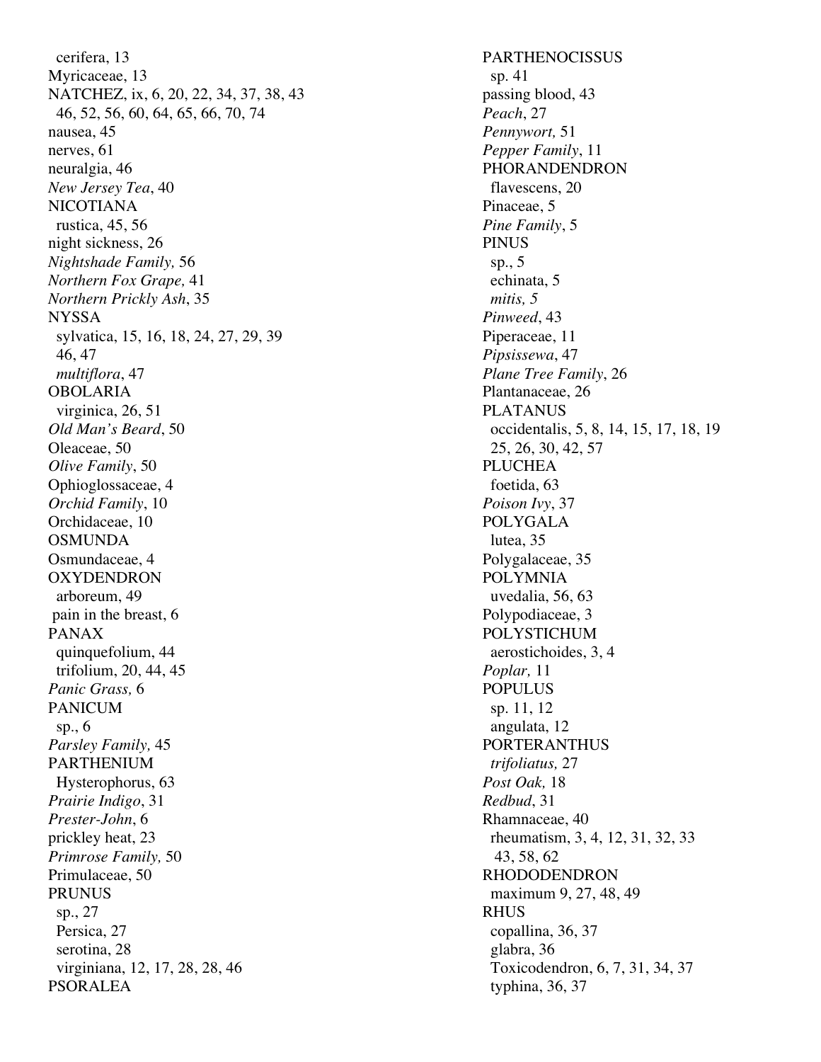cerifera, 13
Myricaceae, 13
NATCHEZ, ix, 6, 20, 22, 34, 37, 38, 43
46, 52, 56, 60, 64, 65, 66, 70, 74
nausea, 45
nerves, 61
neuralgia, 46
*New Jersey Tea*, 40
NICOTIANA
rustica, 45, 56
night sickness, 26
*Nightshade Family,* 56
*Northern Fox Grape,* 41
*Northern Prickly Ash*, 35
NYSSA
sylvatica, 15, 16, 18, 24, 27, 29, 39
46, 47
*multiflora*, 47
OBOLARIA
virginica, 26, 51
*Old Man's Beard*, 50
Oleaceae, 50
*Olive Family*, 50
Ophioglossaceae, 4
*Orchid Family*, 10
Orchidaceae, 10
OSMUNDA
Osmundaceae, 4
OXYDENDRON
arboreum, 49
pain in the breast, 6
PANAX
quinquefolium, 44
trifolium, 20, 44, 45
*Panic Grass,* 6
PANICUM
sp., 6
*Parsley Family,* 45
PARTHENIUM
Hysterophorus, 63
*Prairie Indigo*, 31
*Prester-John*, 6
prickley heat, 23
*Primrose Family,* 50
Primulaceae, 50
PRUNUS
sp., 27
Persica, 27
serotina, 28
virginiana, 12, 17, 28, 28, 46
PSORALEA
PARTHENOCISSUS
sp. 41
passing blood, 43
*Peach*, 27
*Pennywort,* 51
*Pepper Family*, 11
PHORANDENDRON
flavescens, 20
Pinaceae, 5
*Pine Family*, 5
PINUS
sp., 5
echinata, 5
*mitis, 5*
*Pinweed*, 43
Piperaceae, 11
*Pipsissewa*, 47
*Plane Tree Family*, 26
Plantanaceae, 26
PLATANUS
occidentalis, 5, 8, 14, 15, 17, 18, 19
25, 26, 30, 42, 57
PLUCHEA
foetida, 63
*Poison Ivy*, 37
POLYGALA
lutea, 35
Polygalaceae, 35
POLYMNIA
uvedalia, 56, 63
Polypodiaceae, 3
POLYSTICHUM
aerostichoides, 3, 4
*Poplar,* 11
POPULUS
sp. 11, 12
angulata, 12
PORTERANTHUS
*trifoliatus,* 27
*Post Oak,* 18
*Redbud*, 31
Rhamnaceae, 40
rheumatism, 3, 4, 12, 31, 32, 33
43, 58, 62
RHODODENDRON
maximum 9, 27, 48, 49
RHUS
copallina, 36, 37
glabra, 36
Toxicodendron, 6, 7, 31, 34, 37
typhina, 36, 37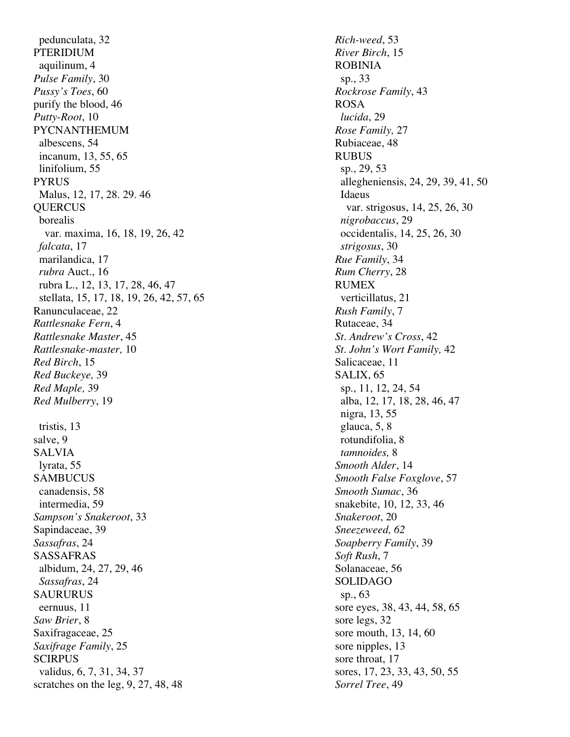pedunculata, 32
PTERIDIUM
aquilinum, 4
*Pulse Family*, 30
*Pussy's Toes*, 60
purify the blood, 46
*Putty-Root*, 10
PYCNANTHEMUM
albescens, 54
incanum, 13, 55, 65
linifolium, 55
PYRUS
Malus, 12, 17, 28. 29. 46
QUERCUS
borealis
var. maxima, 16, 18, 19, 26, 42
*falcata*, 17
marilandica, 17
*rubra* Auct., 16
rubra L., 12, 13, 17, 28, 46, 47
stellata, 15, 17, 18, 19, 26, 42, 57, 65
Ranunculaceae, 22
*Rattlesnake Fern*, 4
*Rattlesnake Master*, 45
*Rattlesnake-master,* 10
*Red Birch*, 15
*Red Buckeye,* 39
*Red Maple,* 39
*Red Mulberry*, 19

tristis, 13
salve, 9
SALVIA
lyrata, 55
SAMBUCUS
canadensis, 58
intermedia, 59
*Sampson's Snakeroot*, 33
Sapindaceae, 39
*Sassafras*, 24
SASSAFRAS
albidum, 24, 27, 29, 46
*Sassafras*, 24
SAURURUS
eernuus, 11
*Saw Brier*, 8
Saxifragaceae, 25
*Saxifrage Family*, 25
SCIRPUS
validus, 6, 7, 31, 34, 37
scratches on the leg, 9, 27, 48, 48

*Rich-weed*, 53
*River Birch*, 15
ROBINIA
sp., 33
*Rockrose Family*, 43
ROSA
*lucida*, 29
*Rose Family,* 27
Rubiaceae, 48
RUBUS
sp., 29, 53
allegheniensis, 24, 29, 39, 41, 50
Idaeus
var. strigosus, 14, 25, 26, 30
*nigrobaccus*, 29
occidentalis, 14, 25, 26, 30
*strigosus*, 30
*Rue Family*, 34
*Rum Cherry*, 28
RUMEX
verticillatus, 21
*Rush Family*, 7
Rutaceae, 34
*St. Andrew's Cross*, 42
*St. John's Wort Family,* 42
Salicaceae, 11
SALIX, 65
sp., 11, 12, 24, 54
alba, 12, 17, 18, 28, 46, 47
nigra, 13, 55
glauca, 5, 8
rotundifolia, 8
*tamnoides,* 8
*Smooth Alder*, 14
*Smooth False Foxglove*, 57
*Smooth Sumac*, 36
snakebite, 10, 12, 33, 46
*Snakeroot*, 20
*Sneezeweed, 62*
*Soapberry Family*, 39
*Soft Rush*, 7
Solanaceae, 56
SOLIDAGO
sp., 63
sore eyes, 38, 43, 44, 58, 65
sore legs, 32
sore mouth, 13, 14, 60
sore nipples, 13
sore throat, 17
sores, 17, 23, 33, 43, 50, 55
*Sorrel Tree*, 49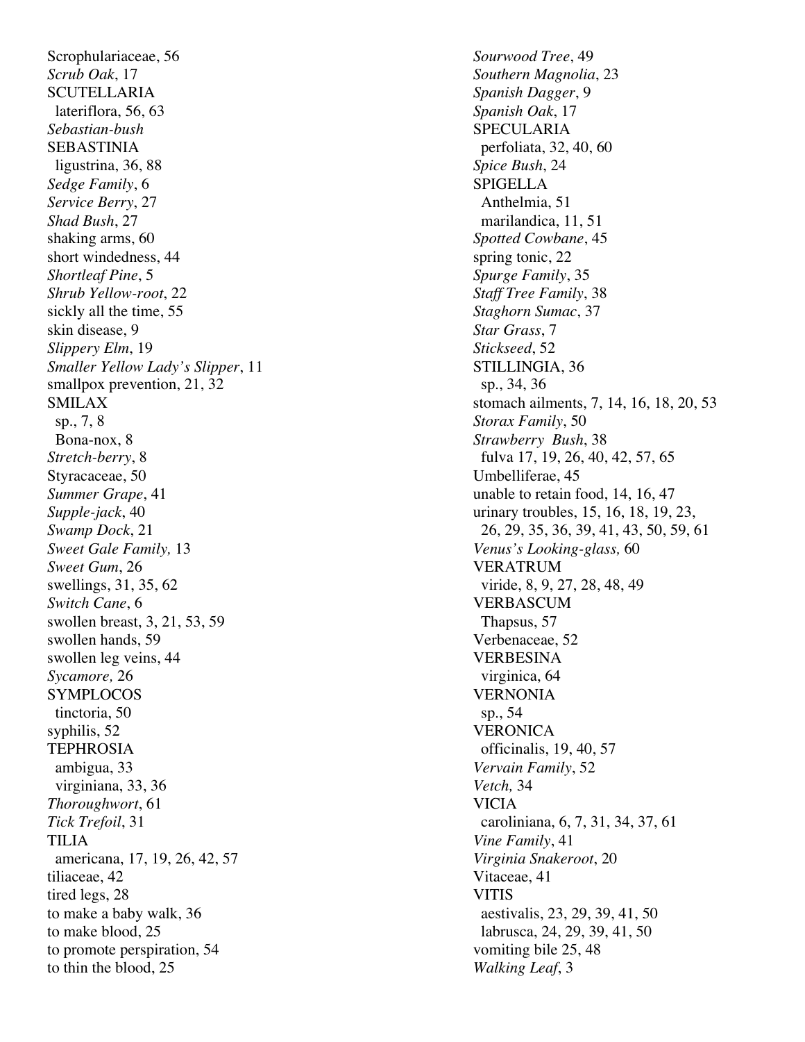Scrophulariaceae, 56
*Scrub Oak*, 17
SCUTELLARIA
  lateriflora, 56, 63
*Sebastian-bush*
SEBASTINIA
  ligustrina, 36, 88
*Sedge Family*, 6
*Service Berry*, 27
*Shad Bush*, 27
shaking arms, 60
short windedness, 44
*Shortleaf Pine*, 5
*Shrub Yellow-root*, 22
sickly all the time, 55
skin disease, 9
*Slippery Elm*, 19
*Smaller Yellow Lady's Slipper*, 11
smallpox prevention, 21, 32
SMILAX
  sp., 7, 8
  Bona-nox, 8
*Stretch-berry*, 8
Styracaceae, 50
*Summer Grape*, 41
*Supple-jack*, 40
*Swamp Dock*, 21
*Sweet Gale Family,* 13
*Sweet Gum*, 26
swellings, 31, 35, 62
*Switch Cane*, 6
swollen breast, 3, 21, 53, 59
swollen hands, 59
swollen leg veins, 44
*Sycamore,* 26
SYMPLOCOS
  tinctoria, 50
syphilis, 52
TEPHROSIA
  ambigua, 33
  virginiana, 33, 36
*Thoroughwort*, 61
*Tick Trefoil*, 31
TILIA
  americana, 17, 19, 26, 42, 57
tiliaceae, 42
tired legs, 28
to make a baby walk, 36
to make blood, 25
to promote perspiration, 54
to thin the blood, 25
*Sourwood Tree*, 49
*Southern Magnolia*, 23
*Spanish Dagger*, 9
*Spanish Oak*, 17
SPECULARIA
  perfoliata, 32, 40, 60
*Spice Bush*, 24
SPIGELLA
  Anthelmia, 51
  marilandica, 11, 51
*Spotted Cowbane*, 45
spring tonic, 22
*Spurge Family*, 35
*Staff Tree Family*, 38
*Staghorn Sumac*, 37
*Star Grass*, 7
*Stickseed*, 52
STILLINGIA, 36
  sp., 34, 36
stomach ailments, 7, 14, 16, 18, 20, 53
*Storax Family*, 50
*Strawberry  Bush*, 38
  fulva 17, 19, 26, 40, 42, 57, 65
Umbelliferae, 45
unable to retain food, 14, 16, 47
urinary troubles, 15, 16, 18, 19, 23,
  26, 29, 35, 36, 39, 41, 43, 50, 59, 61
*Venus's Looking-glass,* 60
VERATRUM
  viride, 8, 9, 27, 28, 48, 49
VERBASCUM
  Thapsus, 57
Verbenaceae, 52
VERBESINA
  virginica, 64
VERNONIA
  sp., 54
VERONICA
  officinalis, 19, 40, 57
*Vervain Family*, 52
*Vetch,* 34
VICIA
  caroliniana, 6, 7, 31, 34, 37, 61
*Vine Family*, 41
*Virginia Snakeroot*, 20
Vitaceae, 41
VITIS
  aestivalis, 23, 29, 39, 41, 50
  labrusca, 24, 29, 39, 41, 50
vomiting bile 25, 48
*Walking Leaf*, 3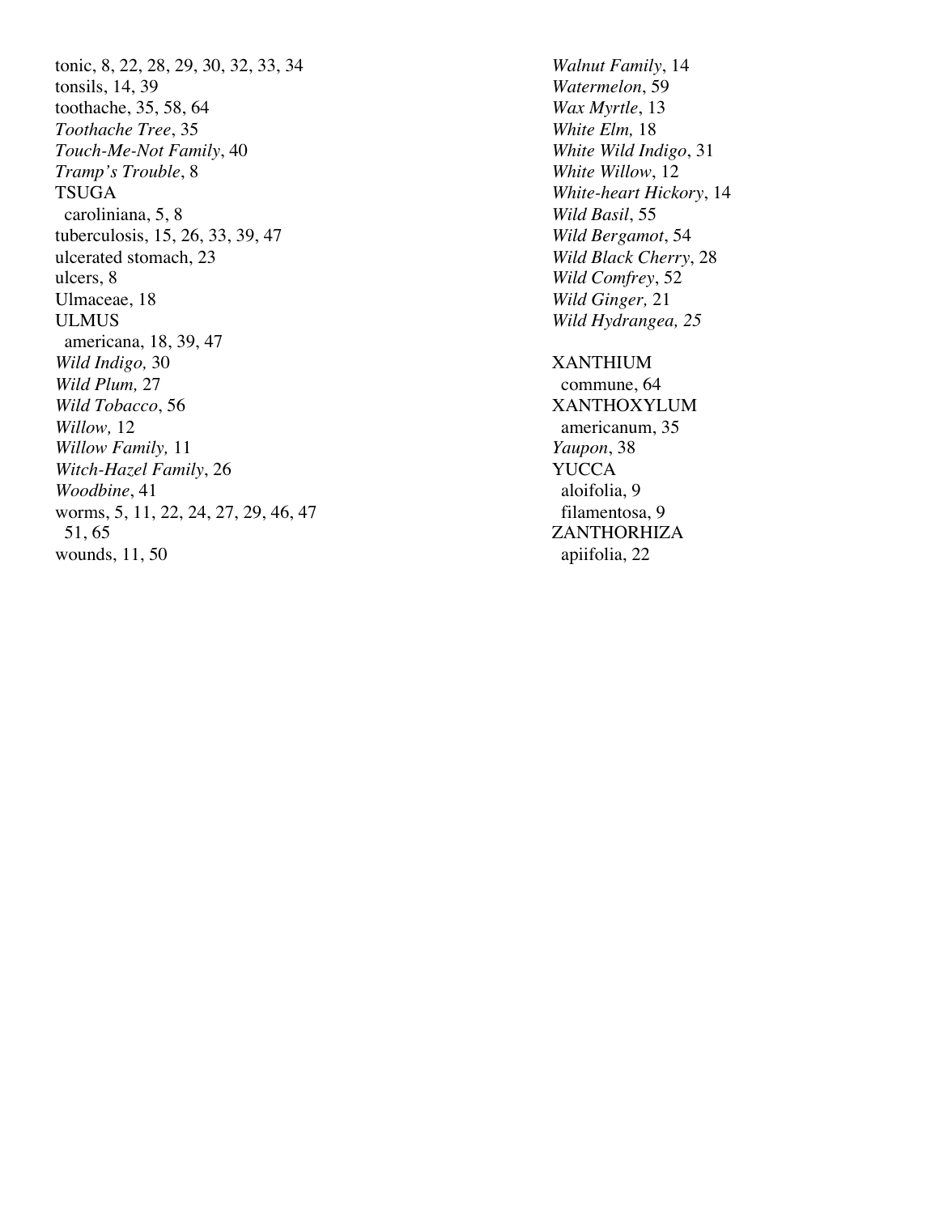tonic, 8, 22, 28, 29, 30, 32, 33, 34
tonsils, 14, 39
toothache, 35, 58, 64
*Toothache Tree*, 35
*Touch-Me-Not Family*, 40
*Tramp's Trouble*, 8
TSUGA
  caroliniana, 5, 8
tuberculosis, 15, 26, 33, 39, 47
ulcerated stomach, 23
ulcers, 8
Ulmaceae, 18
ULMUS
  americana, 18, 39, 47
*Wild Indigo,* 30
*Wild Plum,* 27
*Wild Tobacco*, 56
*Willow,* 12
*Willow Family,* 11
*Witch-Hazel Family*, 26
*Woodbine*, 41
worms, 5, 11, 22, 24, 27, 29, 46, 47
  51, 65
wounds, 11, 50

*Walnut Family*, 14
*Watermelon*, 59
*Wax Myrtle*, 13
*White Elm,* 18
*White Wild Indigo*, 31
*White Willow*, 12
*White-heart Hickory*, 14
*Wild Basil*, 55
*Wild Bergamot*, 54
*Wild Black Cherry*, 28
*Wild Comfrey*, 52
*Wild Ginger,* 21
*Wild Hydrangea, 25*

XANTHIUM
  commune, 64
XANTHOXYLUM
  americanum, 35
*Yaupon*, 38
YUCCA
  aloifolia, 9
  filamentosa, 9
ZANTHORHIZA
  apiifolia, 22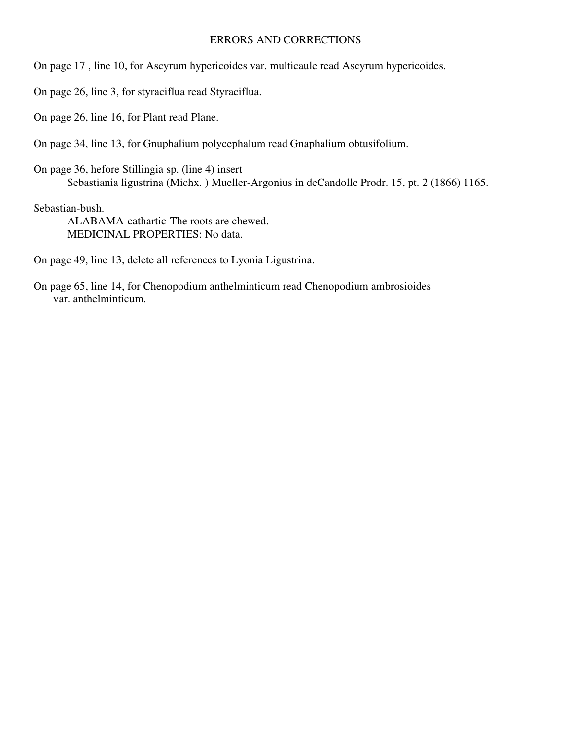# ERRORS AND CORRECTIONS

On page 17 , line 10, for Ascyrum hypericoides var. multicaule read Ascyrum hypericoides.

On page 26, line 3, for styraciflua read Styraciflua.

On page 26, line 16, for Plant read Plane.

On page 34, line 13, for Gnuphalium polycephalum read Gnaphalium obtusifolium.

On page 36, hefore Stillingia sp. (line 4) insert
Sebastiania ligustrina (Michx. ) Mueller-Argonius in deCandolle Prodr. 15, pt. 2 (1866) 1165.

Sebastian-bush.
ALABAMA-cathartic-The roots are chewed.
MEDICINAL PROPERTIES: No data.

On page 49, line 13, delete all references to Lyonia Ligustrina.

On page 65, line 14, for Chenopodium anthelminticum read Chenopodium ambrosioides var. anthelminticum.